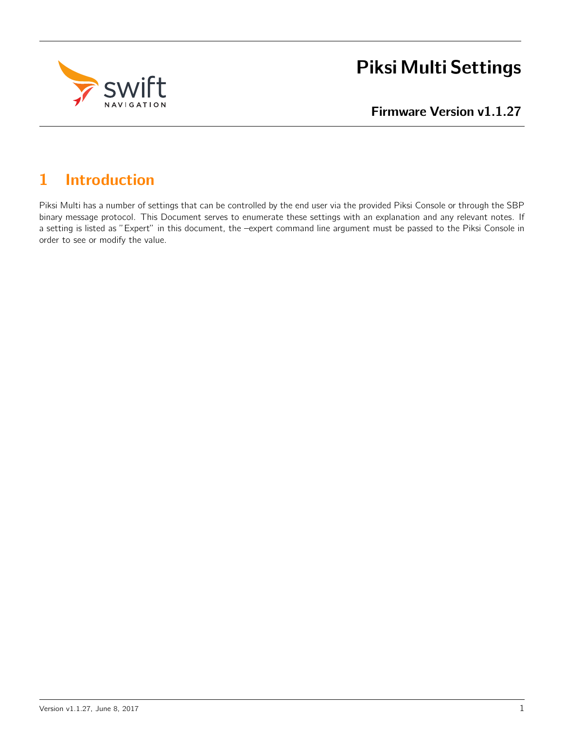# Piksi Multi Settings

## Firmware Version v1.1.27

## 1 Introduction

Piksi Multi has a number of settings that can be controlled by the end user via the provided Piksi Console or through the SBP binary message protocol. This Document serves to enumerate these settings with an explanation and any relevant notes. If a setting is listed as "Expert" in this document, the –expert command line argument must be passed to the Piksi Console in order to see or modify the value.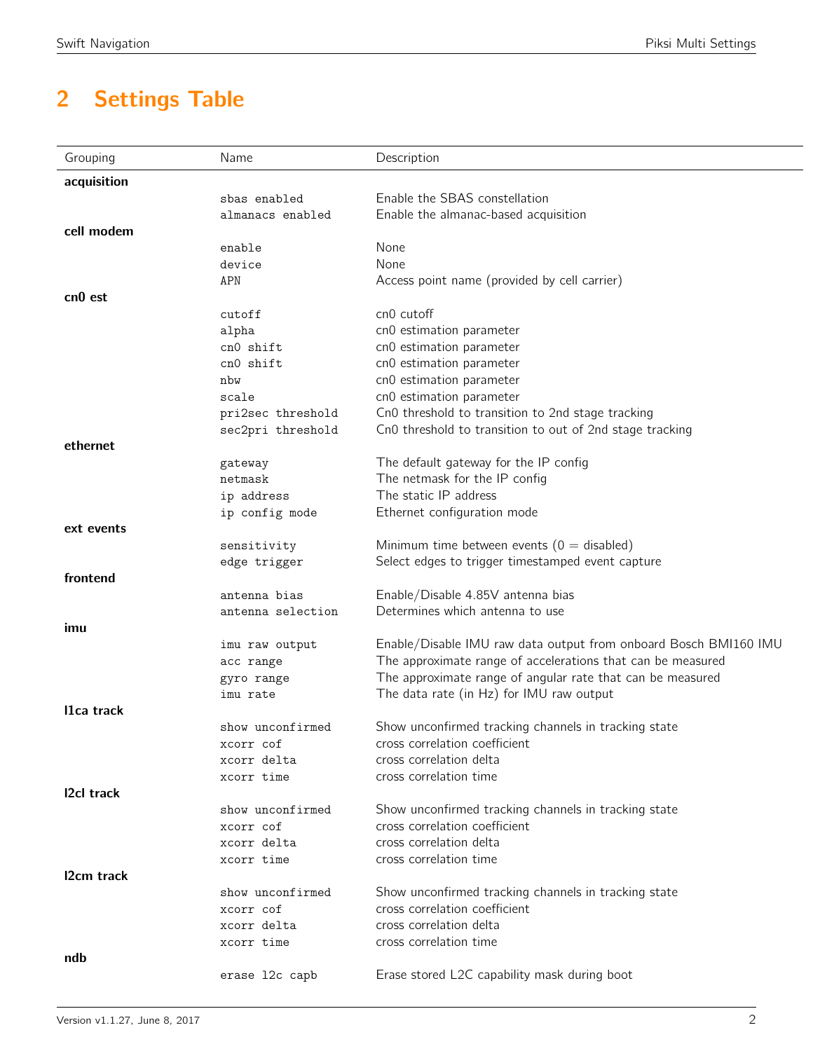# 2 Settings Table

| Grouping | Name | Description |
|---|---|---|
| **acquisition** | | |
| | `sbas enabled` | Enable the SBAS constellation |
| | `almanacs enabled` | Enable the almanac-based acquisition |
| **cell modem** | | |
| | `enable` | None |
| | `device` | None |
| | `APN` | Access point name (provided by cell carrier) |
| **cn0 est** | | |
| | `cutoff` | cn0 cutoff |
| | `alpha` | cn0 estimation parameter |
| | `cn0 shift` | cn0 estimation parameter |
| | `cn0 shift` | cn0 estimation parameter |
| | `nbw` | cn0 estimation parameter |
| | `scale` | cn0 estimation parameter |
| | `pri2sec threshold` | Cn0 threshold to transition to 2nd stage tracking |
| | `sec2pri threshold` | Cn0 threshold to transition to out of 2nd stage tracking |
| **ethernet** | | |
| | `gateway` | The default gateway for the IP config |
| | `netmask` | The netmask for the IP config |
| | `ip address` | The static IP address |
| | `ip config mode` | Ethernet configuration mode |
| **ext events** | | |
| | `sensitivity` | Minimum time between events (0 = disabled) |
| | `edge trigger` | Select edges to trigger timestamped event capture |
| **frontend** | | |
| | `antenna bias` | Enable/Disable 4.85V antenna bias |
| | `antenna selection` | Determines which antenna to use |
| **imu** | | |
| | `imu raw output` | Enable/Disable IMU raw data output from onboard Bosch BMI160 IMU |
| | `acc range` | The approximate range of accelerations that can be measured |
| | `gyro range` | The approximate range of angular rate that can be measured |
| | `imu rate` | The data rate (in Hz) for IMU raw output |
| **l1ca track** | | |
| | `show unconfirmed` | Show unconfirmed tracking channels in tracking state |
| | `xcorr cof` | cross correlation coefficient |
| | `xcorr delta` | cross correlation delta |
| | `xcorr time` | cross correlation time |
| **l2cl track** | | |
| | `show unconfirmed` | Show unconfirmed tracking channels in tracking state |
| | `xcorr cof` | cross correlation coefficient |
| | `xcorr delta` | cross correlation delta |
| | `xcorr time` | cross correlation time |
| **l2cm track** | | |
| | `show unconfirmed` | Show unconfirmed tracking channels in tracking state |
| | `xcorr cof` | cross correlation coefficient |
| | `xcorr delta` | cross correlation delta |
| | `xcorr time` | cross correlation time |
| **ndb** | | |
| | `erase l2c capb` | Erase stored L2C capability mask during boot |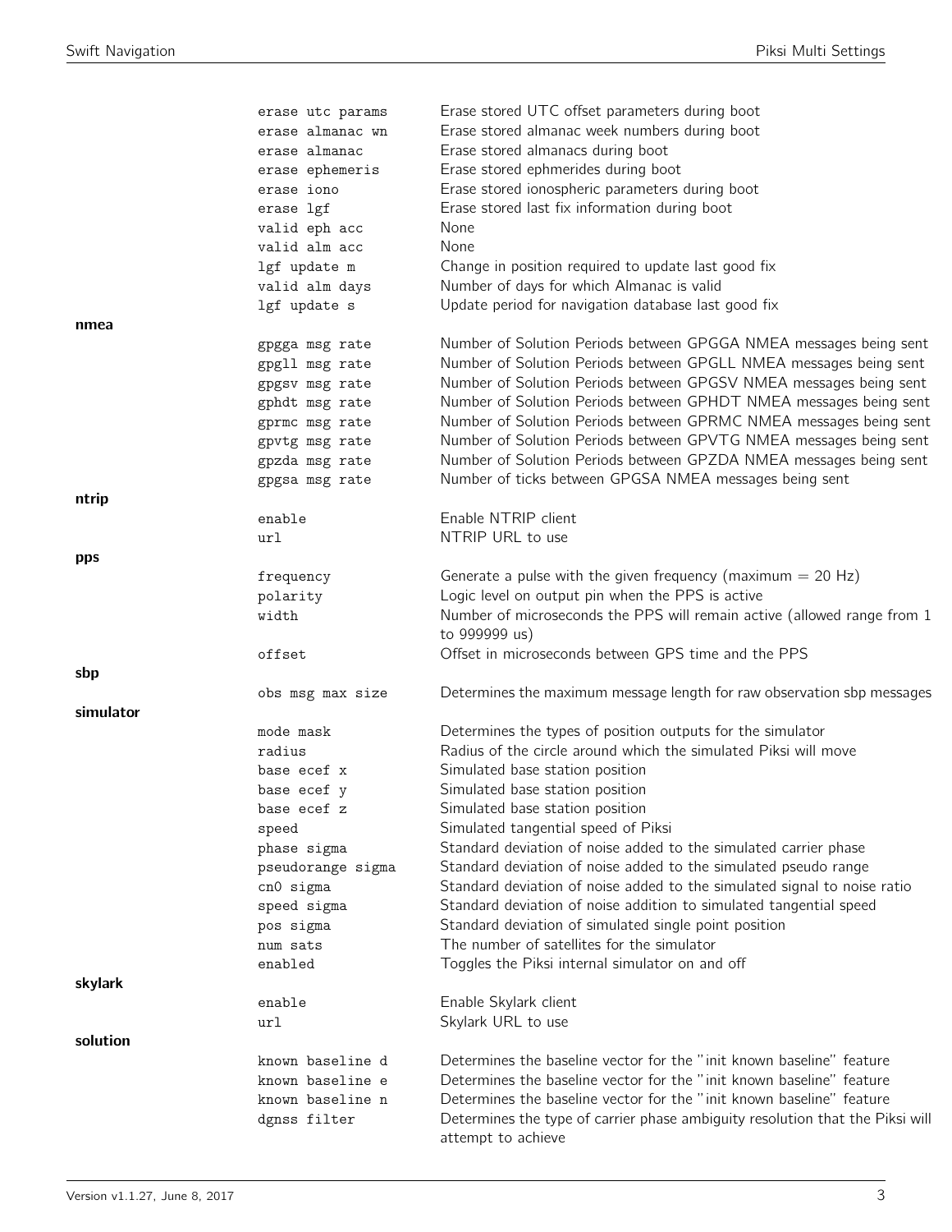| | | |
|---|---|---|
| | erase utc params | Erase stored UTC offset parameters during boot |
| | erase almanac wn | Erase stored almanac week numbers during boot |
| | erase almanac | Erase stored almanacs during boot |
| | erase ephemeris | Erase stored ephmerides during boot |
| | erase iono | Erase stored ionospheric parameters during boot |
| | erase lgf | Erase stored last fix information during boot |
| | valid eph acc | None |
| | valid alm acc | None |
| | lgf update m | Change in position required to update last good fix |
| | valid alm days | Number of days for which Almanac is valid |
| | lgf update s | Update period for navigation database last good fix |
| **nmea** | | |
| | gpgga msg rate | Number of Solution Periods between GPGGA NMEA messages being sent |
| | gpgll msg rate | Number of Solution Periods between GPGLL NMEA messages being sent |
| | gpgsv msg rate | Number of Solution Periods between GPGSV NMEA messages being sent |
| | gphdt msg rate | Number of Solution Periods between GPHDT NMEA messages being sent |
| | gprmc msg rate | Number of Solution Periods between GPRMC NMEA messages being sent |
| | gpvtg msg rate | Number of Solution Periods between GPVTG NMEA messages being sent |
| | gpzda msg rate | Number of Solution Periods between GPZDA NMEA messages being sent |
| | gpgsa msg rate | Number of ticks between GPGSA NMEA messages being sent |
| **ntrip** | | |
| | enable | Enable NTRIP client |
| | url | NTRIP URL to use |
| **pps** | | |
| | frequency | Generate a pulse with the given frequency (maximum = 20 Hz) |
| | polarity | Logic level on output pin when the PPS is active |
| | width | Number of microseconds the PPS will remain active (allowed range from 1 to 999999 us) |
| | offset | Offset in microseconds between GPS time and the PPS |
| **sbp** | | |
| | obs msg max size | Determines the maximum message length for raw observation sbp messages |
| **simulator** | | |
| | mode mask | Determines the types of position outputs for the simulator |
| | radius | Radius of the circle around which the simulated Piksi will move |
| | base ecef x | Simulated base station position |
| | base ecef y | Simulated base station position |
| | base ecef z | Simulated base station position |
| | speed | Simulated tangential speed of Piksi |
| | phase sigma | Standard deviation of noise added to the simulated carrier phase |
| | pseudorange sigma | Standard deviation of noise added to the simulated pseudo range |
| | cn0 sigma | Standard deviation of noise added to the simulated signal to noise ratio |
| | speed sigma | Standard deviation of noise addition to simulated tangential speed |
| | pos sigma | Standard deviation of simulated single point position |
| | num sats | The number of satellites for the simulator |
| | enabled | Toggles the Piksi internal simulator on and off |
| **skylark** | | |
| | enable | Enable Skylark client |
| | url | Skylark URL to use |
| **solution** | | |
| | known baseline d | Determines the baseline vector for the "init known baseline" feature |
| | known baseline e | Determines the baseline vector for the "init known baseline" feature |
| | known baseline n | Determines the baseline vector for the "init known baseline" feature |
| | dgnss filter | Determines the type of carrier phase ambiguity resolution that the Piksi will attempt to achieve |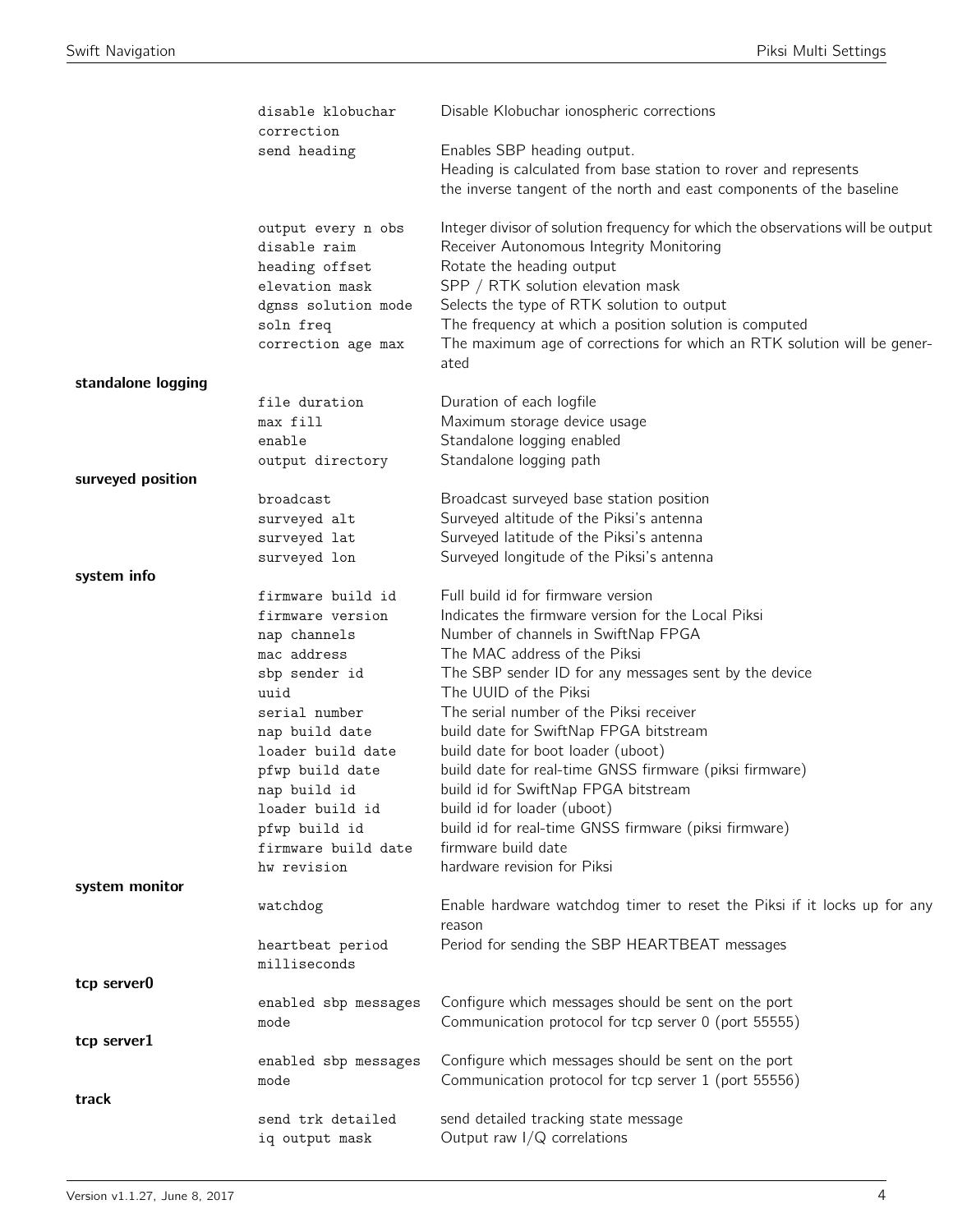| Group | Setting | Description |
|---|---|---|
| | `disable klobuchar correction` | Disable Klobuchar ionospheric corrections |
| | `send heading` | Enables SBP heading output. Heading is calculated from base station to rover and represents the inverse tangent of the north and east components of the baseline |
| | `output every n obs` | Integer divisor of solution frequency for which the observations will be output |
| | `disable raim` | Receiver Autonomous Integrity Monitoring |
| | `heading offset` | Rotate the heading output |
| | `elevation mask` | SPP / RTK solution elevation mask |
| | `dgnss solution mode` | Selects the type of RTK solution to output |
| | `soln freq` | The frequency at which a position solution is computed |
| | `correction age max` | The maximum age of corrections for which an RTK solution will be generated |
| **standalone logging** | | |
| | `file duration` | Duration of each logfile |
| | `max fill` | Maximum storage device usage |
| | `enable` | Standalone logging enabled |
| | `output directory` | Standalone logging path |
| **surveyed position** | | |
| | `broadcast` | Broadcast surveyed base station position |
| | `surveyed alt` | Surveyed altitude of the Piksi's antenna |
| | `surveyed lat` | Surveyed latitude of the Piksi's antenna |
| | `surveyed lon` | Surveyed longitude of the Piksi's antenna |
| **system info** | | |
| | `firmware build id` | Full build id for firmware version |
| | `firmware version` | Indicates the firmware version for the Local Piksi |
| | `nap channels` | Number of channels in SwiftNap FPGA |
| | `mac address` | The MAC address of the Piksi |
| | `sbp sender id` | The SBP sender ID for any messages sent by the device |
| | `uuid` | The UUID of the Piksi |
| | `serial number` | The serial number of the Piksi receiver |
| | `nap build date` | build date for SwiftNap FPGA bitstream |
| | `loader build date` | build date for boot loader (uboot) |
| | `pfwp build date` | build date for real-time GNSS firmware (piksi firmware) |
| | `nap build id` | build id for SwiftNap FPGA bitstream |
| | `loader build id` | build id for loader (uboot) |
| | `pfwp build id` | build id for real-time GNSS firmware (piksi firmware) |
| | `firmware build date` | firmware build date |
| | `hw revision` | hardware revision for Piksi |
| **system monitor** | | |
| | `watchdog` | Enable hardware watchdog timer to reset the Piksi if it locks up for any reason |
| | `heartbeat period milliseconds` | Period for sending the SBP HEARTBEAT messages |
| **tcp server0** | | |
| | `enabled sbp messages` | Configure which messages should be sent on the port |
| | `mode` | Communication protocol for tcp server 0 (port 55555) |
| **tcp server1** | | |
| | `enabled sbp messages` | Configure which messages should be sent on the port |
| | `mode` | Communication protocol for tcp server 1 (port 55556) |
| **track** | | |
| | `send trk detailed` | send detailed tracking state message |
| | `iq output mask` | Output raw I/Q correlations |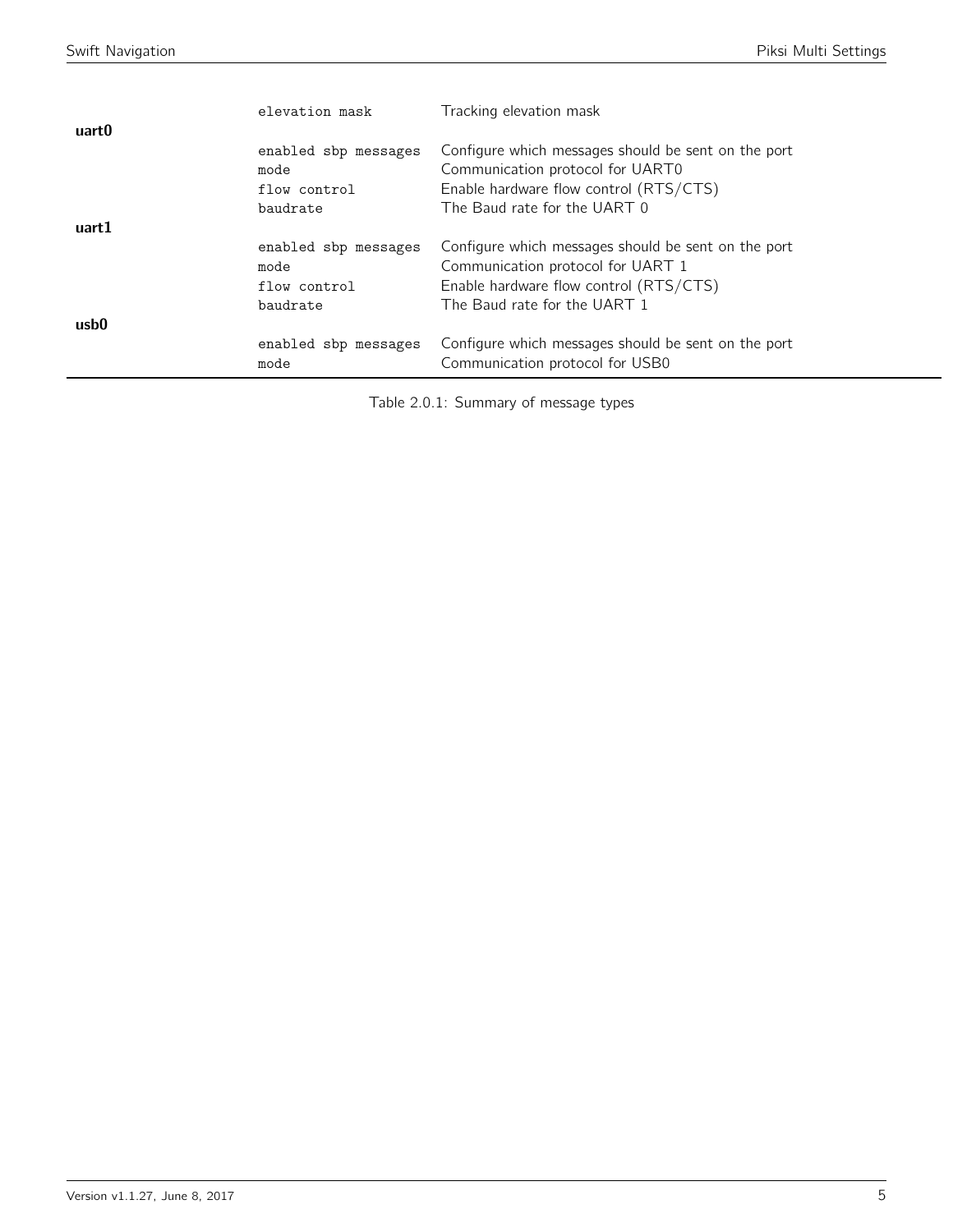| | | |
|---|---|---|
| | `elevation mask` | Tracking elevation mask |
| **uart0** | | |
| | `enabled sbp messages` | Configure which messages should be sent on the port |
| | `mode` | Communication protocol for UART0 |
| | `flow control` | Enable hardware flow control (RTS/CTS) |
| | `baudrate` | The Baud rate for the UART 0 |
| **uart1** | | |
| | `enabled sbp messages` | Configure which messages should be sent on the port |
| | `mode` | Communication protocol for UART 1 |
| | `flow control` | Enable hardware flow control (RTS/CTS) |
| | `baudrate` | The Baud rate for the UART 1 |
| **usb0** | | |
| | `enabled sbp messages` | Configure which messages should be sent on the port |
| | `mode` | Communication protocol for USB0 |

Table 2.0.1: Summary of message types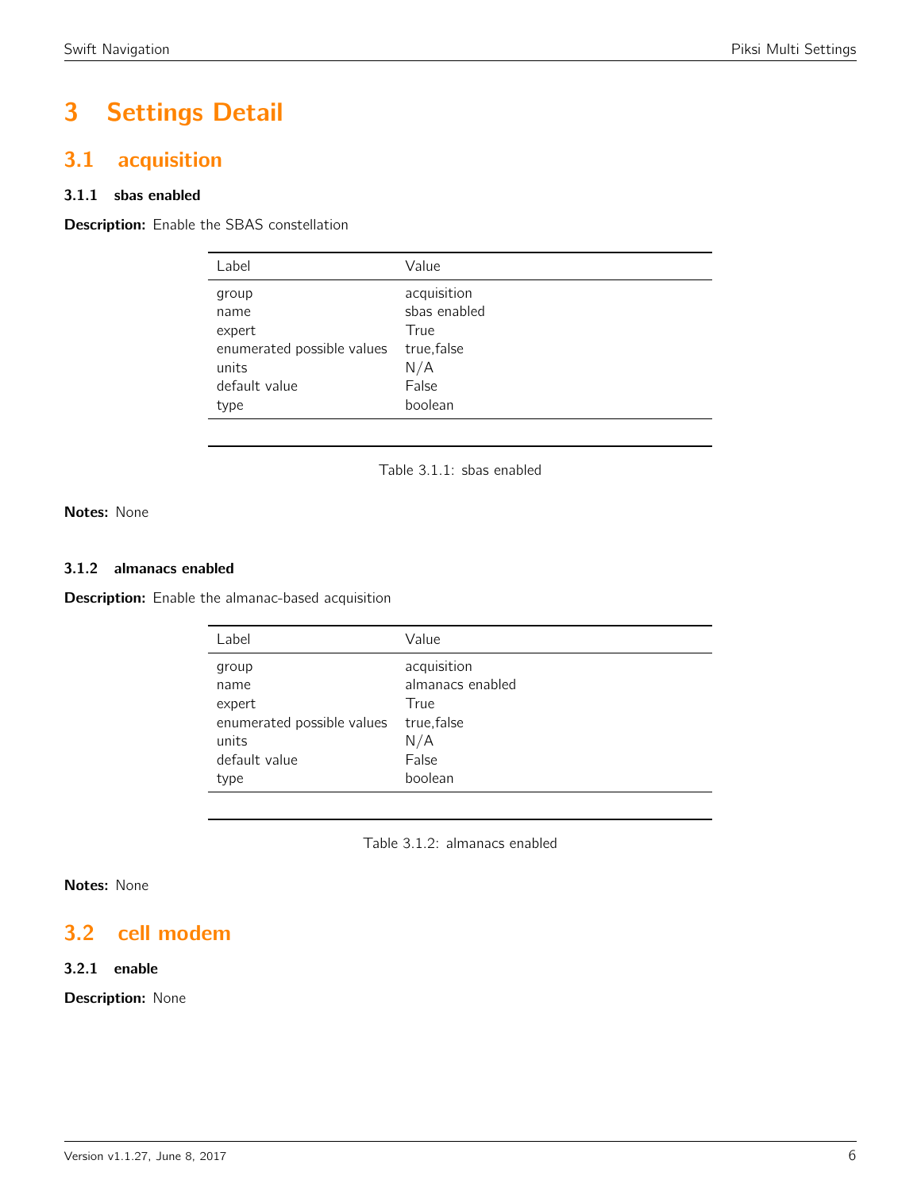# 3 Settings Detail

## 3.1 acquisition

### 3.1.1 sbas enabled

**Description:** Enable the SBAS constellation

| Label | Value |
|---|---|
| group | acquisition |
| name | sbas enabled |
| expert | True |
| enumerated possible values | true,false |
| units | N/A |
| default value | False |
| type | boolean |

Table 3.1.1: sbas enabled

**Notes:** None

### 3.1.2 almanacs enabled

**Description:** Enable the almanac-based acquisition

| Label | Value |
|---|---|
| group | acquisition |
| name | almanacs enabled |
| expert | True |
| enumerated possible values | true,false |
| units | N/A |
| default value | False |
| type | boolean |

Table 3.1.2: almanacs enabled

**Notes:** None

## 3.2 cell modem

### 3.2.1 enable

**Description:** None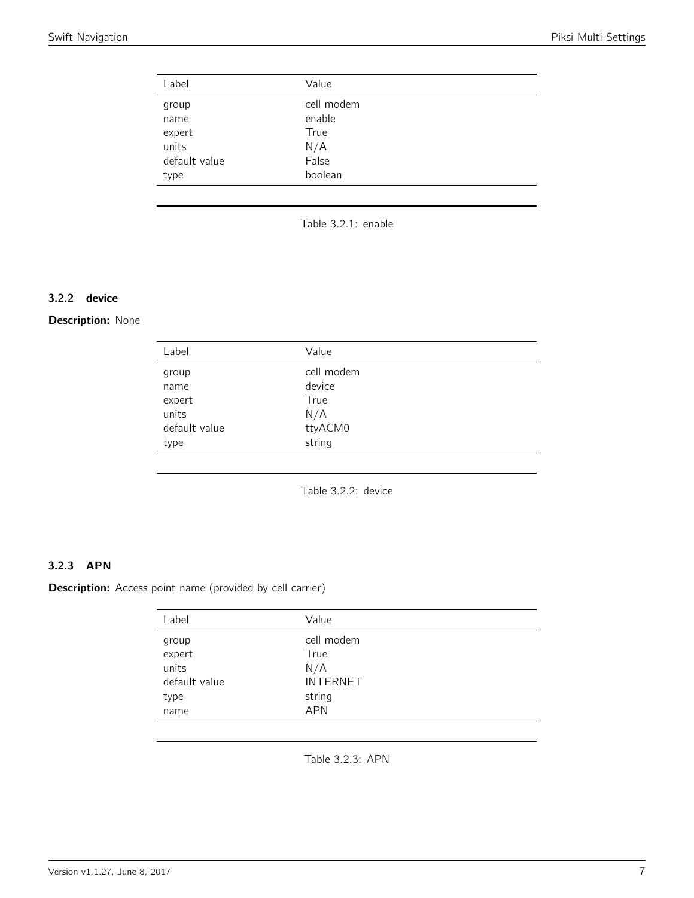| Label | Value |
|---|---|
| group | cell modem |
| name | enable |
| expert | True |
| units | N/A |
| default value | False |
| type | boolean |

Table 3.2.1: enable

### 3.2.2 device

**Description:** None

| Label | Value |
|---|---|
| group | cell modem |
| name | device |
| expert | True |
| units | N/A |
| default value | ttyACM0 |
| type | string |

Table 3.2.2: device

### 3.2.3 APN

**Description:** Access point name (provided by cell carrier)

| Label | Value |
|---|---|
| group | cell modem |
| expert | True |
| units | N/A |
| default value | INTERNET |
| type | string |
| name | APN |

Table 3.2.3: APN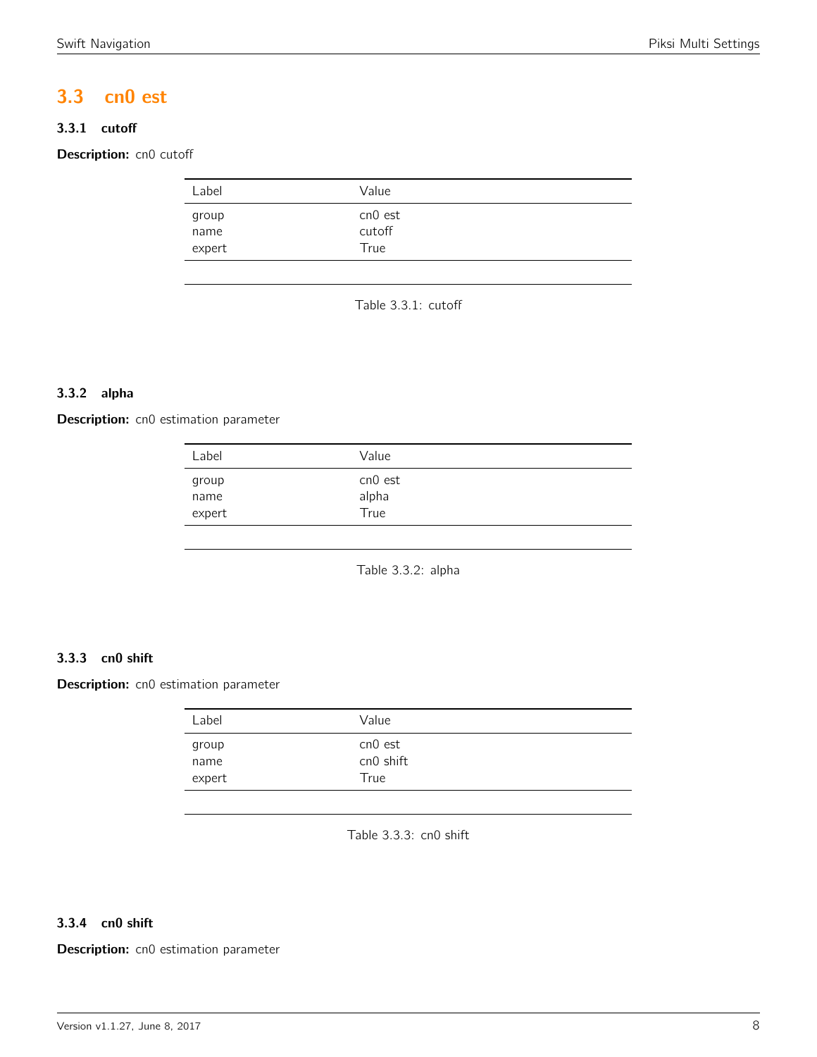## 3.3 cn0 est

### 3.3.1 cutoff

**Description:** cn0 cutoff

| Label | Value |
|---|---|
| group | cn0 est |
| name | cutoff |
| expert | True |

Table 3.3.1: cutoff

### 3.3.2 alpha

**Description:** cn0 estimation parameter

| Label | Value |
|---|---|
| group | cn0 est |
| name | alpha |
| expert | True |

Table 3.3.2: alpha

### 3.3.3 cn0 shift

**Description:** cn0 estimation parameter

| Label | Value |
|---|---|
| group | cn0 est |
| name | cn0 shift |
| expert | True |

Table 3.3.3: cn0 shift

### 3.3.4 cn0 shift

**Description:** cn0 estimation parameter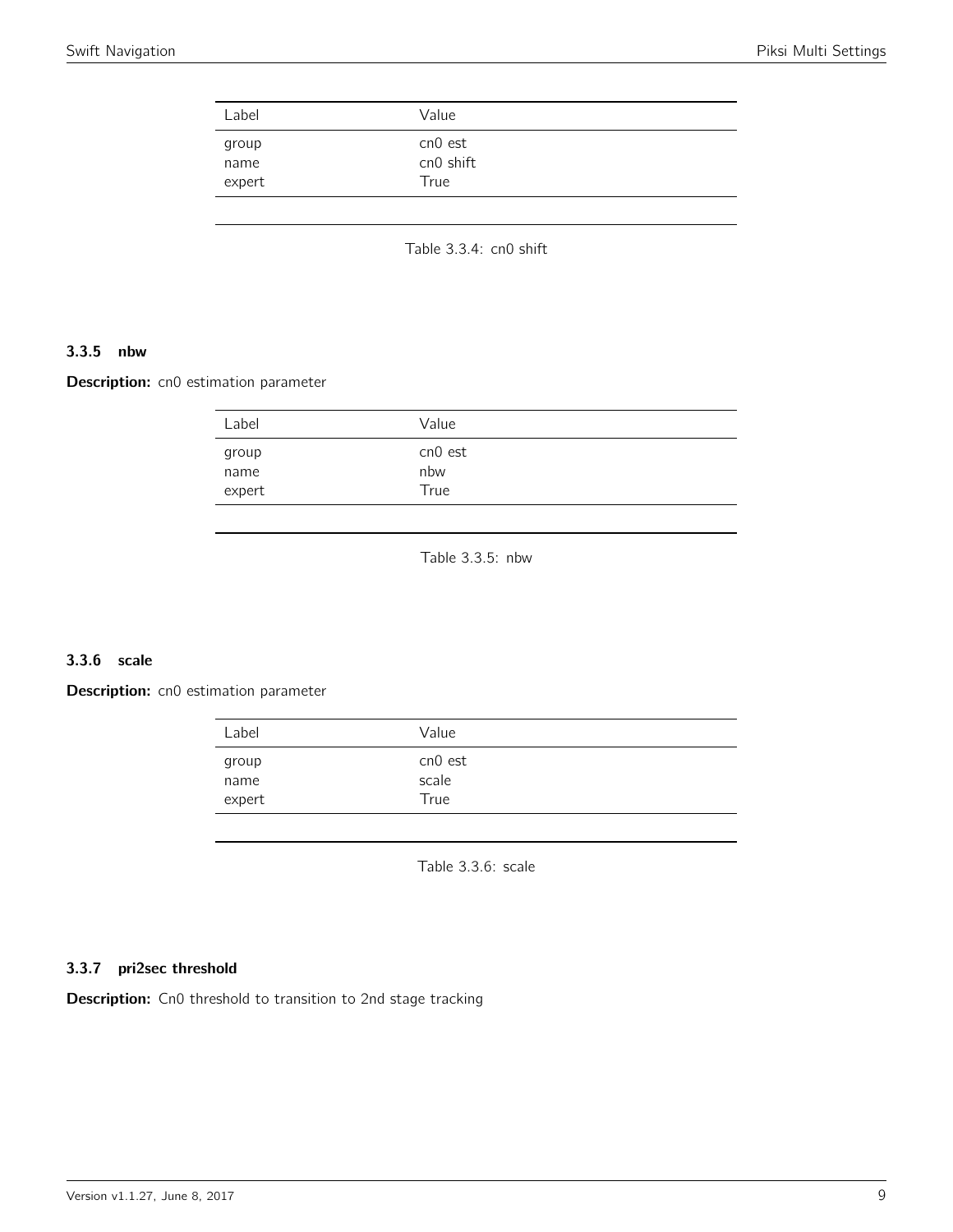| Label | Value |
|---|---|
| group | cn0 est |
| name | cn0 shift |
| expert | True |

Table 3.3.4: cn0 shift

### 3.3.5 nbw

**Description:** cn0 estimation parameter

| Label | Value |
|---|---|
| group | cn0 est |
| name | nbw |
| expert | True |

Table 3.3.5: nbw

### 3.3.6 scale

**Description:** cn0 estimation parameter

| Label | Value |
|---|---|
| group | cn0 est |
| name | scale |
| expert | True |

Table 3.3.6: scale

### 3.3.7 pri2sec threshold

**Description:** Cn0 threshold to transition to 2nd stage tracking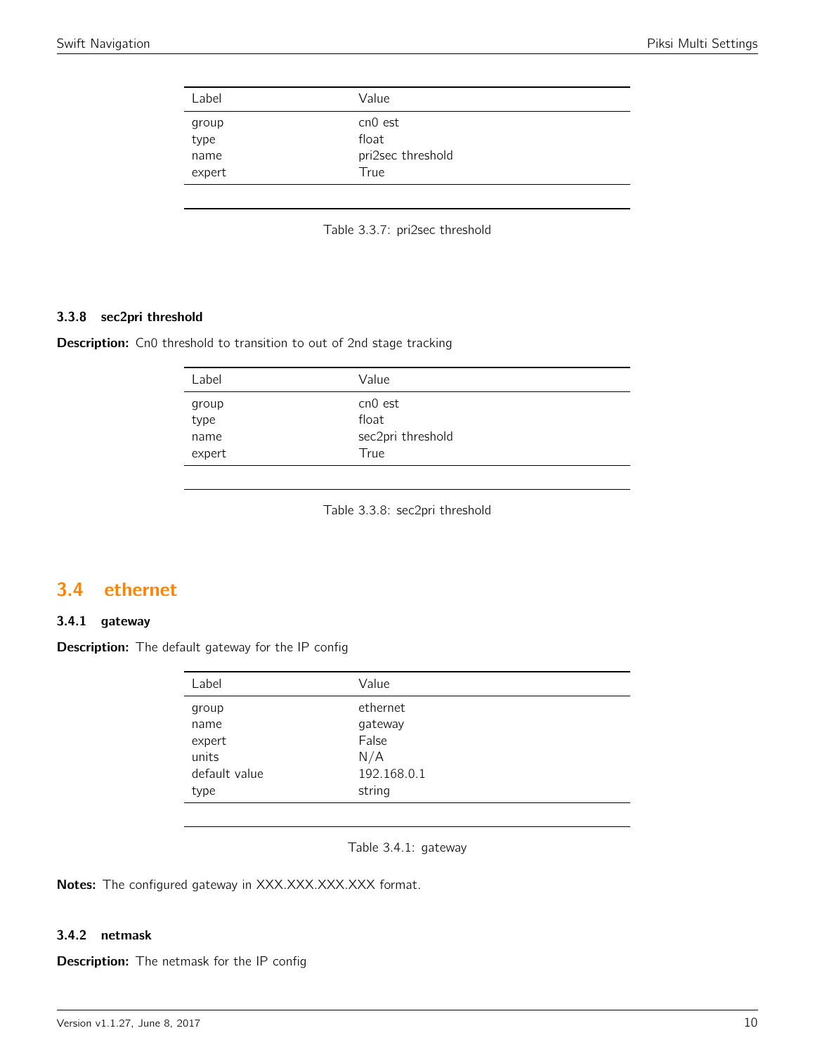| Label | Value |
|---|---|
| group | cn0 est |
| type | float |
| name | pri2sec threshold |
| expert | True |

Table 3.3.7: pri2sec threshold

### 3.3.8 sec2pri threshold

**Description:** Cn0 threshold to transition to out of 2nd stage tracking

| Label | Value |
|---|---|
| group | cn0 est |
| type | float |
| name | sec2pri threshold |
| expert | True |

Table 3.3.8: sec2pri threshold

## 3.4 ethernet

### 3.4.1 gateway

**Description:** The default gateway for the IP config

| Label | Value |
|---|---|
| group | ethernet |
| name | gateway |
| expert | False |
| units | N/A |
| default value | 192.168.0.1 |
| type | string |

Table 3.4.1: gateway

**Notes:** The configured gateway in XXX.XXX.XXX.XXX format.

### 3.4.2 netmask

**Description:** The netmask for the IP config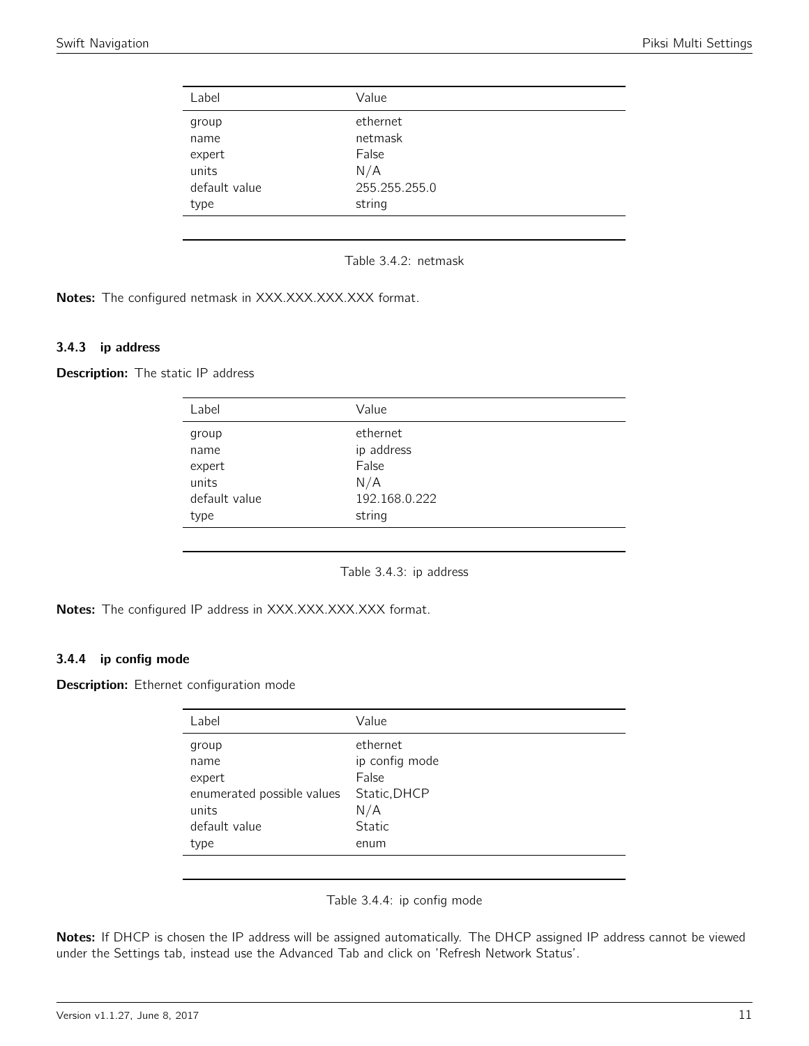| Label | Value |
|---|---|
| group | ethernet |
| name | netmask |
| expert | False |
| units | N/A |
| default value | 255.255.255.0 |
| type | string |

Table 3.4.2: netmask

**Notes:** The configured netmask in XXX.XXX.XXX.XXX format.

### 3.4.3 ip address

**Description:** The static IP address

| Label | Value |
|---|---|
| group | ethernet |
| name | ip address |
| expert | False |
| units | N/A |
| default value | 192.168.0.222 |
| type | string |

Table 3.4.3: ip address

**Notes:** The configured IP address in XXX.XXX.XXX.XXX format.

### 3.4.4 ip config mode

**Description:** Ethernet configuration mode

| Label | Value |
|---|---|
| group | ethernet |
| name | ip config mode |
| expert | False |
| enumerated possible values | Static,DHCP |
| units | N/A |
| default value | Static |
| type | enum |

Table 3.4.4: ip config mode

**Notes:** If DHCP is chosen the IP address will be assigned automatically. The DHCP assigned IP address cannot be viewed under the Settings tab, instead use the Advanced Tab and click on 'Refresh Network Status'.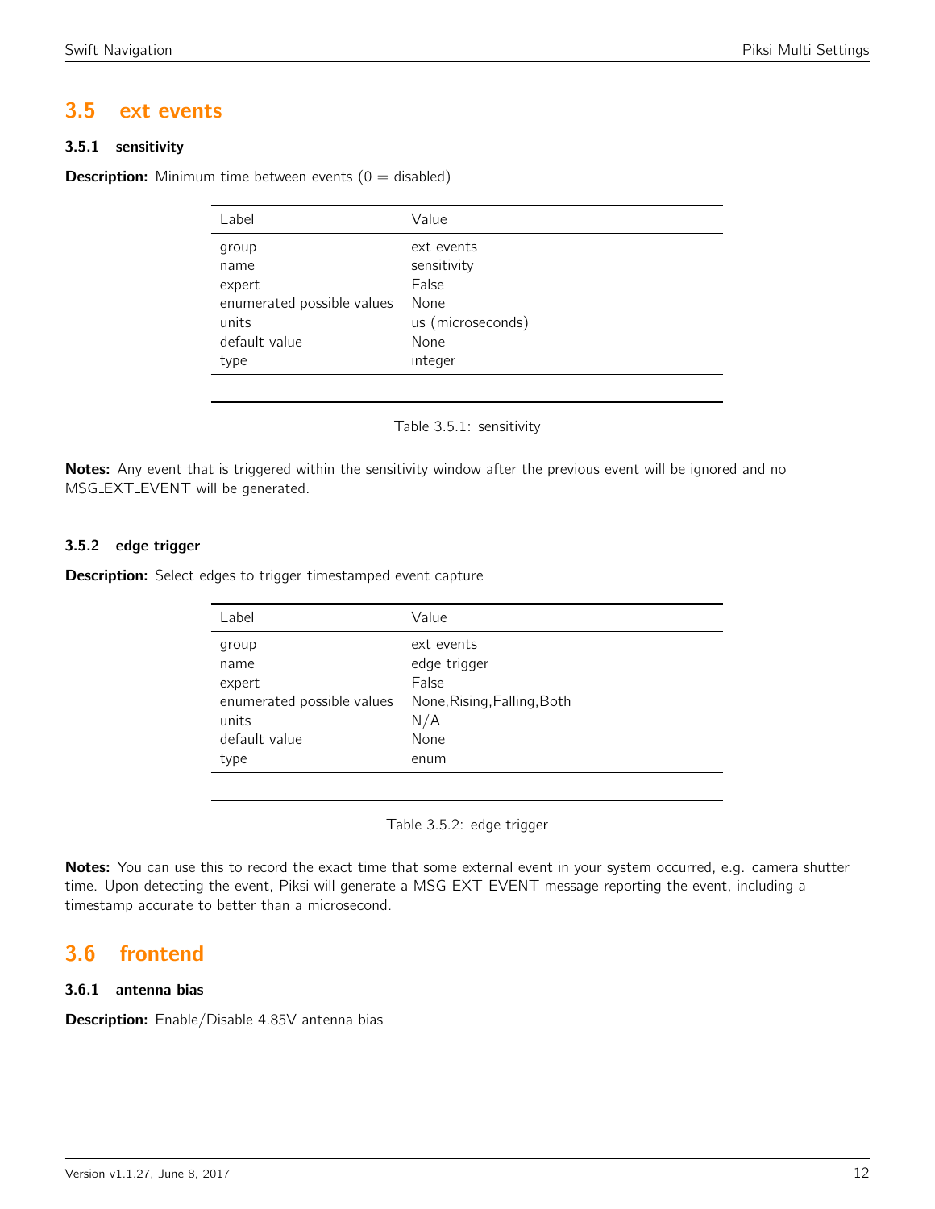## 3.5 ext events

### 3.5.1 sensitivity

**Description:** Minimum time between events (0 = disabled)

| Label | Value |
|---|---|
| group | ext events |
| name | sensitivity |
| expert | False |
| enumerated possible values | None |
| units | us (microseconds) |
| default value | None |
| type | integer |

Table 3.5.1: sensitivity

**Notes:** Any event that is triggered within the sensitivity window after the previous event will be ignored and no MSG_EXT_EVENT will be generated.

### 3.5.2 edge trigger

**Description:** Select edges to trigger timestamped event capture

| Label | Value |
|---|---|
| group | ext events |
| name | edge trigger |
| expert | False |
| enumerated possible values | None,Rising,Falling,Both |
| units | N/A |
| default value | None |
| type | enum |

Table 3.5.2: edge trigger

**Notes:** You can use this to record the exact time that some external event in your system occurred, e.g. camera shutter time. Upon detecting the event, Piksi will generate a MSG_EXT_EVENT message reporting the event, including a timestamp accurate to better than a microsecond.

## 3.6 frontend

### 3.6.1 antenna bias

**Description:** Enable/Disable 4.85V antenna bias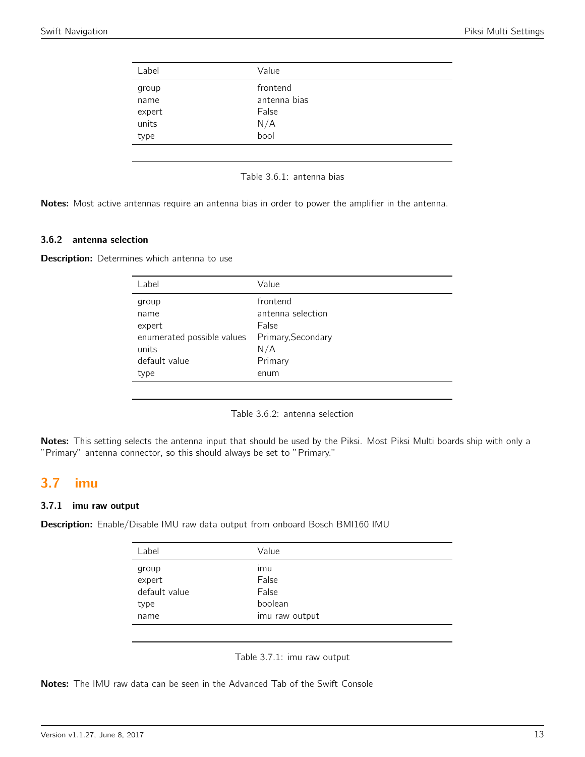| Label | Value |
| --- | --- |
| group | frontend |
| name | antenna bias |
| expert | False |
| units | N/A |
| type | bool |

Table 3.6.1: antenna bias

**Notes:** Most active antennas require an antenna bias in order to power the amplifier in the antenna.

### 3.6.2 antenna selection

**Description:** Determines which antenna to use

| Label | Value |
| --- | --- |
| group | frontend |
| name | antenna selection |
| expert | False |
| enumerated possible values | Primary,Secondary |
| units | N/A |
| default value | Primary |
| type | enum |

Table 3.6.2: antenna selection

**Notes:** This setting selects the antenna input that should be used by the Piksi. Most Piksi Multi boards ship with only a "Primary" antenna connector, so this should always be set to "Primary."

## 3.7 imu

### 3.7.1 imu raw output

**Description:** Enable/Disable IMU raw data output from onboard Bosch BMI160 IMU

| Label | Value |
| --- | --- |
| group | imu |
| expert | False |
| default value | False |
| type | boolean |
| name | imu raw output |

Table 3.7.1: imu raw output

**Notes:** The IMU raw data can be seen in the Advanced Tab of the Swift Console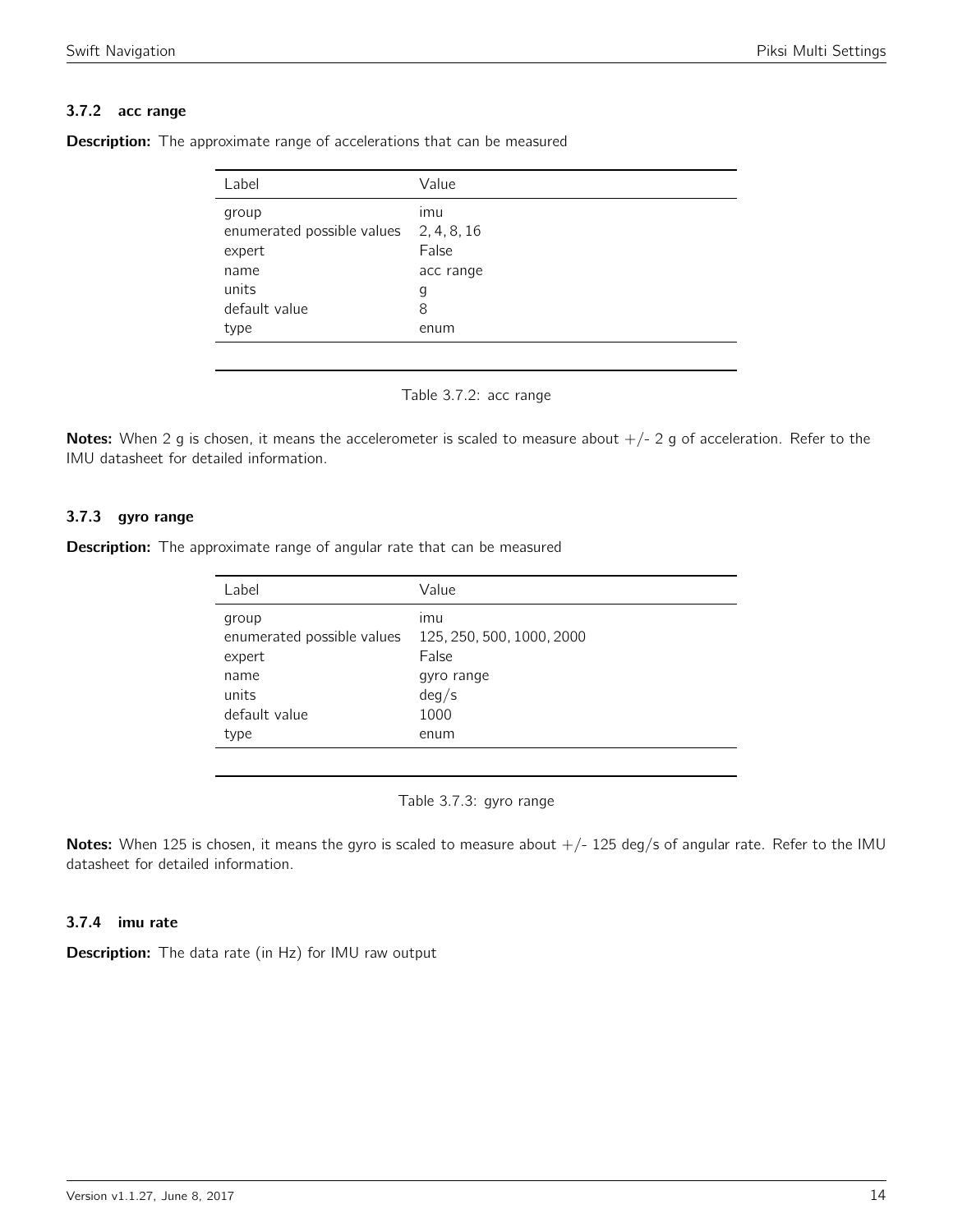### 3.7.2 acc range

**Description:** The approximate range of accelerations that can be measured

| Label | Value |
|---|---|
| group | imu |
| enumerated possible values | 2, 4, 8, 16 |
| expert | False |
| name | acc range |
| units | g |
| default value | 8 |
| type | enum |

Table 3.7.2: acc range

**Notes:** When 2 g is chosen, it means the accelerometer is scaled to measure about +/- 2 g of acceleration. Refer to the IMU datasheet for detailed information.

### 3.7.3 gyro range

**Description:** The approximate range of angular rate that can be measured

| Label | Value |
|---|---|
| group | imu |
| enumerated possible values | 125, 250, 500, 1000, 2000 |
| expert | False |
| name | gyro range |
| units | deg/s |
| default value | 1000 |
| type | enum |

Table 3.7.3: gyro range

**Notes:** When 125 is chosen, it means the gyro is scaled to measure about +/- 125 deg/s of angular rate. Refer to the IMU datasheet for detailed information.

### 3.7.4 imu rate

**Description:** The data rate (in Hz) for IMU raw output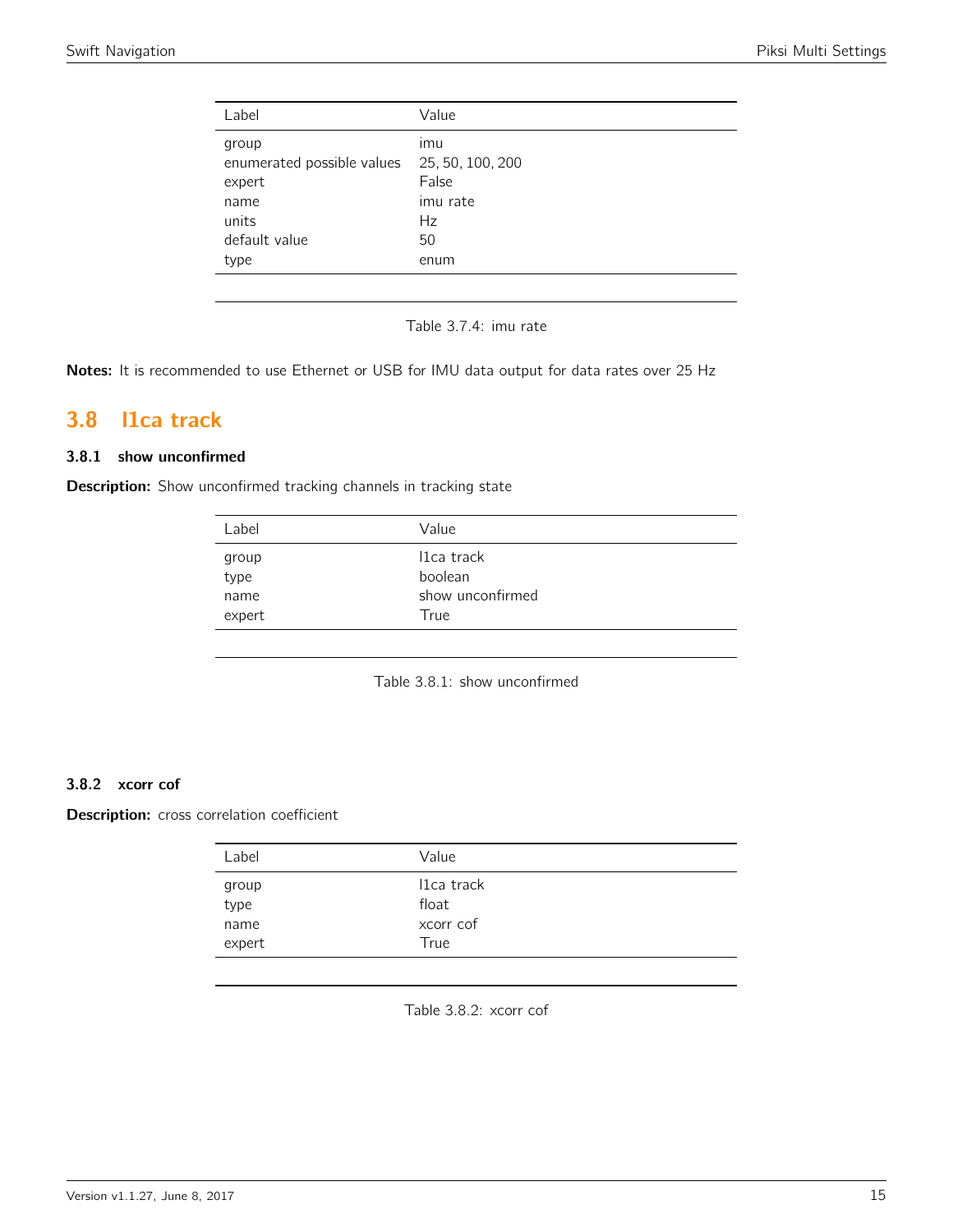| Label | Value |
|---|---|
| group | imu |
| enumerated possible values | 25, 50, 100, 200 |
| expert | False |
| name | imu rate |
| units | Hz |
| default value | 50 |
| type | enum |

Table 3.7.4: imu rate

**Notes:** It is recommended to use Ethernet or USB for IMU data output for data rates over 25 Hz

## 3.8 l1ca track

### 3.8.1 show unconfirmed

**Description:** Show unconfirmed tracking channels in tracking state

| Label | Value |
|---|---|
| group | l1ca track |
| type | boolean |
| name | show unconfirmed |
| expert | True |

Table 3.8.1: show unconfirmed

### 3.8.2 xcorr cof

**Description:** cross correlation coefficient

| Label | Value |
|---|---|
| group | l1ca track |
| type | float |
| name | xcorr cof |
| expert | True |

Table 3.8.2: xcorr cof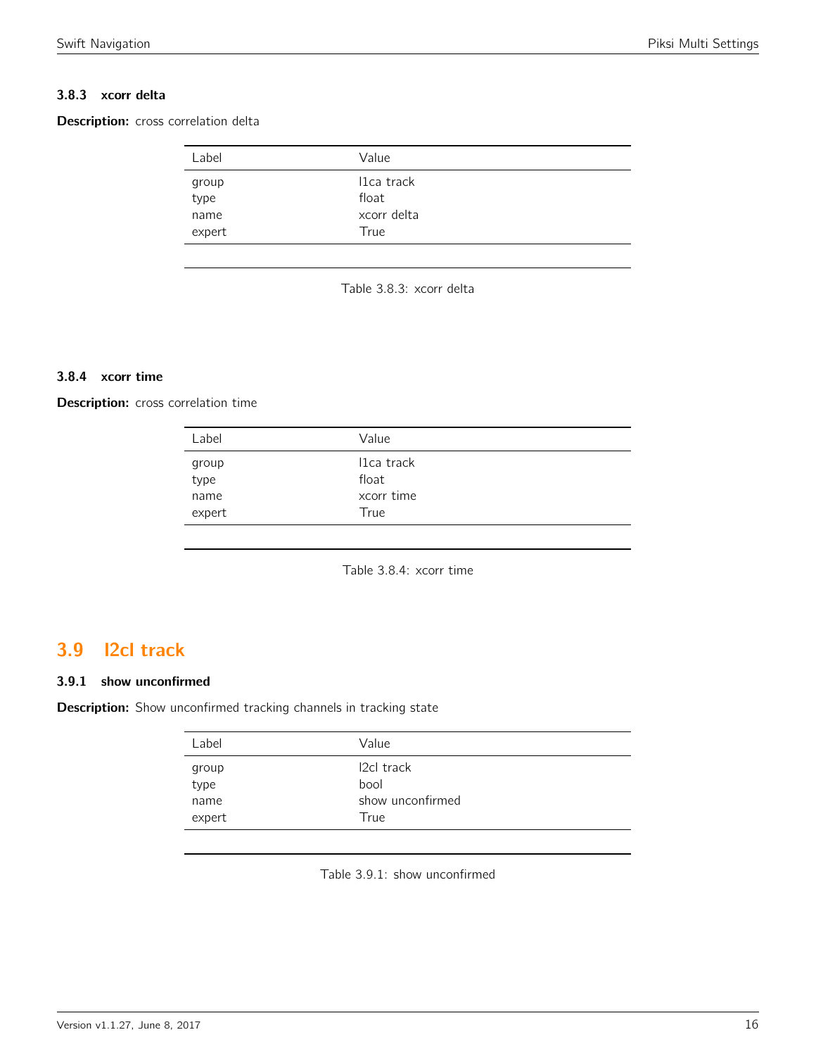### 3.8.3 xcorr delta

**Description:** cross correlation delta

| Label | Value |
|---|---|
| group | l1ca track |
| type | float |
| name | xcorr delta |
| expert | True |

Table 3.8.3: xcorr delta

### 3.8.4 xcorr time

**Description:** cross correlation time

| Label | Value |
|---|---|
| group | l1ca track |
| type | float |
| name | xcorr time |
| expert | True |

Table 3.8.4: xcorr time

## 3.9 l2cl track

### 3.9.1 show unconfirmed

**Description:** Show unconfirmed tracking channels in tracking state

| Label | Value |
|---|---|
| group | l2cl track |
| type | bool |
| name | show unconfirmed |
| expert | True |

Table 3.9.1: show unconfirmed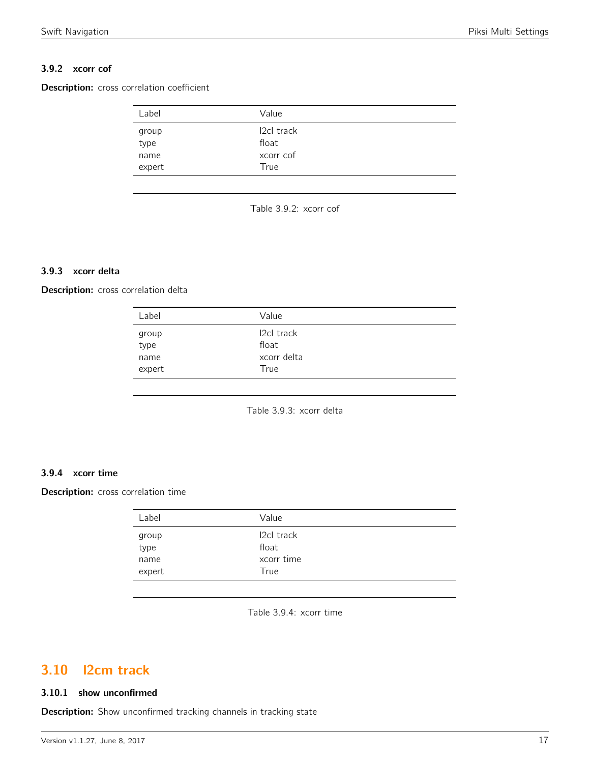#### 3.9.2 xcorr cof

**Description:** cross correlation coefficient

| Label | Value |
|---|---|
| group | l2cl track |
| type | float |
| name | xcorr cof |
| expert | True |

Table 3.9.2: xcorr cof

#### 3.9.3 xcorr delta

**Description:** cross correlation delta

| Label | Value |
|---|---|
| group | l2cl track |
| type | float |
| name | xcorr delta |
| expert | True |

Table 3.9.3: xcorr delta

#### 3.9.4 xcorr time

**Description:** cross correlation time

| Label | Value |
|---|---|
| group | l2cl track |
| type | float |
| name | xcorr time |
| expert | True |

Table 3.9.4: xcorr time

### 3.10 l2cm track

#### 3.10.1 show unconfirmed

**Description:** Show unconfirmed tracking channels in tracking state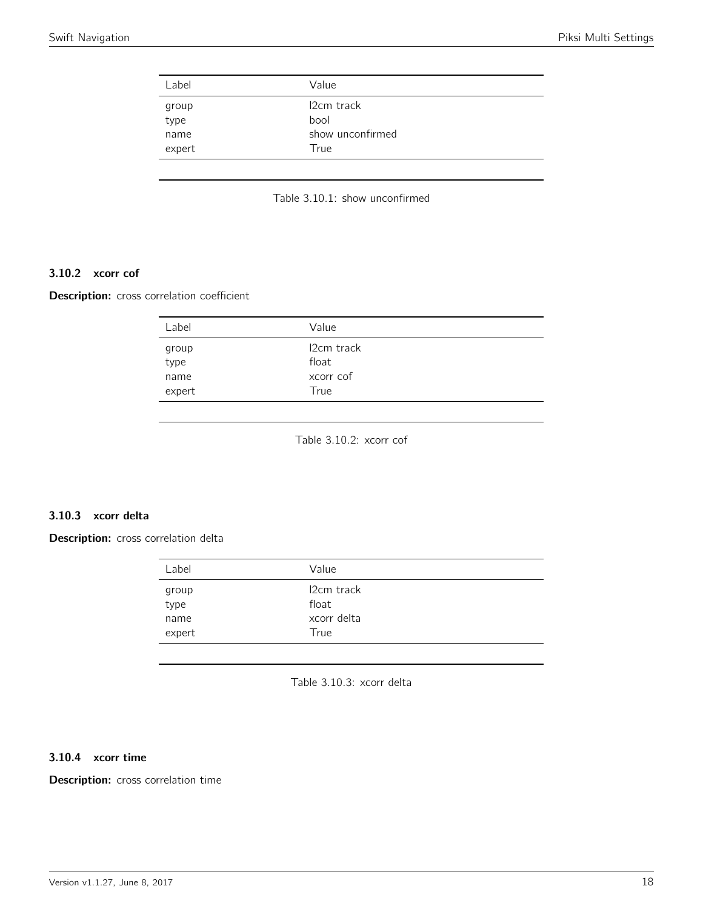| Label | Value |
|---|---|
| group | l2cm track |
| type | bool |
| name | show unconfirmed |
| expert | True |

Table 3.10.1: show unconfirmed

### 3.10.2 xcorr cof

**Description:** cross correlation coefficient

| Label | Value |
|---|---|
| group | l2cm track |
| type | float |
| name | xcorr cof |
| expert | True |

Table 3.10.2: xcorr cof

### 3.10.3 xcorr delta

**Description:** cross correlation delta

| Label | Value |
|---|---|
| group | l2cm track |
| type | float |
| name | xcorr delta |
| expert | True |

Table 3.10.3: xcorr delta

### 3.10.4 xcorr time

**Description:** cross correlation time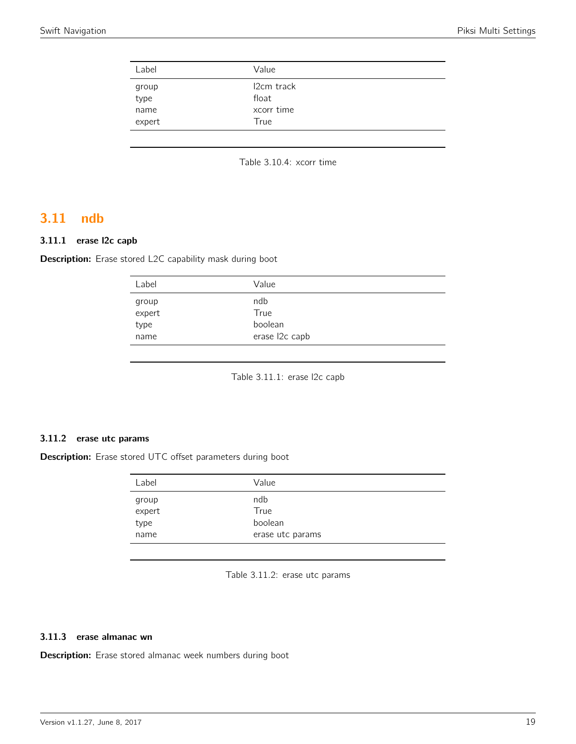| Label | Value |
|---|---|
| group | l2cm track |
| type | float |
| name | xcorr time |
| expert | True |

Table 3.10.4: xcorr time

## 3.11 ndb

### 3.11.1 erase l2c capb

**Description:** Erase stored L2C capability mask during boot

| Label | Value |
|---|---|
| group | ndb |
| expert | True |
| type | boolean |
| name | erase l2c capb |

Table 3.11.1: erase l2c capb

### 3.11.2 erase utc params

**Description:** Erase stored UTC offset parameters during boot

| Label | Value |
|---|---|
| group | ndb |
| expert | True |
| type | boolean |
| name | erase utc params |

Table 3.11.2: erase utc params

### 3.11.3 erase almanac wn

**Description:** Erase stored almanac week numbers during boot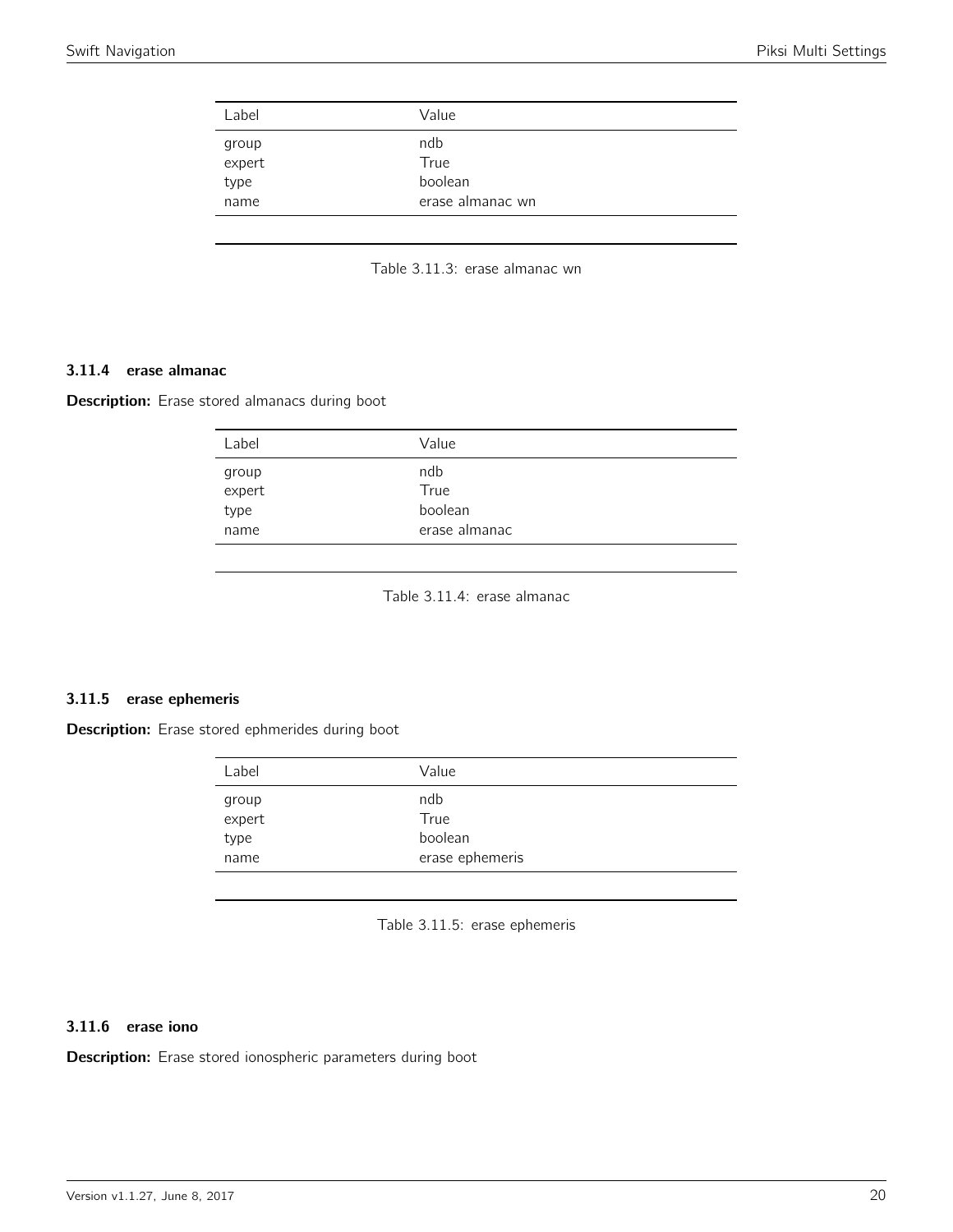| Label | Value |
| --- | --- |
| group | ndb |
| expert | True |
| type | boolean |
| name | erase almanac wn |

Table 3.11.3: erase almanac wn

### 3.11.4 erase almanac

**Description:** Erase stored almanacs during boot

| Label | Value |
| --- | --- |
| group | ndb |
| expert | True |
| type | boolean |
| name | erase almanac |

Table 3.11.4: erase almanac

### 3.11.5 erase ephemeris

**Description:** Erase stored ephmerides during boot

| Label | Value |
| --- | --- |
| group | ndb |
| expert | True |
| type | boolean |
| name | erase ephemeris |

Table 3.11.5: erase ephemeris

### 3.11.6 erase iono

**Description:** Erase stored ionospheric parameters during boot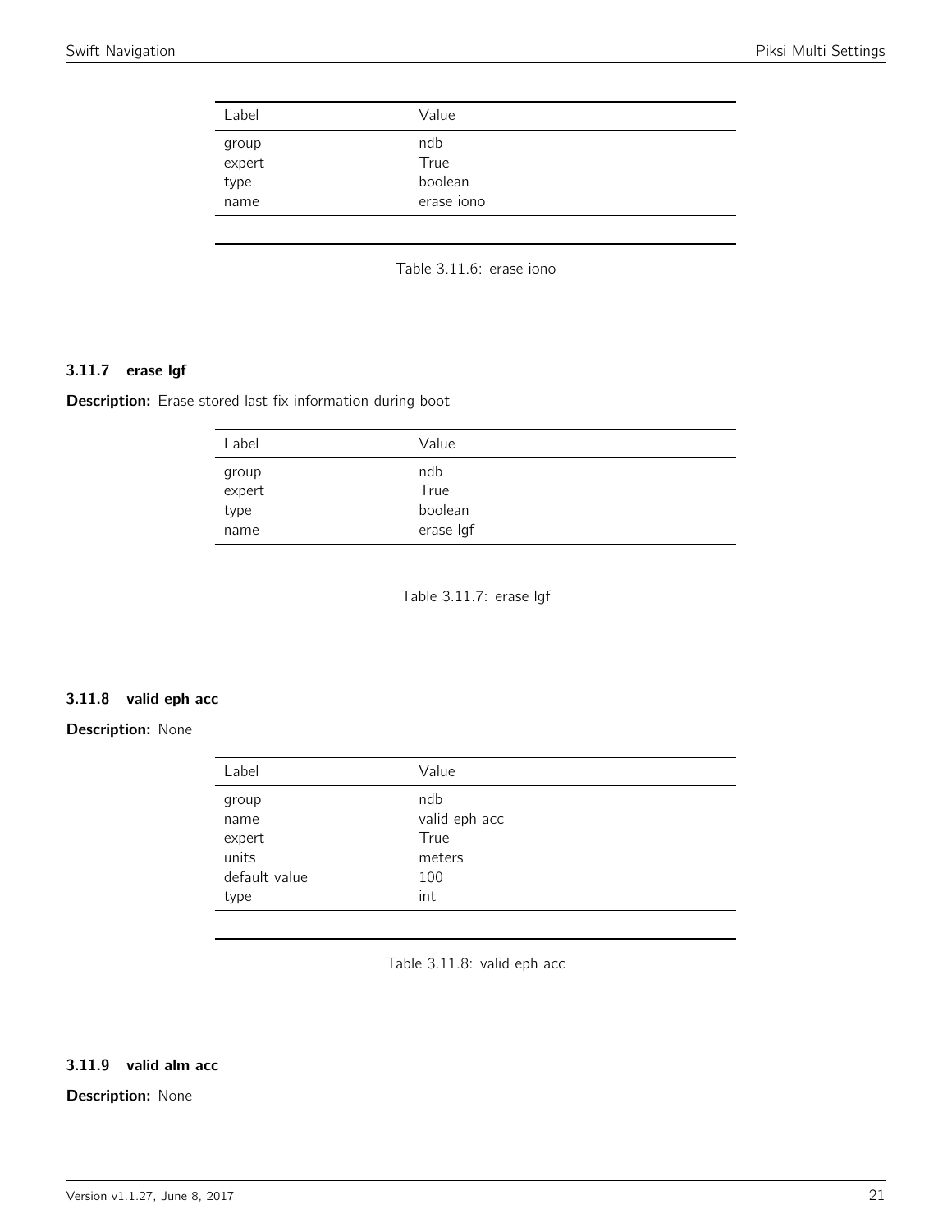| Label | Value |
|---|---|
| group | ndb |
| expert | True |
| type | boolean |
| name | erase iono |

Table 3.11.6: erase iono

### 3.11.7 erase lgf

**Description:** Erase stored last fix information during boot

| Label | Value |
|---|---|
| group | ndb |
| expert | True |
| type | boolean |
| name | erase lgf |

Table 3.11.7: erase lgf

### 3.11.8 valid eph acc

**Description:** None

| Label | Value |
|---|---|
| group | ndb |
| name | valid eph acc |
| expert | True |
| units | meters |
| default value | 100 |
| type | int |

Table 3.11.8: valid eph acc

### 3.11.9 valid alm acc

**Description:** None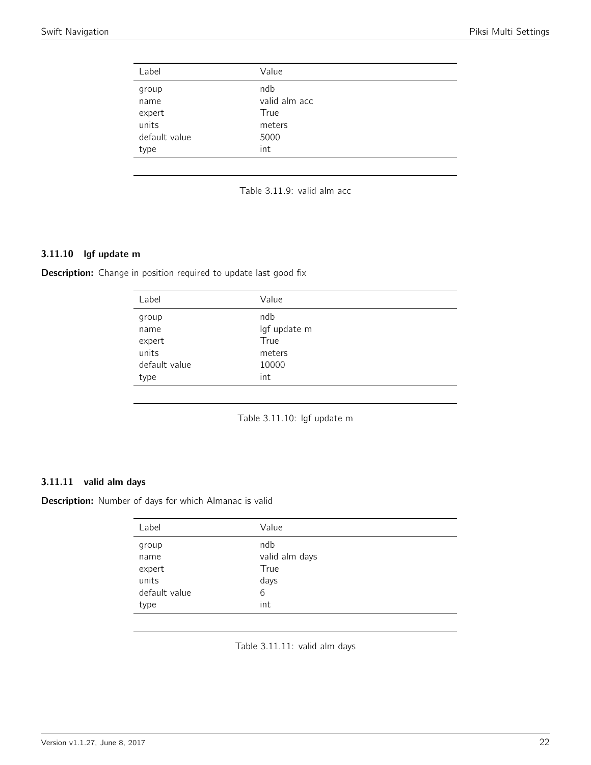| Label | Value |
|---|---|
| group | ndb |
| name | valid alm acc |
| expert | True |
| units | meters |
| default value | 5000 |
| type | int |

Table 3.11.9: valid alm acc

### 3.11.10 lgf update m

**Description:** Change in position required to update last good fix

| Label | Value |
|---|---|
| group | ndb |
| name | lgf update m |
| expert | True |
| units | meters |
| default value | 10000 |
| type | int |

Table 3.11.10: lgf update m

### 3.11.11 valid alm days

**Description:** Number of days for which Almanac is valid

| Label | Value |
|---|---|
| group | ndb |
| name | valid alm days |
| expert | True |
| units | days |
| default value | 6 |
| type | int |

Table 3.11.11: valid alm days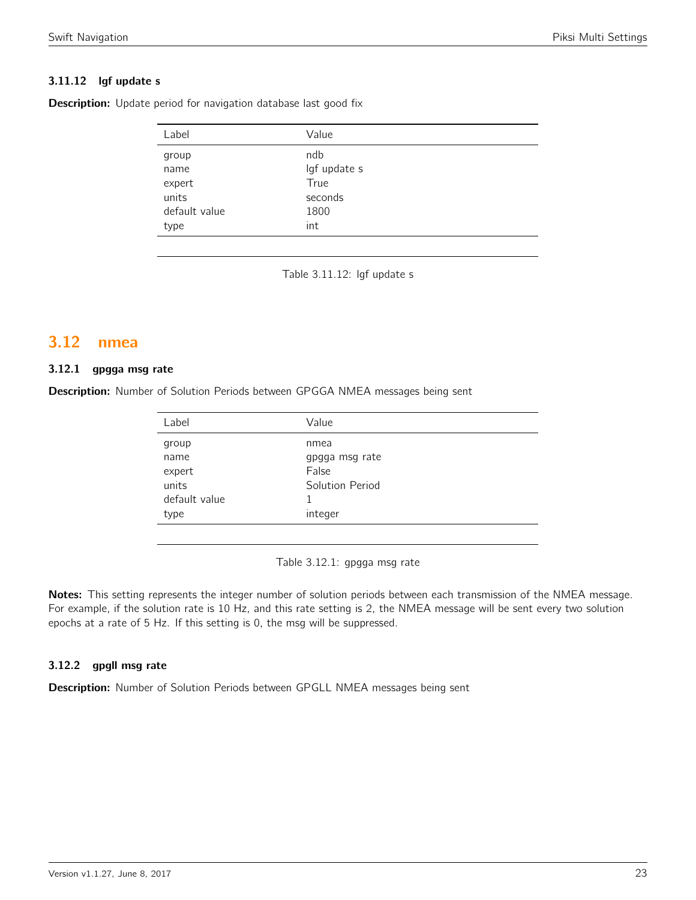### 3.11.12 lgf update s

**Description:** Update period for navigation database last good fix

| Label | Value |
|---|---|
| group | ndb |
| name | lgf update s |
| expert | True |
| units | seconds |
| default value | 1800 |
| type | int |

Table 3.11.12: lgf update s

## 3.12 nmea

### 3.12.1 gpgga msg rate

**Description:** Number of Solution Periods between GPGGA NMEA messages being sent

| Label | Value |
|---|---|
| group | nmea |
| name | gpgga msg rate |
| expert | False |
| units | Solution Period |
| default value | 1 |
| type | integer |

Table 3.12.1: gpgga msg rate

**Notes:** This setting represents the integer number of solution periods between each transmission of the NMEA message. For example, if the solution rate is 10 Hz, and this rate setting is 2, the NMEA message will be sent every two solution epochs at a rate of 5 Hz. If this setting is 0, the msg will be suppressed.

### 3.12.2 gpgll msg rate

**Description:** Number of Solution Periods between GPGLL NMEA messages being sent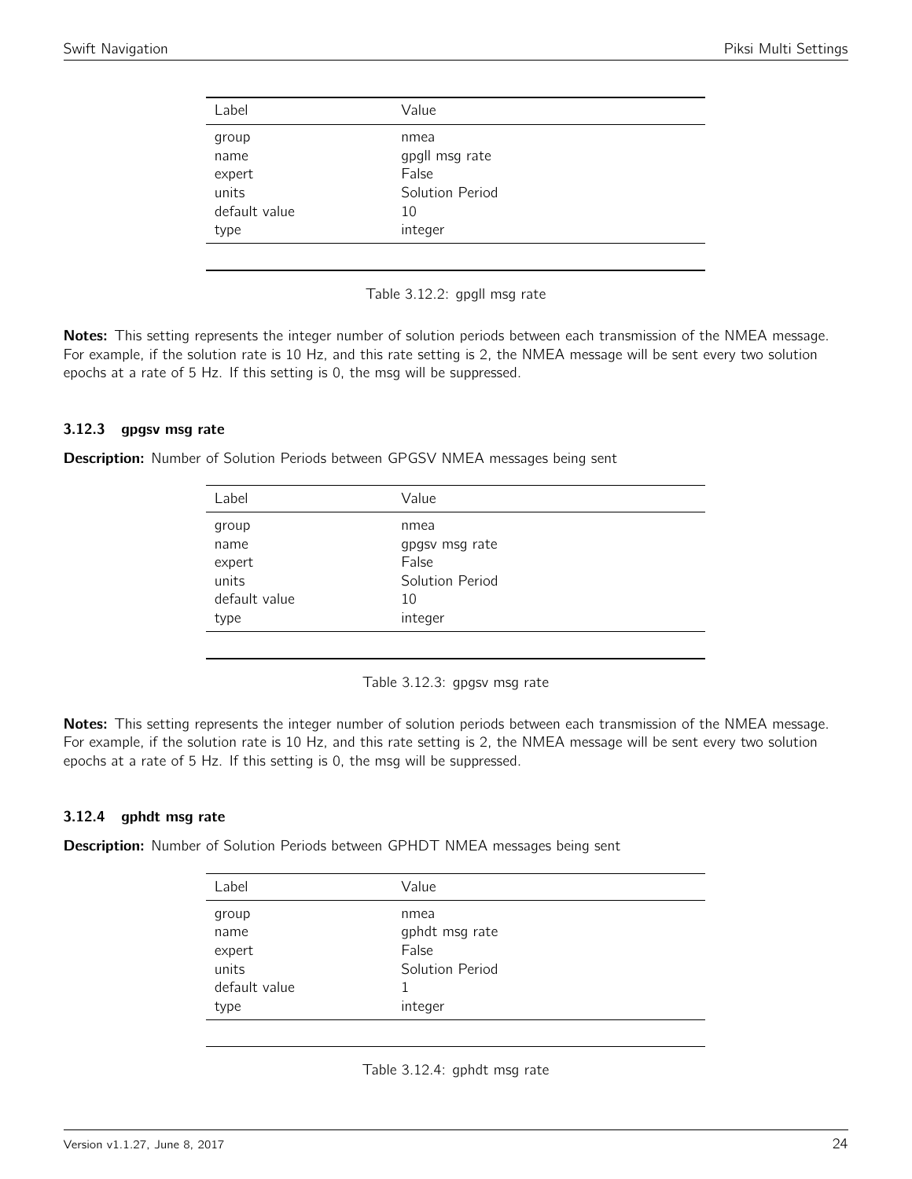| Label | Value |
|---|---|
| group | nmea |
| name | gpgll msg rate |
| expert | False |
| units | Solution Period |
| default value | 10 |
| type | integer |

Table 3.12.2: gpgll msg rate

**Notes:** This setting represents the integer number of solution periods between each transmission of the NMEA message. For example, if the solution rate is 10 Hz, and this rate setting is 2, the NMEA message will be sent every two solution epochs at a rate of 5 Hz. If this setting is 0, the msg will be suppressed.

### 3.12.3 gpgsv msg rate

**Description:** Number of Solution Periods between GPGSV NMEA messages being sent

| Label | Value |
|---|---|
| group | nmea |
| name | gpgsv msg rate |
| expert | False |
| units | Solution Period |
| default value | 10 |
| type | integer |

Table 3.12.3: gpgsv msg rate

**Notes:** This setting represents the integer number of solution periods between each transmission of the NMEA message. For example, if the solution rate is 10 Hz, and this rate setting is 2, the NMEA message will be sent every two solution epochs at a rate of 5 Hz. If this setting is 0, the msg will be suppressed.

### 3.12.4 gphdt msg rate

**Description:** Number of Solution Periods between GPHDT NMEA messages being sent

| Label | Value |
|---|---|
| group | nmea |
| name | gphdt msg rate |
| expert | False |
| units | Solution Period |
| default value | 1 |
| type | integer |

Table 3.12.4: gphdt msg rate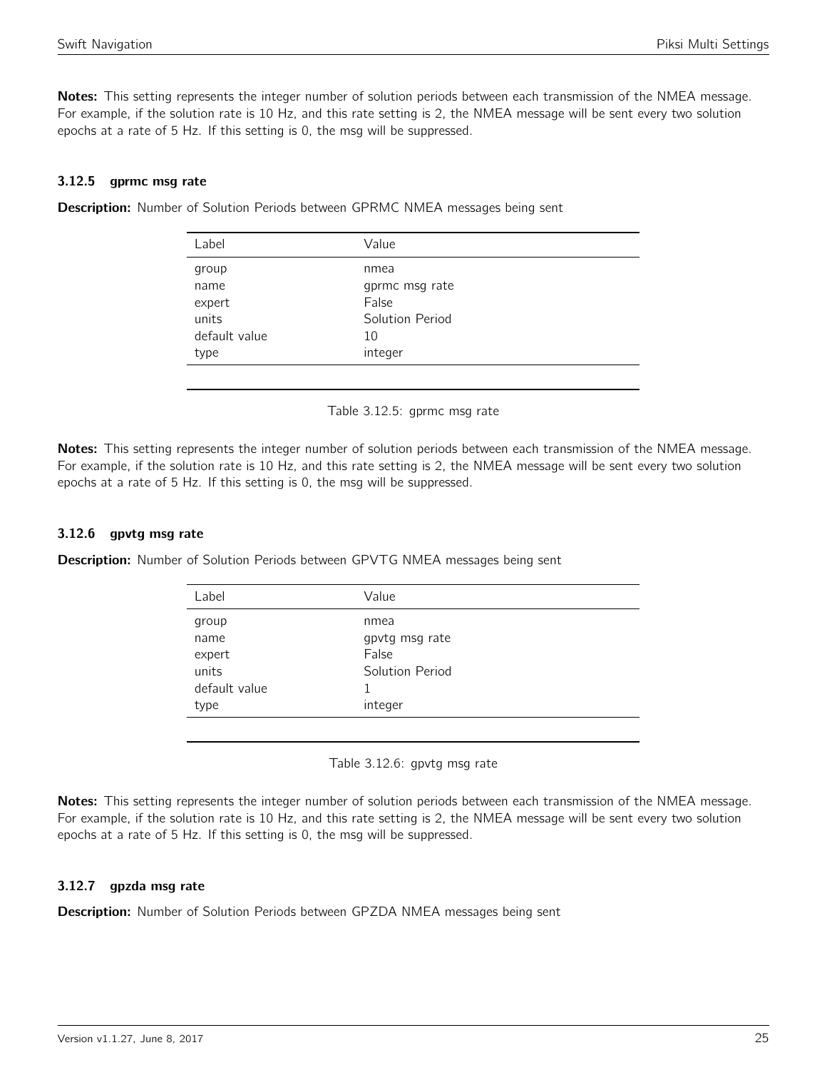**Notes:** This setting represents the integer number of solution periods between each transmission of the NMEA message. For example, if the solution rate is 10 Hz, and this rate setting is 2, the NMEA message will be sent every two solution epochs at a rate of 5 Hz. If this setting is 0, the msg will be suppressed.

### 3.12.5 gprmc msg rate

**Description:** Number of Solution Periods between GPRMC NMEA messages being sent

| Label | Value |
|---|---|
| group | nmea |
| name | gprmc msg rate |
| expert | False |
| units | Solution Period |
| default value | 10 |
| type | integer |

Table 3.12.5: gprmc msg rate

**Notes:** This setting represents the integer number of solution periods between each transmission of the NMEA message. For example, if the solution rate is 10 Hz, and this rate setting is 2, the NMEA message will be sent every two solution epochs at a rate of 5 Hz. If this setting is 0, the msg will be suppressed.

### 3.12.6 gpvtg msg rate

**Description:** Number of Solution Periods between GPVTG NMEA messages being sent

| Label | Value |
|---|---|
| group | nmea |
| name | gpvtg msg rate |
| expert | False |
| units | Solution Period |
| default value | 1 |
| type | integer |

Table 3.12.6: gpvtg msg rate

**Notes:** This setting represents the integer number of solution periods between each transmission of the NMEA message. For example, if the solution rate is 10 Hz, and this rate setting is 2, the NMEA message will be sent every two solution epochs at a rate of 5 Hz. If this setting is 0, the msg will be suppressed.

### 3.12.7 gpzda msg rate

**Description:** Number of Solution Periods between GPZDA NMEA messages being sent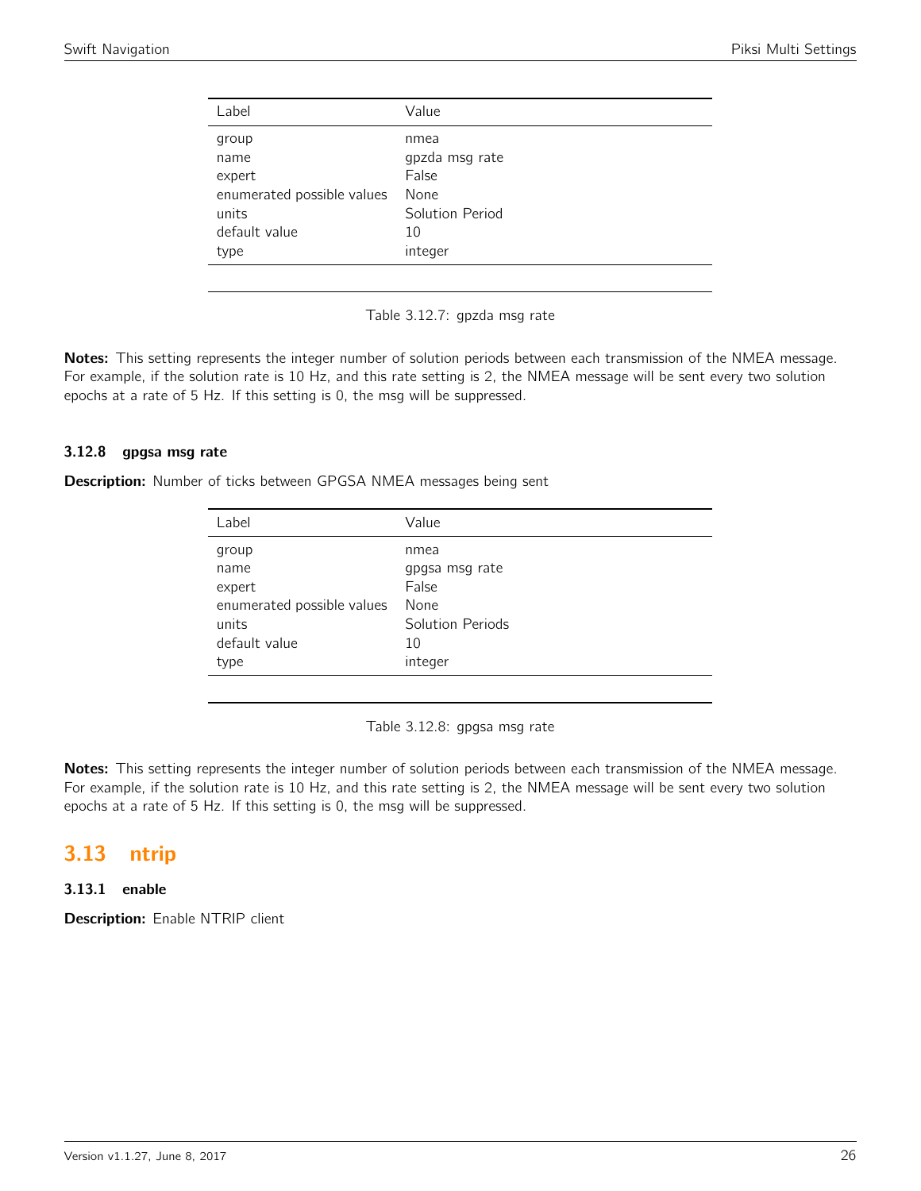| Label | Value |
|---|---|
| group | nmea |
| name | gpzda msg rate |
| expert | False |
| enumerated possible values | None |
| units | Solution Period |
| default value | 10 |
| type | integer |

Table 3.12.7: gpzda msg rate

**Notes:** This setting represents the integer number of solution periods between each transmission of the NMEA message. For example, if the solution rate is 10 Hz, and this rate setting is 2, the NMEA message will be sent every two solution epochs at a rate of 5 Hz. If this setting is 0, the msg will be suppressed.

### 3.12.8 gpgsa msg rate

**Description:** Number of ticks between GPGSA NMEA messages being sent

| Label | Value |
|---|---|
| group | nmea |
| name | gpgsa msg rate |
| expert | False |
| enumerated possible values | None |
| units | Solution Periods |
| default value | 10 |
| type | integer |

Table 3.12.8: gpgsa msg rate

**Notes:** This setting represents the integer number of solution periods between each transmission of the NMEA message. For example, if the solution rate is 10 Hz, and this rate setting is 2, the NMEA message will be sent every two solution epochs at a rate of 5 Hz. If this setting is 0, the msg will be suppressed.

## 3.13 ntrip

### 3.13.1 enable

**Description:** Enable NTRIP client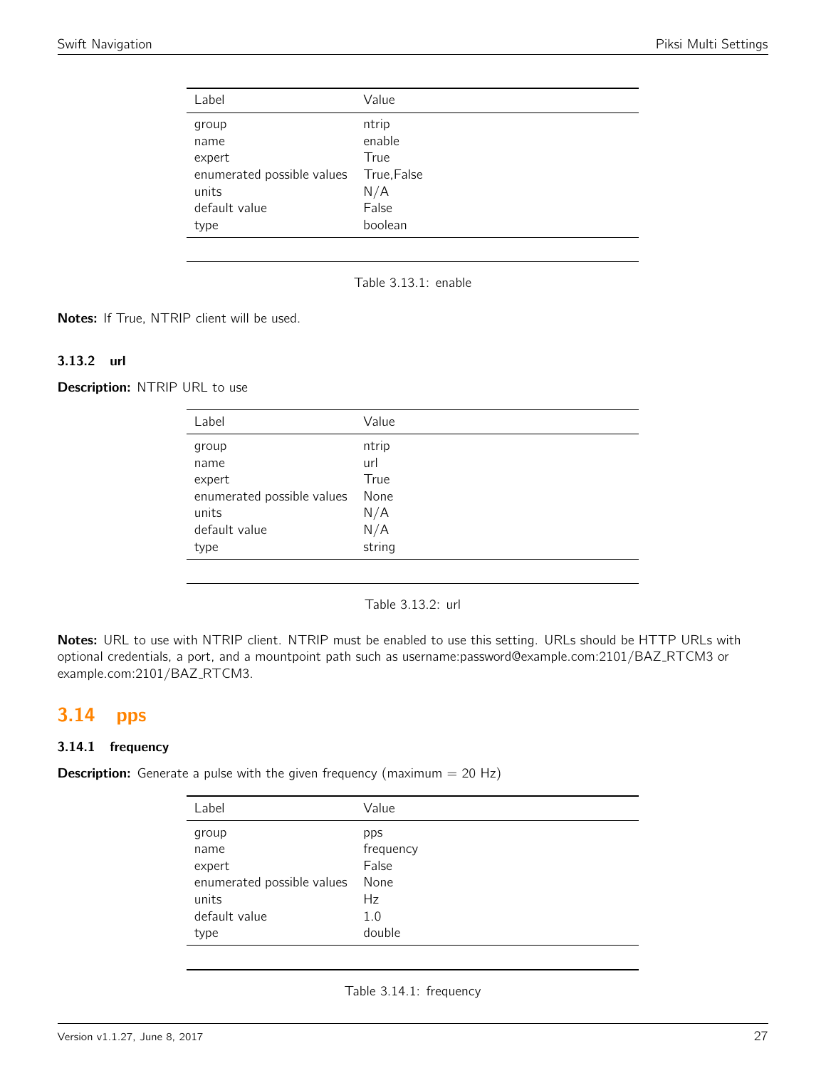| Label | Value |
|---|---|
| group | ntrip |
| name | enable |
| expert | True |
| enumerated possible values | True,False |
| units | N/A |
| default value | False |
| type | boolean |

Table 3.13.1: enable

**Notes:** If True, NTRIP client will be used.

### 3.13.2 url

**Description:** NTRIP URL to use

| Label | Value |
|---|---|
| group | ntrip |
| name | url |
| expert | True |
| enumerated possible values | None |
| units | N/A |
| default value | N/A |
| type | string |

Table 3.13.2: url

**Notes:** URL to use with NTRIP client. NTRIP must be enabled to use this setting. URLs should be HTTP URLs with optional credentials, a port, and a mountpoint path such as username:password@example.com:2101/BAZ_RTCM3 or example.com:2101/BAZ_RTCM3.

## 3.14 pps

### 3.14.1 frequency

**Description:** Generate a pulse with the given frequency (maximum = 20 Hz)

| Label | Value |
|---|---|
| group | pps |
| name | frequency |
| expert | False |
| enumerated possible values | None |
| units | Hz |
| default value | 1.0 |
| type | double |

Table 3.14.1: frequency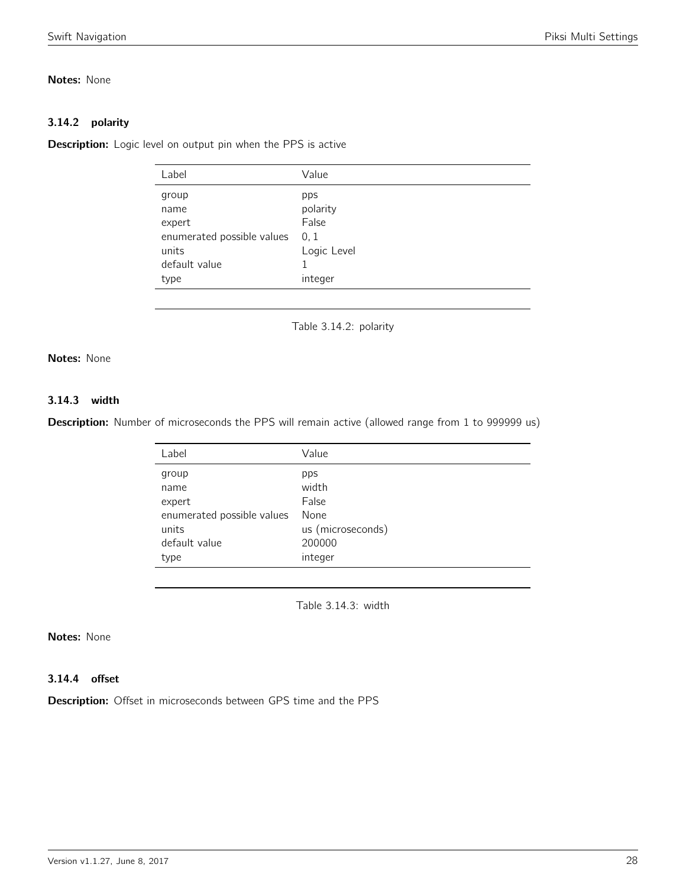**Notes:** None

### 3.14.2 polarity

**Description:** Logic level on output pin when the PPS is active

| Label | Value |
|---|---|
| group | pps |
| name | polarity |
| expert | False |
| enumerated possible values | 0, 1 |
| units | Logic Level |
| default value | 1 |
| type | integer |

Table 3.14.2: polarity

**Notes:** None

### 3.14.3 width

**Description:** Number of microseconds the PPS will remain active (allowed range from 1 to 999999 us)

| Label | Value |
|---|---|
| group | pps |
| name | width |
| expert | False |
| enumerated possible values | None |
| units | us (microseconds) |
| default value | 200000 |
| type | integer |

Table 3.14.3: width

**Notes:** None

### 3.14.4 offset

**Description:** Offset in microseconds between GPS time and the PPS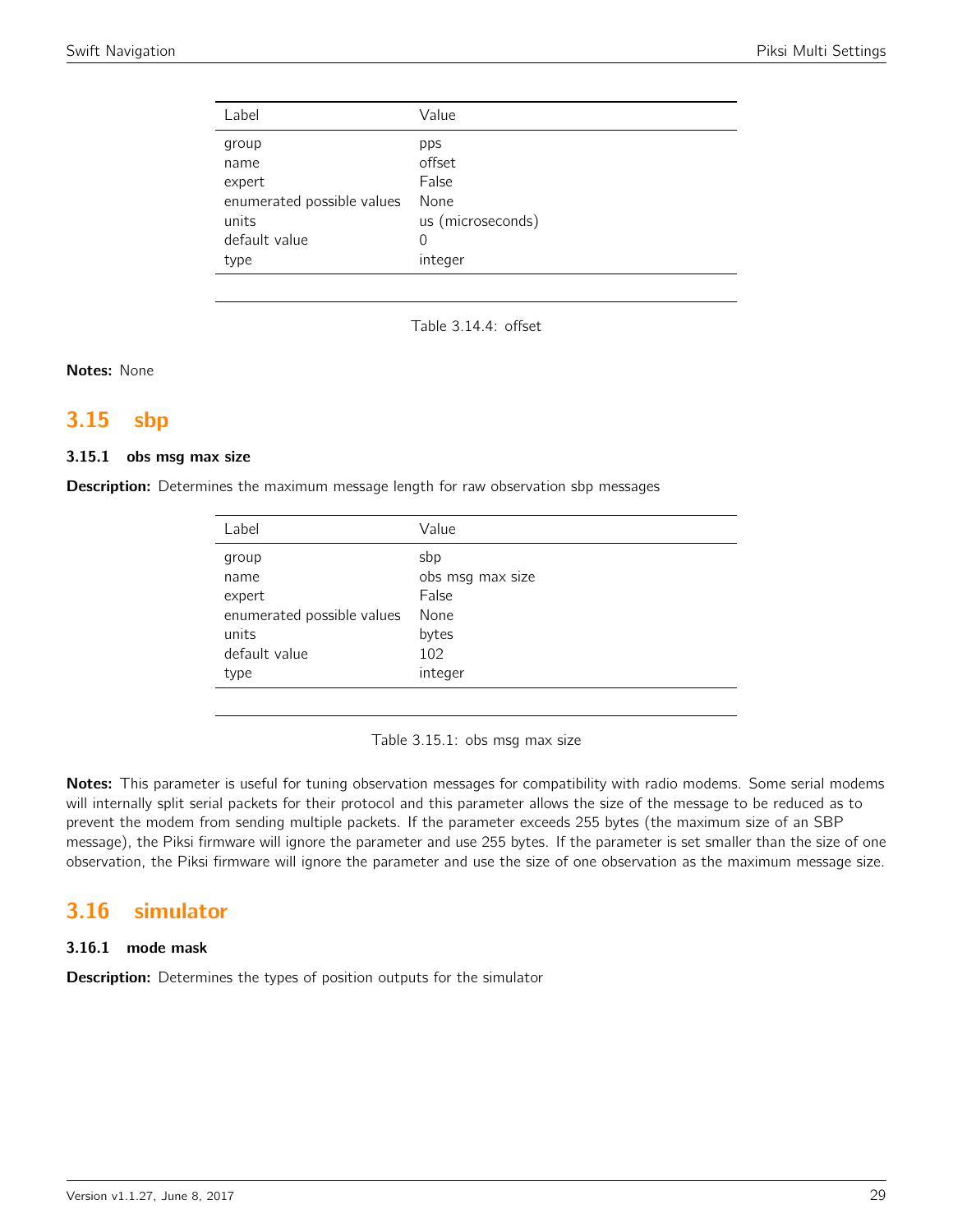| Label | Value |
|---|---|
| group | pps |
| name | offset |
| expert | False |
| enumerated possible values | None |
| units | us (microseconds) |
| default value | 0 |
| type | integer |

Table 3.14.4: offset

**Notes:** None

## 3.15 sbp

### 3.15.1 obs msg max size

**Description:** Determines the maximum message length for raw observation sbp messages

| Label | Value |
|---|---|
| group | sbp |
| name | obs msg max size |
| expert | False |
| enumerated possible values | None |
| units | bytes |
| default value | 102 |
| type | integer |

Table 3.15.1: obs msg max size

**Notes:** This parameter is useful for tuning observation messages for compatibility with radio modems. Some serial modems will internally split serial packets for their protocol and this parameter allows the size of the message to be reduced as to prevent the modem from sending multiple packets. If the parameter exceeds 255 bytes (the maximum size of an SBP message), the Piksi firmware will ignore the parameter and use 255 bytes. If the parameter is set smaller than the size of one observation, the Piksi firmware will ignore the parameter and use the size of one observation as the maximum message size.

## 3.16 simulator

### 3.16.1 mode mask

**Description:** Determines the types of position outputs for the simulator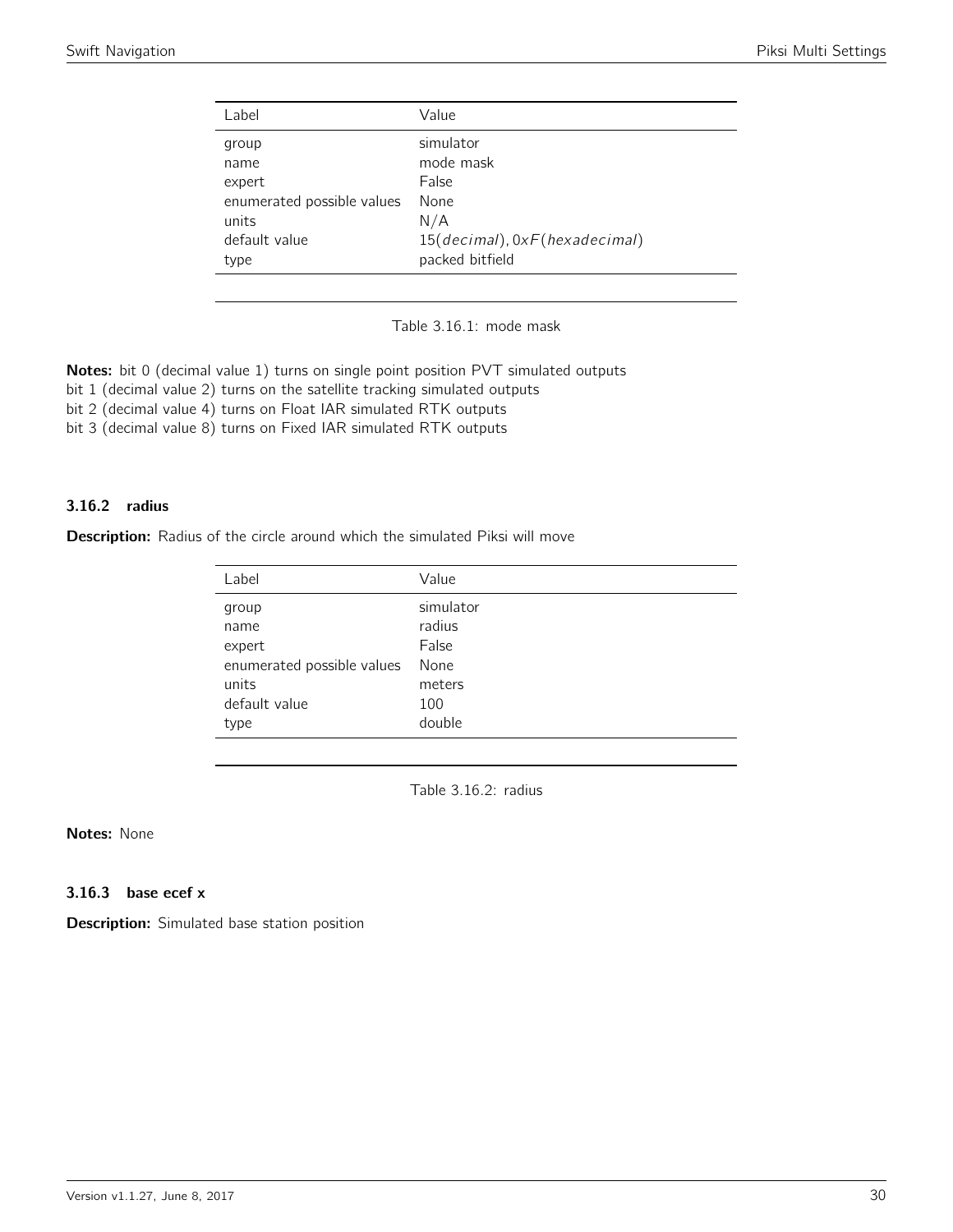| Label | Value |
|---|---|
| group | simulator |
| name | mode mask |
| expert | False |
| enumerated possible values | None |
| units | N/A |
| default value | $15(decimal), 0xF(hexadecimal)$ |
| type | packed bitfield |

Table 3.16.1: mode mask

**Notes:** bit 0 (decimal value 1) turns on single point position PVT simulated outputs
bit 1 (decimal value 2) turns on the satellite tracking simulated outputs
bit 2 (decimal value 4) turns on Float IAR simulated RTK outputs
bit 3 (decimal value 8) turns on Fixed IAR simulated RTK outputs

### 3.16.2 radius

**Description:** Radius of the circle around which the simulated Piksi will move

| Label | Value |
|---|---|
| group | simulator |
| name | radius |
| expert | False |
| enumerated possible values | None |
| units | meters |
| default value | 100 |
| type | double |

Table 3.16.2: radius

**Notes:** None

### 3.16.3 base ecef x

**Description:** Simulated base station position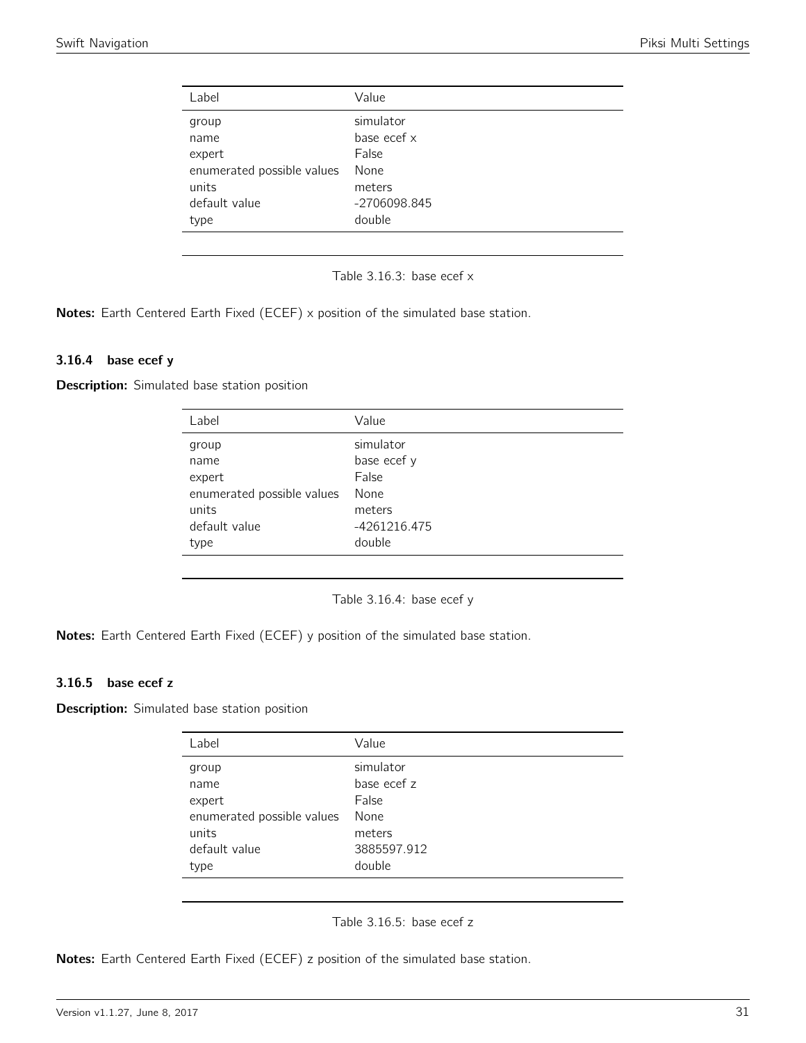| Label | Value |
|---|---|
| group | simulator |
| name | base ecef x |
| expert | False |
| enumerated possible values | None |
| units | meters |
| default value | -2706098.845 |
| type | double |

Table 3.16.3: base ecef x

**Notes:** Earth Centered Earth Fixed (ECEF) x position of the simulated base station.

### 3.16.4 base ecef y

**Description:** Simulated base station position

| Label | Value |
|---|---|
| group | simulator |
| name | base ecef y |
| expert | False |
| enumerated possible values | None |
| units | meters |
| default value | -4261216.475 |
| type | double |

Table 3.16.4: base ecef y

**Notes:** Earth Centered Earth Fixed (ECEF) y position of the simulated base station.

### 3.16.5 base ecef z

**Description:** Simulated base station position

| Label | Value |
|---|---|
| group | simulator |
| name | base ecef z |
| expert | False |
| enumerated possible values | None |
| units | meters |
| default value | 3885597.912 |
| type | double |

Table 3.16.5: base ecef z

**Notes:** Earth Centered Earth Fixed (ECEF) z position of the simulated base station.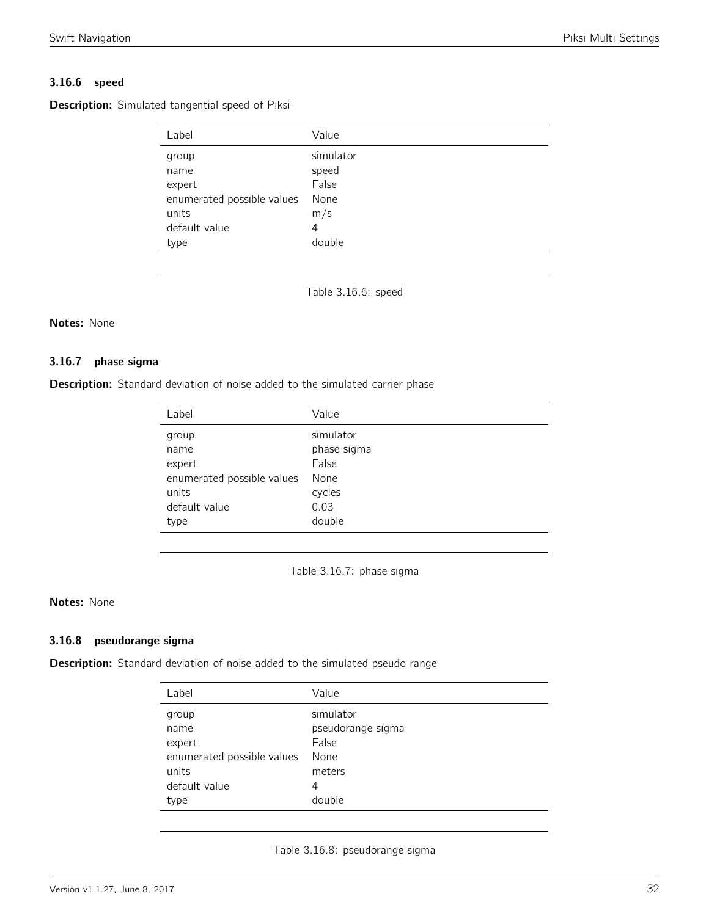### 3.16.6 speed

**Description:** Simulated tangential speed of Piksi

| Label | Value |
|---|---|
| group | simulator |
| name | speed |
| expert | False |
| enumerated possible values | None |
| units | m/s |
| default value | 4 |
| type | double |

Table 3.16.6: speed

**Notes:** None

### 3.16.7 phase sigma

**Description:** Standard deviation of noise added to the simulated carrier phase

| Label | Value |
|---|---|
| group | simulator |
| name | phase sigma |
| expert | False |
| enumerated possible values | None |
| units | cycles |
| default value | 0.03 |
| type | double |

Table 3.16.7: phase sigma

**Notes:** None

### 3.16.8 pseudorange sigma

**Description:** Standard deviation of noise added to the simulated pseudo range

| Label | Value |
|---|---|
| group | simulator |
| name | pseudorange sigma |
| expert | False |
| enumerated possible values | None |
| units | meters |
| default value | 4 |
| type | double |

Table 3.16.8: pseudorange sigma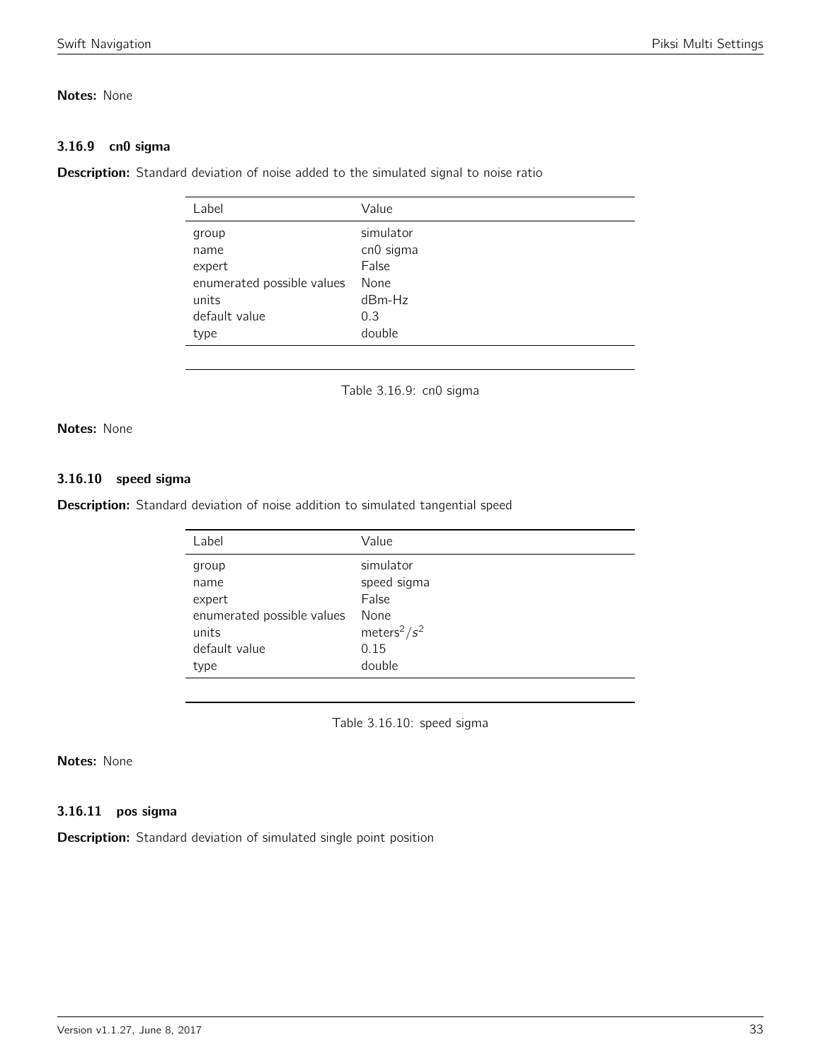**Notes:** None

### 3.16.9 cn0 sigma

**Description:** Standard deviation of noise added to the simulated signal to noise ratio

| Label | Value |
|---|---|
| group | simulator |
| name | cn0 sigma |
| expert | False |
| enumerated possible values | None |
| units | dBm-Hz |
| default value | 0.3 |
| type | double |

Table 3.16.9: cn0 sigma

**Notes:** None

### 3.16.10 speed sigma

**Description:** Standard deviation of noise addition to simulated tangential speed

| Label | Value |
|---|---|
| group | simulator |
| name | speed sigma |
| expert | False |
| enumerated possible values | None |
| units | $meters^2/s^2$ |
| default value | 0.15 |
| type | double |

Table 3.16.10: speed sigma

**Notes:** None

### 3.16.11 pos sigma

**Description:** Standard deviation of simulated single point position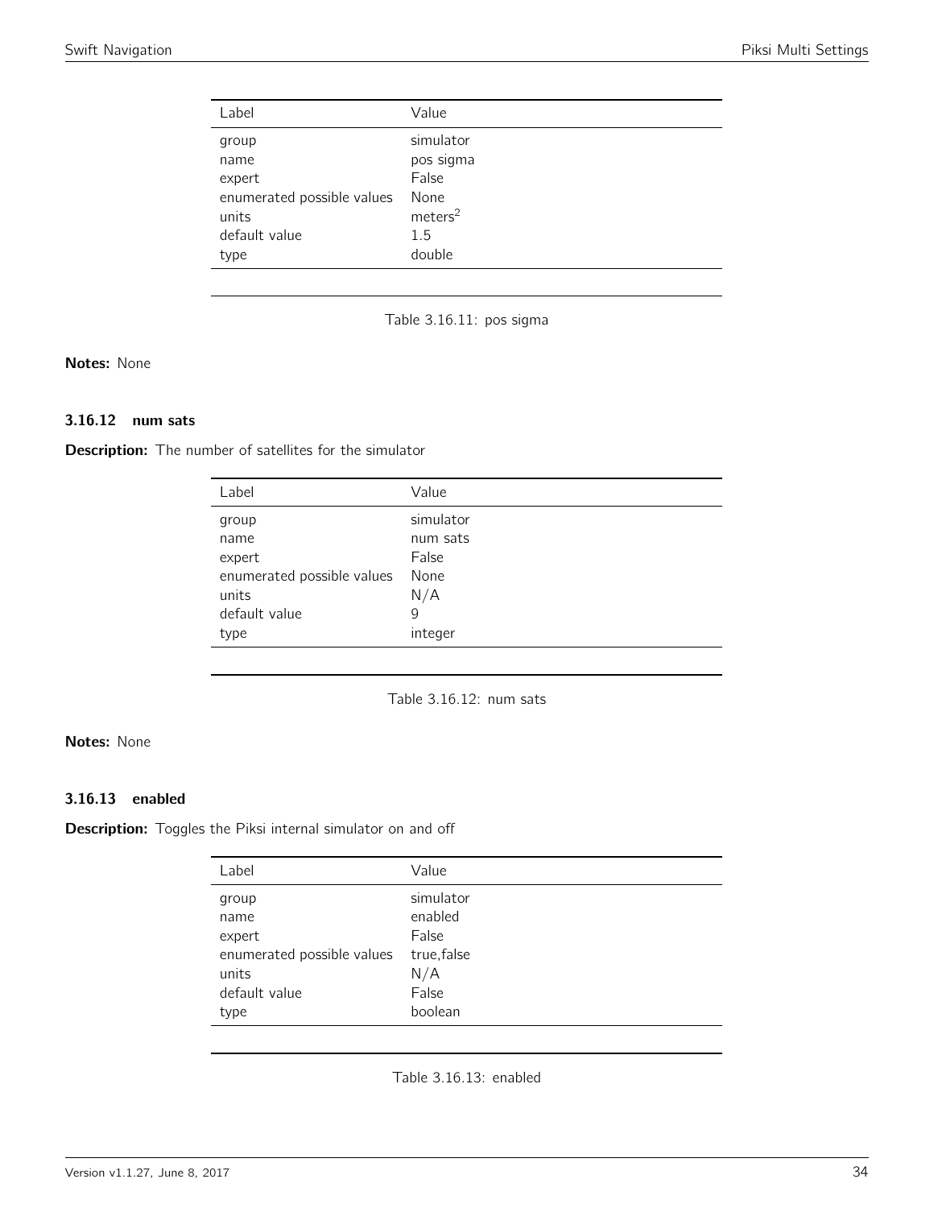| Label | Value |
|---|---|
| group | simulator |
| name | pos sigma |
| expert | False |
| enumerated possible values | None |
| units | $meters^2$ |
| default value | 1.5 |
| type | double |

Table 3.16.11: pos sigma

**Notes:** None

### 3.16.12 num sats

**Description:** The number of satellites for the simulator

| Label | Value |
|---|---|
| group | simulator |
| name | num sats |
| expert | False |
| enumerated possible values | None |
| units | N/A |
| default value | 9 |
| type | integer |

Table 3.16.12: num sats

**Notes:** None

### 3.16.13 enabled

**Description:** Toggles the Piksi internal simulator on and off

| Label | Value |
|---|---|
| group | simulator |
| name | enabled |
| expert | False |
| enumerated possible values | true,false |
| units | N/A |
| default value | False |
| type | boolean |

Table 3.16.13: enabled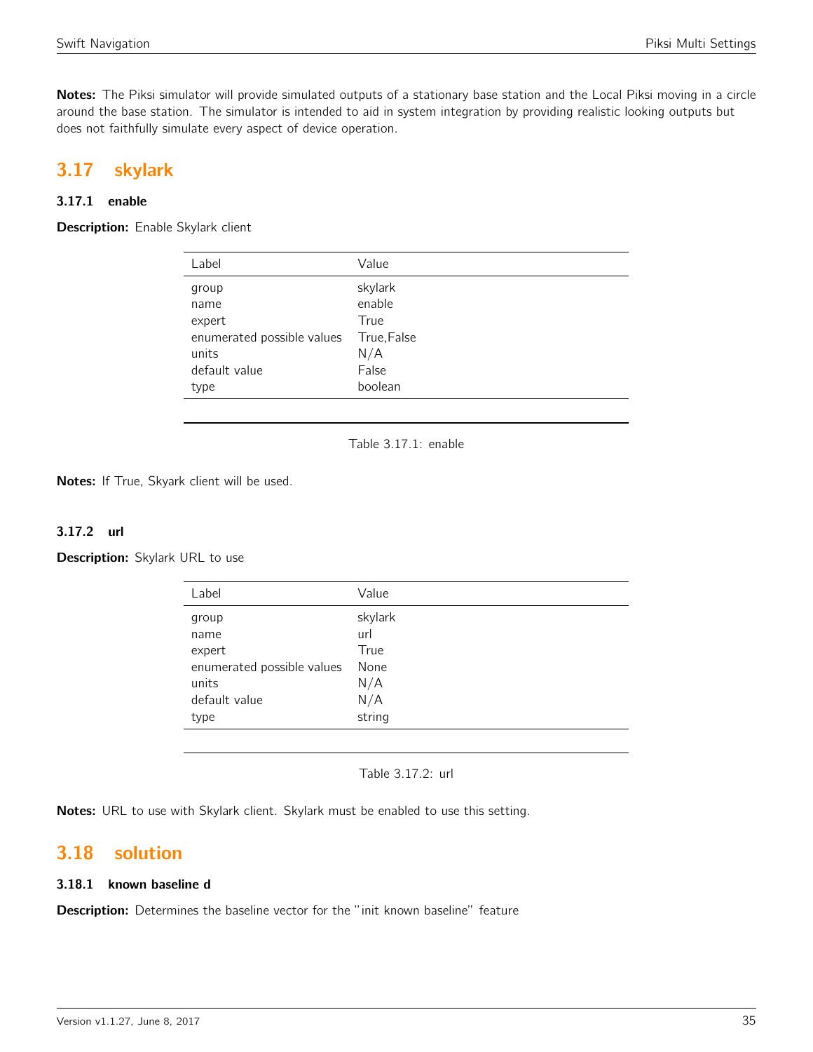**Notes:** The Piksi simulator will provide simulated outputs of a stationary base station and the Local Piksi moving in a circle around the base station. The simulator is intended to aid in system integration by providing realistic looking outputs but does not faithfully simulate every aspect of device operation.

## 3.17 skylark

### 3.17.1 enable

**Description:** Enable Skylark client

| Label | Value |
|---|---|
| group | skylark |
| name | enable |
| expert | True |
| enumerated possible values | True,False |
| units | N/A |
| default value | False |
| type | boolean |

Table 3.17.1: enable

**Notes:** If True, Skyark client will be used.

### 3.17.2 url

**Description:** Skylark URL to use

| Label | Value |
|---|---|
| group | skylark |
| name | url |
| expert | True |
| enumerated possible values | None |
| units | N/A |
| default value | N/A |
| type | string |

Table 3.17.2: url

**Notes:** URL to use with Skylark client. Skylark must be enabled to use this setting.

## 3.18 solution

### 3.18.1 known baseline d

**Description:** Determines the baseline vector for the "init known baseline" feature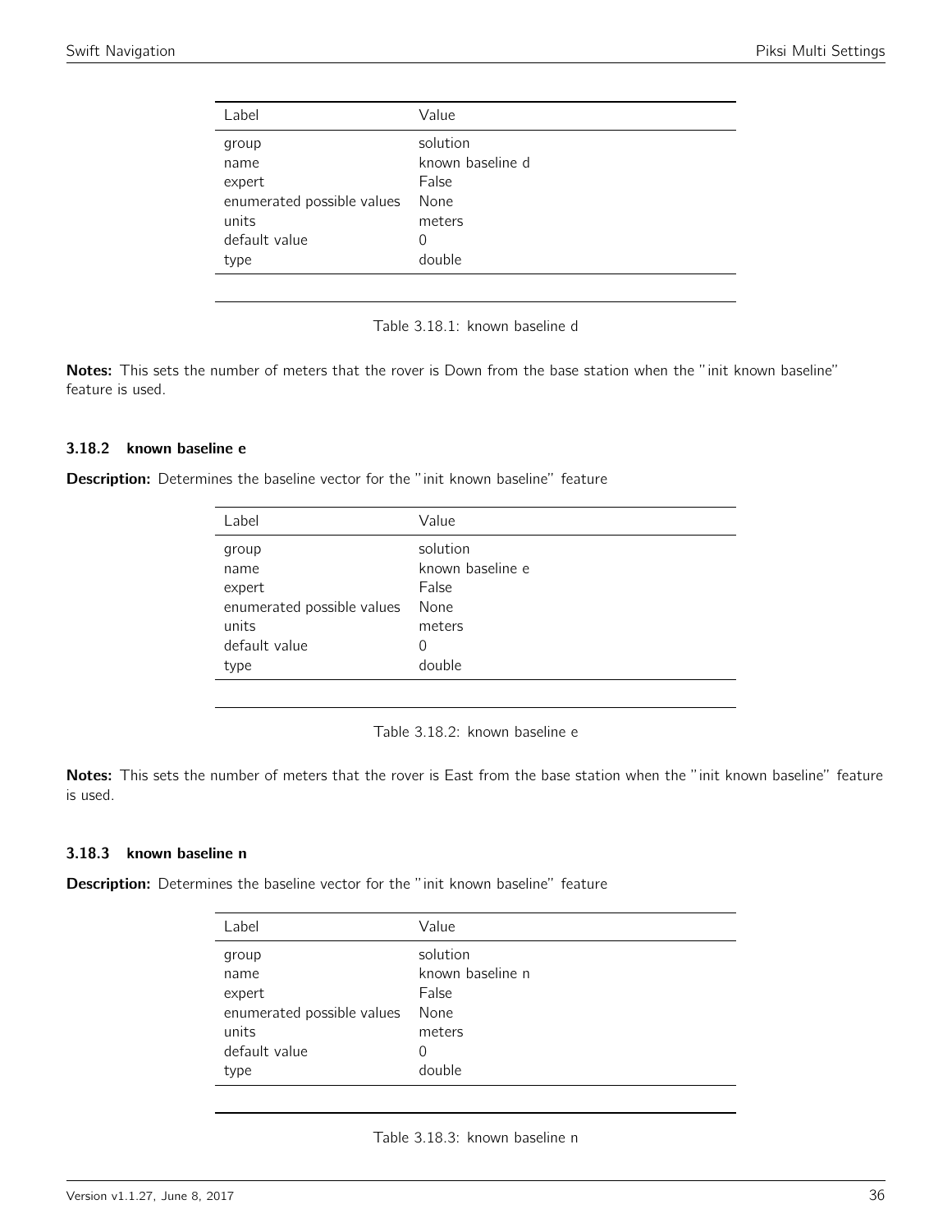| Label | Value |
|---|---|
| group | solution |
| name | known baseline d |
| expert | False |
| enumerated possible values | None |
| units | meters |
| default value | 0 |
| type | double |

Table 3.18.1: known baseline d

**Notes:** This sets the number of meters that the rover is Down from the base station when the "init known baseline" feature is used.

### 3.18.2 known baseline e

**Description:** Determines the baseline vector for the "init known baseline" feature

| Label | Value |
|---|---|
| group | solution |
| name | known baseline e |
| expert | False |
| enumerated possible values | None |
| units | meters |
| default value | 0 |
| type | double |

Table 3.18.2: known baseline e

**Notes:** This sets the number of meters that the rover is East from the base station when the "init known baseline" feature is used.

### 3.18.3 known baseline n

**Description:** Determines the baseline vector for the "init known baseline" feature

| Label | Value |
|---|---|
| group | solution |
| name | known baseline n |
| expert | False |
| enumerated possible values | None |
| units | meters |
| default value | 0 |
| type | double |

Table 3.18.3: known baseline n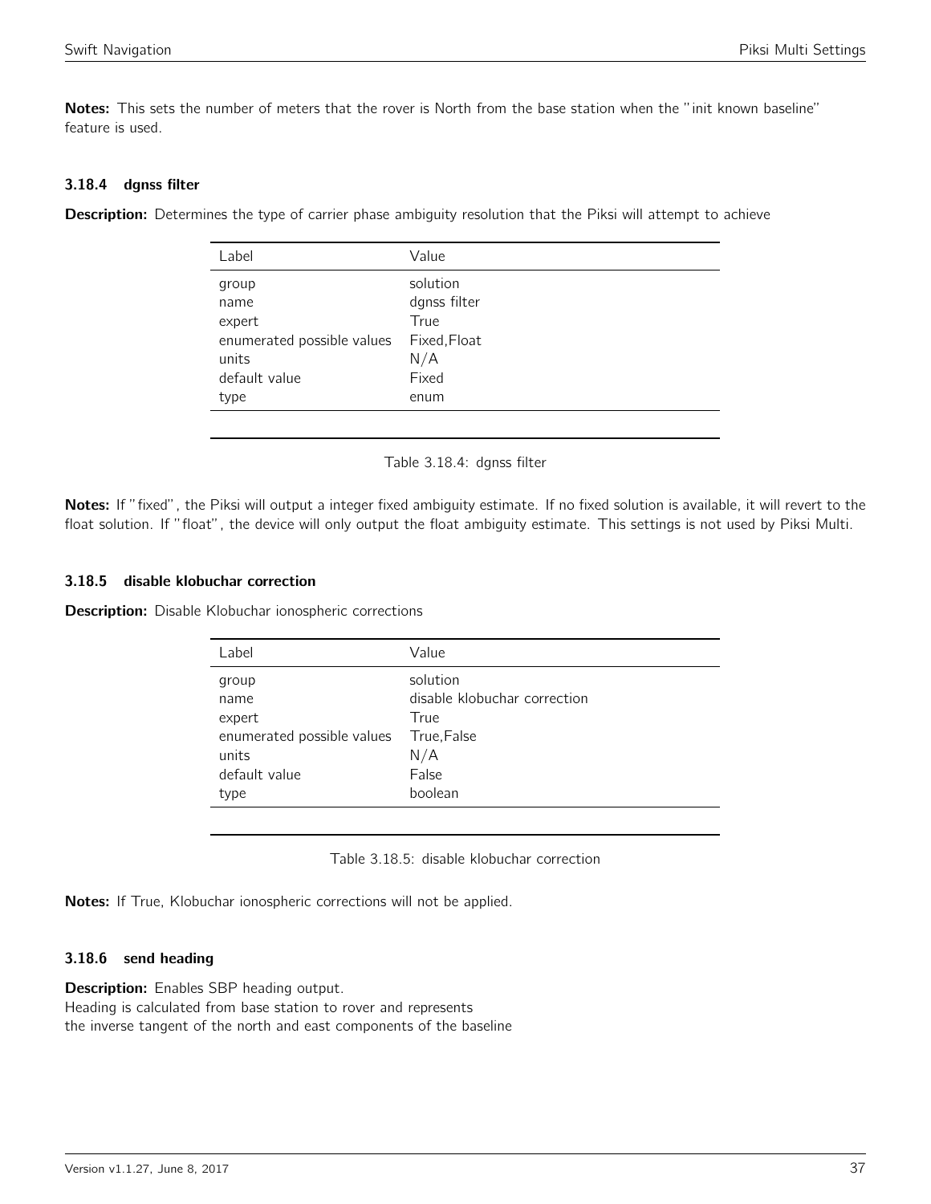**Notes:** This sets the number of meters that the rover is North from the base station when the "init known baseline" feature is used.

### 3.18.4 dgnss filter

**Description:** Determines the type of carrier phase ambiguity resolution that the Piksi will attempt to achieve

| Label | Value |
|---|---|
| group | solution |
| name | dgnss filter |
| expert | True |
| enumerated possible values | Fixed,Float |
| units | N/A |
| default value | Fixed |
| type | enum |

Table 3.18.4: dgnss filter

**Notes:** If "fixed", the Piksi will output a integer fixed ambiguity estimate. If no fixed solution is available, it will revert to the float solution. If "float", the device will only output the float ambiguity estimate. This settings is not used by Piksi Multi.

### 3.18.5 disable klobuchar correction

**Description:** Disable Klobuchar ionospheric corrections

| Label | Value |
|---|---|
| group | solution |
| name | disable klobuchar correction |
| expert | True |
| enumerated possible values | True,False |
| units | N/A |
| default value | False |
| type | boolean |

Table 3.18.5: disable klobuchar correction

**Notes:** If True, Klobuchar ionospheric corrections will not be applied.

### 3.18.6 send heading

**Description:** Enables SBP heading output.
Heading is calculated from base station to rover and represents
the inverse tangent of the north and east components of the baseline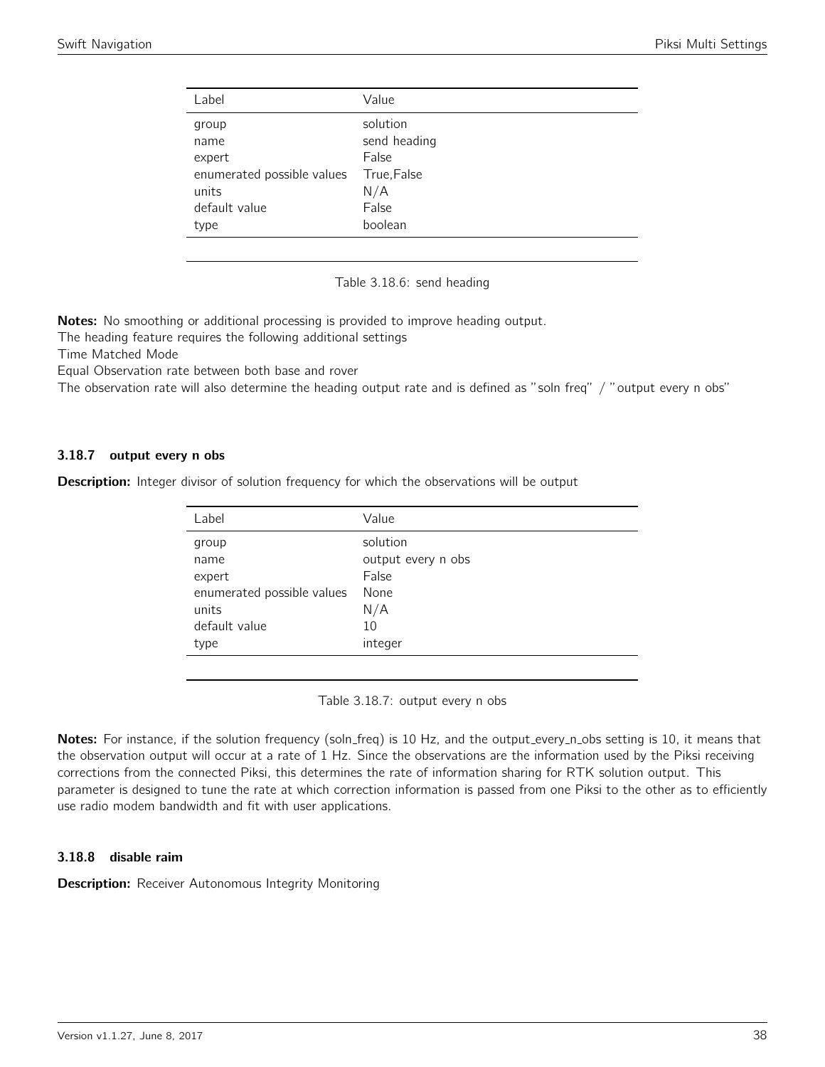| Label | Value |
| --- | --- |
| group | solution |
| name | send heading |
| expert | False |
| enumerated possible values | True,False |
| units | N/A |
| default value | False |
| type | boolean |

Table 3.18.6: send heading

**Notes:** No smoothing or additional processing is provided to improve heading output.
The heading feature requires the following additional settings
Time Matched Mode
Equal Observation rate between both base and rover
The observation rate will also determine the heading output rate and is defined as "soln freq" / "output every n obs"

### 3.18.7 output every n obs

**Description:** Integer divisor of solution frequency for which the observations will be output

| Label | Value |
| --- | --- |
| group | solution |
| name | output every n obs |
| expert | False |
| enumerated possible values | None |
| units | N/A |
| default value | 10 |
| type | integer |

Table 3.18.7: output every n obs

**Notes:** For instance, if the solution frequency (soln_freq) is 10 Hz, and the output_every_n_obs setting is 10, it means that the observation output will occur at a rate of 1 Hz. Since the observations are the information used by the Piksi receiving corrections from the connected Piksi, this determines the rate of information sharing for RTK solution output. This parameter is designed to tune the rate at which correction information is passed from one Piksi to the other as to efficiently use radio modem bandwidth and fit with user applications.

### 3.18.8 disable raim

**Description:** Receiver Autonomous Integrity Monitoring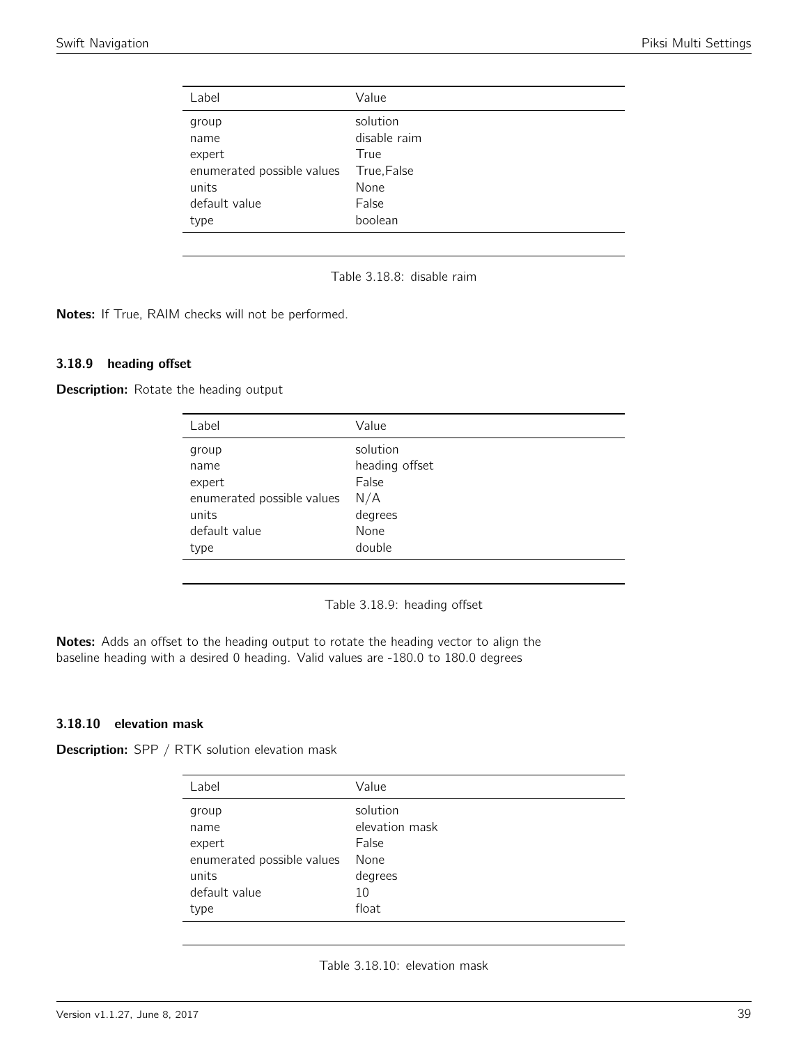| Label | Value |
| --- | --- |
| group | solution |
| name | disable raim |
| expert | True |
| enumerated possible values | True,False |
| units | None |
| default value | False |
| type | boolean |

Table 3.18.8: disable raim

**Notes:** If True, RAIM checks will not be performed.

### 3.18.9 heading offset

**Description:** Rotate the heading output

| Label | Value |
| --- | --- |
| group | solution |
| name | heading offset |
| expert | False |
| enumerated possible values | N/A |
| units | degrees |
| default value | None |
| type | double |

Table 3.18.9: heading offset

**Notes:** Adds an offset to the heading output to rotate the heading vector to align the baseline heading with a desired 0 heading. Valid values are -180.0 to 180.0 degrees

### 3.18.10 elevation mask

**Description:** SPP / RTK solution elevation mask

| Label | Value |
| --- | --- |
| group | solution |
| name | elevation mask |
| expert | False |
| enumerated possible values | None |
| units | degrees |
| default value | 10 |
| type | float |

Table 3.18.10: elevation mask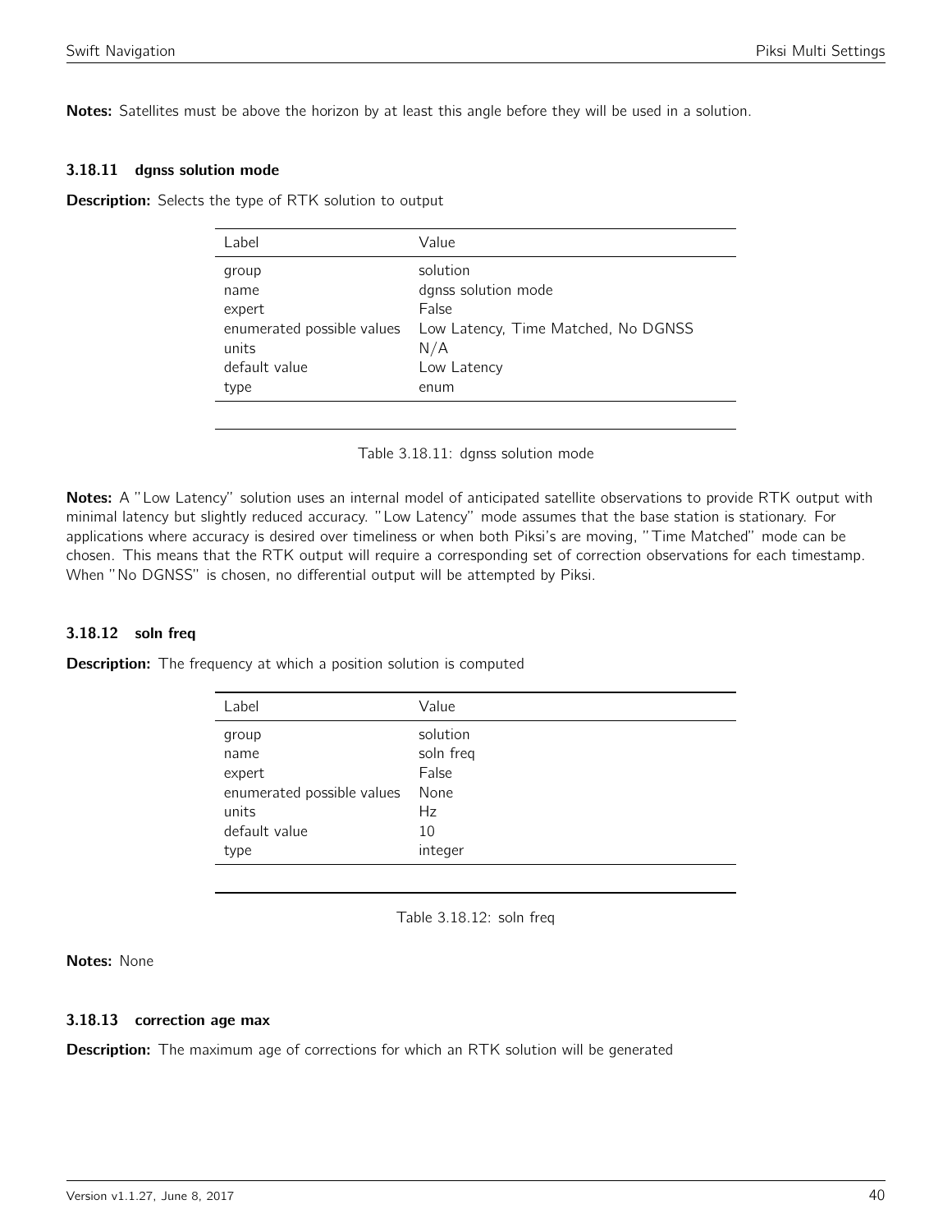**Notes:** Satellites must be above the horizon by at least this angle before they will be used in a solution.

### 3.18.11 dgnss solution mode

**Description:** Selects the type of RTK solution to output

| Label | Value |
|---|---|
| group | solution |
| name | dgnss solution mode |
| expert | False |
| enumerated possible values | Low Latency, Time Matched, No DGNSS |
| units | N/A |
| default value | Low Latency |
| type | enum |

Table 3.18.11: dgnss solution mode

**Notes:** A "Low Latency" solution uses an internal model of anticipated satellite observations to provide RTK output with minimal latency but slightly reduced accuracy. "Low Latency" mode assumes that the base station is stationary. For applications where accuracy is desired over timeliness or when both Piksi's are moving, "Time Matched" mode can be chosen. This means that the RTK output will require a corresponding set of correction observations for each timestamp. When "No DGNSS" is chosen, no differential output will be attempted by Piksi.

### 3.18.12 soln freq

**Description:** The frequency at which a position solution is computed

| Label | Value |
|---|---|
| group | solution |
| name | soln freq |
| expert | False |
| enumerated possible values | None |
| units | Hz |
| default value | 10 |
| type | integer |

Table 3.18.12: soln freq

**Notes:** None

### 3.18.13 correction age max

**Description:** The maximum age of corrections for which an RTK solution will be generated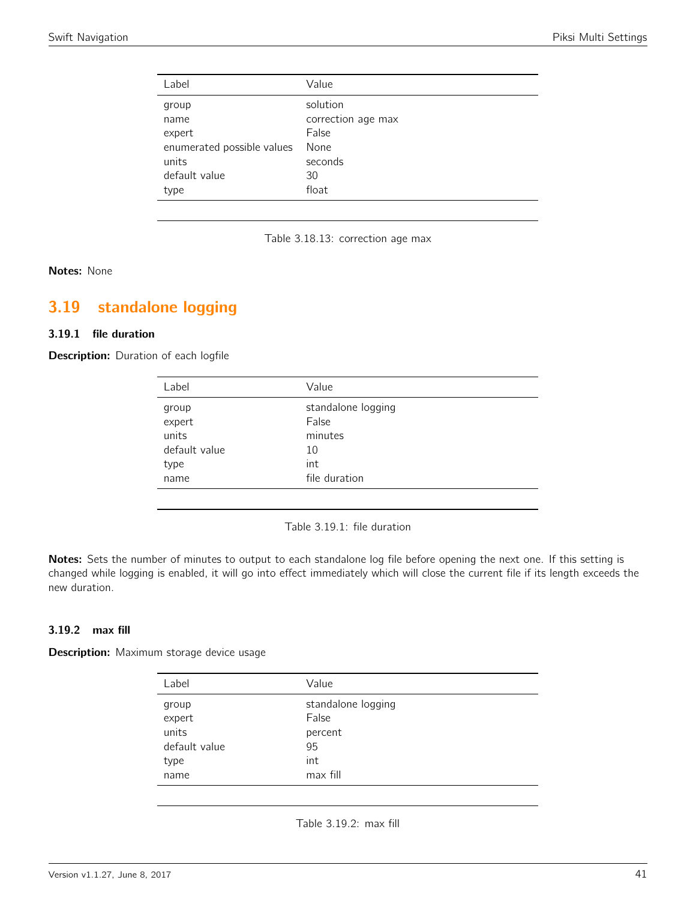| Label | Value |
|---|---|
| group | solution |
| name | correction age max |
| expert | False |
| enumerated possible values | None |
| units | seconds |
| default value | 30 |
| type | float |

Table 3.18.13: correction age max

**Notes:** None

## 3.19 standalone logging

### 3.19.1 file duration

**Description:** Duration of each logfile

| Label | Value |
|---|---|
| group | standalone logging |
| expert | False |
| units | minutes |
| default value | 10 |
| type | int |
| name | file duration |

Table 3.19.1: file duration

**Notes:** Sets the number of minutes to output to each standalone log file before opening the next one. If this setting is changed while logging is enabled, it will go into effect immediately which will close the current file if its length exceeds the new duration.

### 3.19.2 max fill

**Description:** Maximum storage device usage

| Label | Value |
|---|---|
| group | standalone logging |
| expert | False |
| units | percent |
| default value | 95 |
| type | int |
| name | max fill |

Table 3.19.2: max fill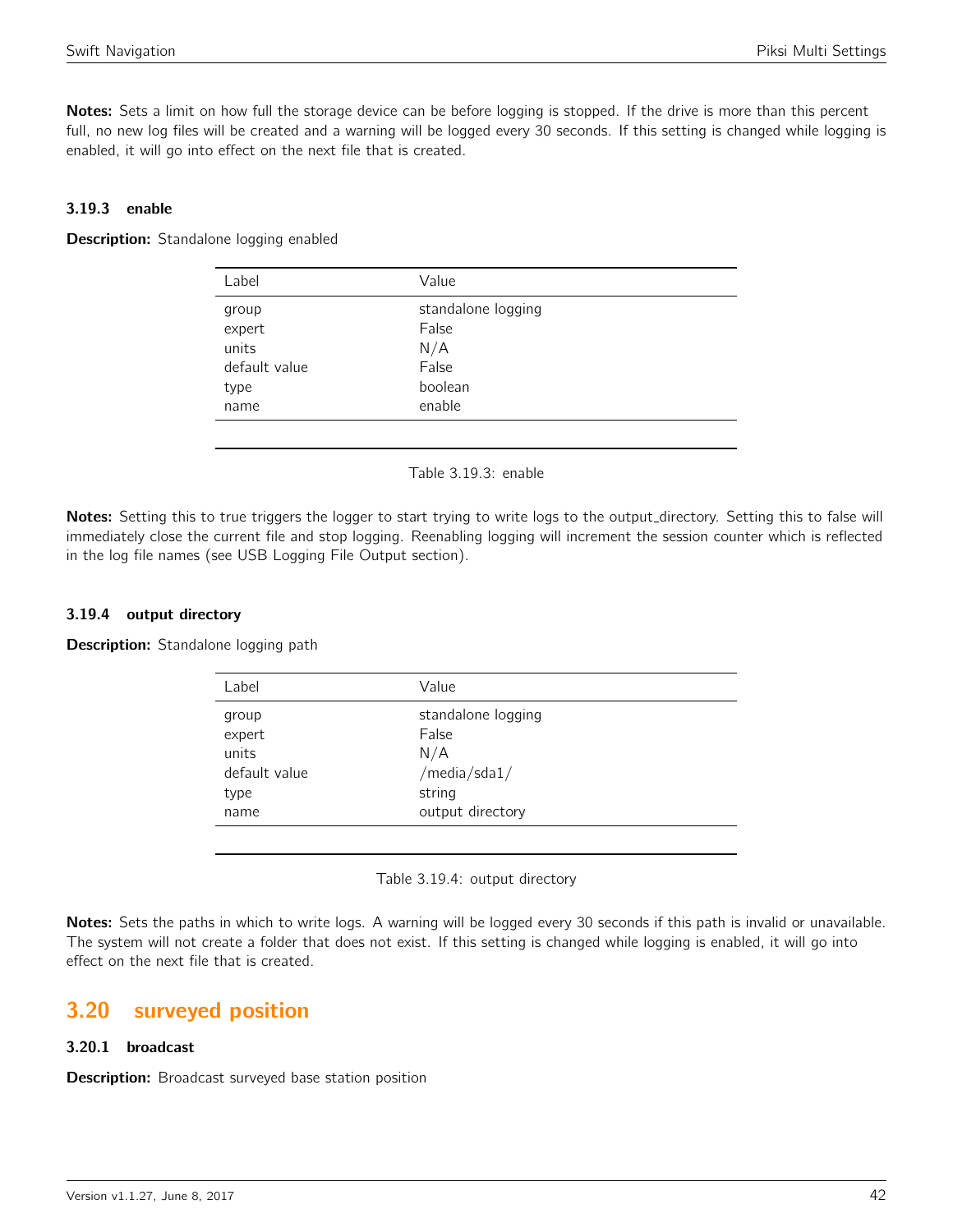**Notes:** Sets a limit on how full the storage device can be before logging is stopped. If the drive is more than this percent full, no new log files will be created and a warning will be logged every 30 seconds. If this setting is changed while logging is enabled, it will go into effect on the next file that is created.

### 3.19.3 enable

**Description:** Standalone logging enabled

| Label | Value |
|---|---|
| group | standalone logging |
| expert | False |
| units | N/A |
| default value | False |
| type | boolean |
| name | enable |

Table 3.19.3: enable

**Notes:** Setting this to true triggers the logger to start trying to write logs to the output_directory. Setting this to false will immediately close the current file and stop logging. Reenabling logging will increment the session counter which is reflected in the log file names (see USB Logging File Output section).

### 3.19.4 output directory

**Description:** Standalone logging path

| Label | Value |
|---|---|
| group | standalone logging |
| expert | False |
| units | N/A |
| default value | /media/sda1/ |
| type | string |
| name | output directory |

Table 3.19.4: output directory

**Notes:** Sets the paths in which to write logs. A warning will be logged every 30 seconds if this path is invalid or unavailable. The system will not create a folder that does not exist. If this setting is changed while logging is enabled, it will go into effect on the next file that is created.

## 3.20 surveyed position

### 3.20.1 broadcast

**Description:** Broadcast surveyed base station position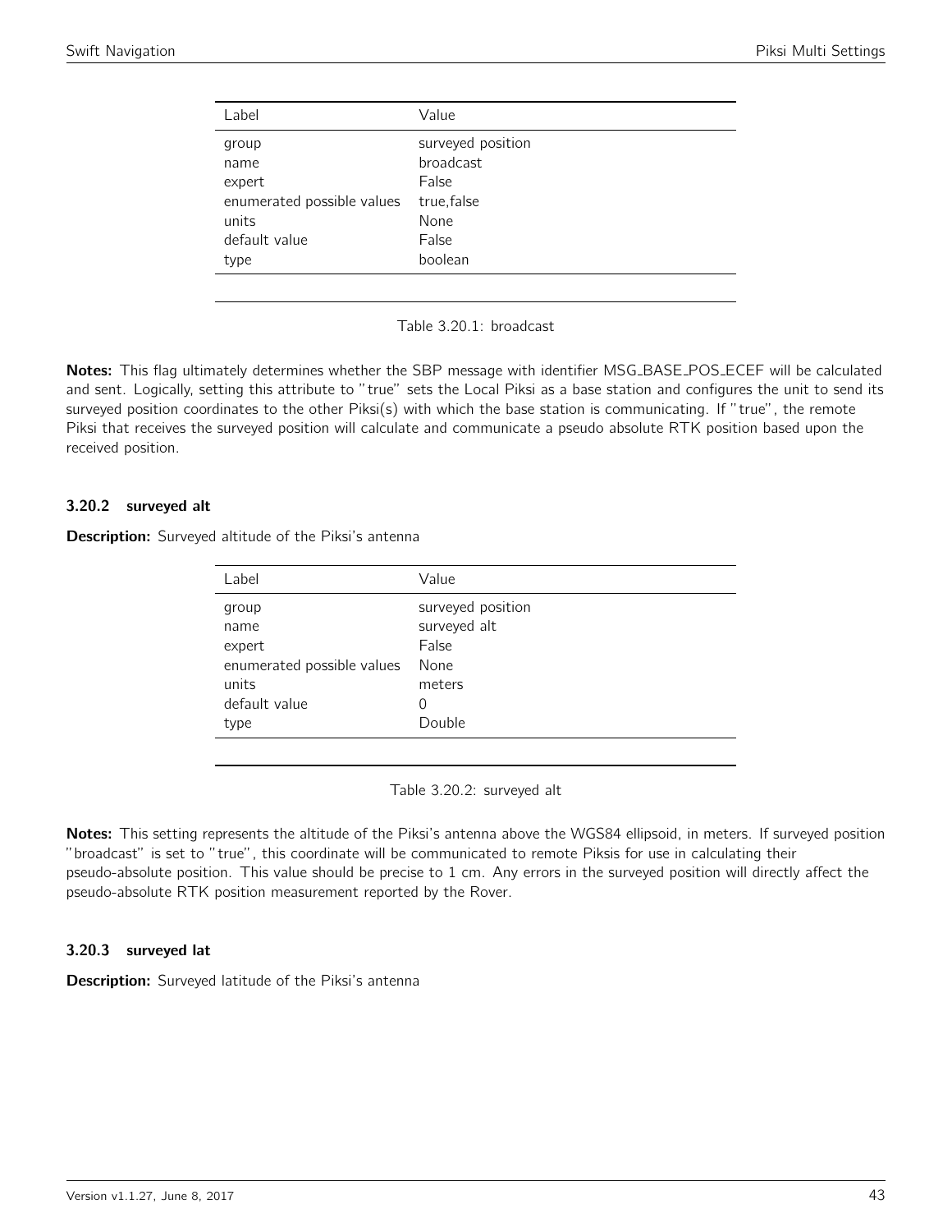| Label | Value |
| --- | --- |
| group | surveyed position |
| name | broadcast |
| expert | False |
| enumerated possible values | true,false |
| units | None |
| default value | False |
| type | boolean |

Table 3.20.1: broadcast

**Notes:** This flag ultimately determines whether the SBP message with identifier MSG_BASE_POS_ECEF will be calculated and sent. Logically, setting this attribute to "true" sets the Local Piksi as a base station and configures the unit to send its surveyed position coordinates to the other Piksi(s) with which the base station is communicating. If "true", the remote Piksi that receives the surveyed position will calculate and communicate a pseudo absolute RTK position based upon the received position.

### 3.20.2 surveyed alt

**Description:** Surveyed altitude of the Piksi's antenna

| Label | Value |
| --- | --- |
| group | surveyed position |
| name | surveyed alt |
| expert | False |
| enumerated possible values | None |
| units | meters |
| default value | 0 |
| type | Double |

Table 3.20.2: surveyed alt

**Notes:** This setting represents the altitude of the Piksi's antenna above the WGS84 ellipsoid, in meters. If surveyed position "broadcast" is set to "true", this coordinate will be communicated to remote Piksis for use in calculating their pseudo-absolute position. This value should be precise to 1 cm. Any errors in the surveyed position will directly affect the pseudo-absolute RTK position measurement reported by the Rover.

### 3.20.3 surveyed lat

**Description:** Surveyed latitude of the Piksi's antenna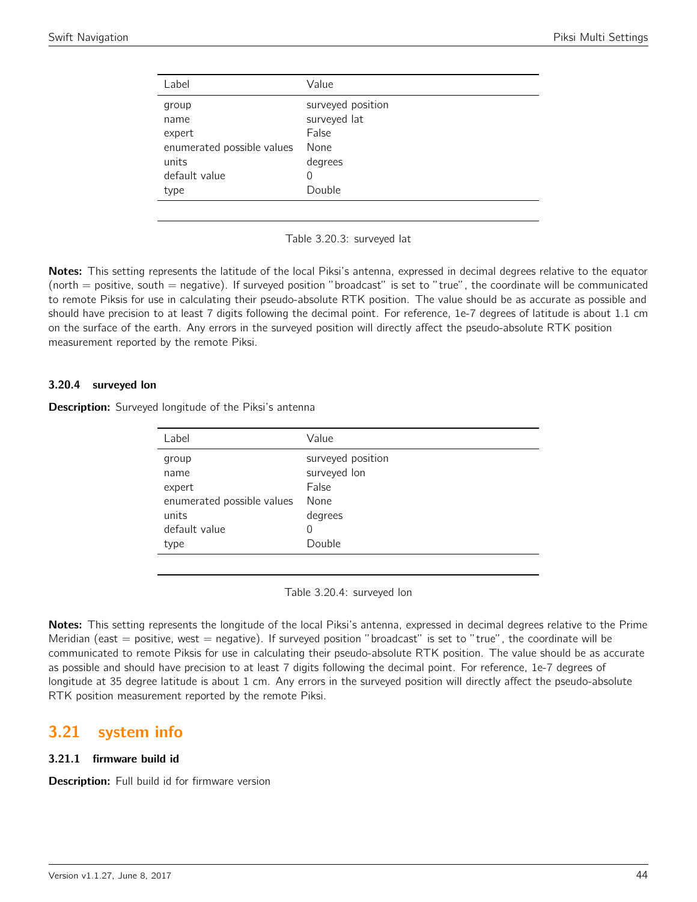| Label | Value |
|---|---|
| group | surveyed position |
| name | surveyed lat |
| expert | False |
| enumerated possible values | None |
| units | degrees |
| default value | 0 |
| type | Double |

Table 3.20.3: surveyed lat

**Notes:** This setting represents the latitude of the local Piksi's antenna, expressed in decimal degrees relative to the equator (north = positive, south = negative). If surveyed position "broadcast" is set to "true", the coordinate will be communicated to remote Piksis for use in calculating their pseudo-absolute RTK position. The value should be as accurate as possible and should have precision to at least 7 digits following the decimal point. For reference, 1e-7 degrees of latitude is about 1.1 cm on the surface of the earth. Any errors in the surveyed position will directly affect the pseudo-absolute RTK position measurement reported by the remote Piksi.

### 3.20.4 surveyed lon

**Description:** Surveyed longitude of the Piksi's antenna

| Label | Value |
|---|---|
| group | surveyed position |
| name | surveyed lon |
| expert | False |
| enumerated possible values | None |
| units | degrees |
| default value | 0 |
| type | Double |

Table 3.20.4: surveyed lon

**Notes:** This setting represents the longitude of the local Piksi's antenna, expressed in decimal degrees relative to the Prime Meridian (east = positive, west = negative). If surveyed position "broadcast" is set to "true", the coordinate will be communicated to remote Piksis for use in calculating their pseudo-absolute RTK position. The value should be as accurate as possible and should have precision to at least 7 digits following the decimal point. For reference, 1e-7 degrees of longitude at 35 degree latitude is about 1 cm. Any errors in the surveyed position will directly affect the pseudo-absolute RTK position measurement reported by the remote Piksi.

## 3.21 system info

### 3.21.1 firmware build id

**Description:** Full build id for firmware version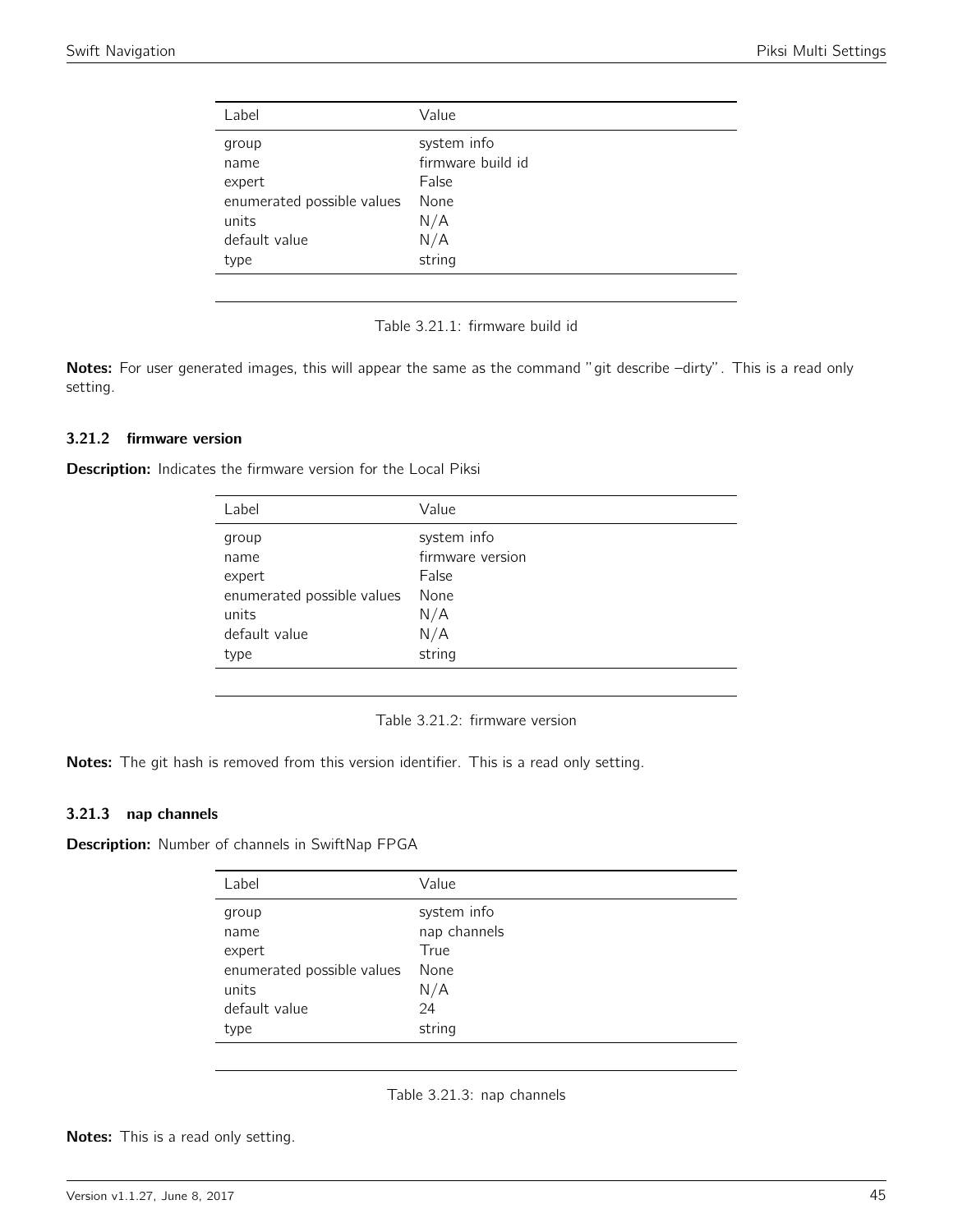| Label | Value |
|---|---|
| group | system info |
| name | firmware build id |
| expert | False |
| enumerated possible values | None |
| units | N/A |
| default value | N/A |
| type | string |

Table 3.21.1: firmware build id

**Notes:** For user generated images, this will appear the same as the command "git describe –dirty". This is a read only setting.

### 3.21.2 firmware version

**Description:** Indicates the firmware version for the Local Piksi

| Label | Value |
|---|---|
| group | system info |
| name | firmware version |
| expert | False |
| enumerated possible values | None |
| units | N/A |
| default value | N/A |
| type | string |

Table 3.21.2: firmware version

**Notes:** The git hash is removed from this version identifier. This is a read only setting.

### 3.21.3 nap channels

**Description:** Number of channels in SwiftNap FPGA

| Label | Value |
|---|---|
| group | system info |
| name | nap channels |
| expert | True |
| enumerated possible values | None |
| units | N/A |
| default value | 24 |
| type | string |

Table 3.21.3: nap channels

**Notes:** This is a read only setting.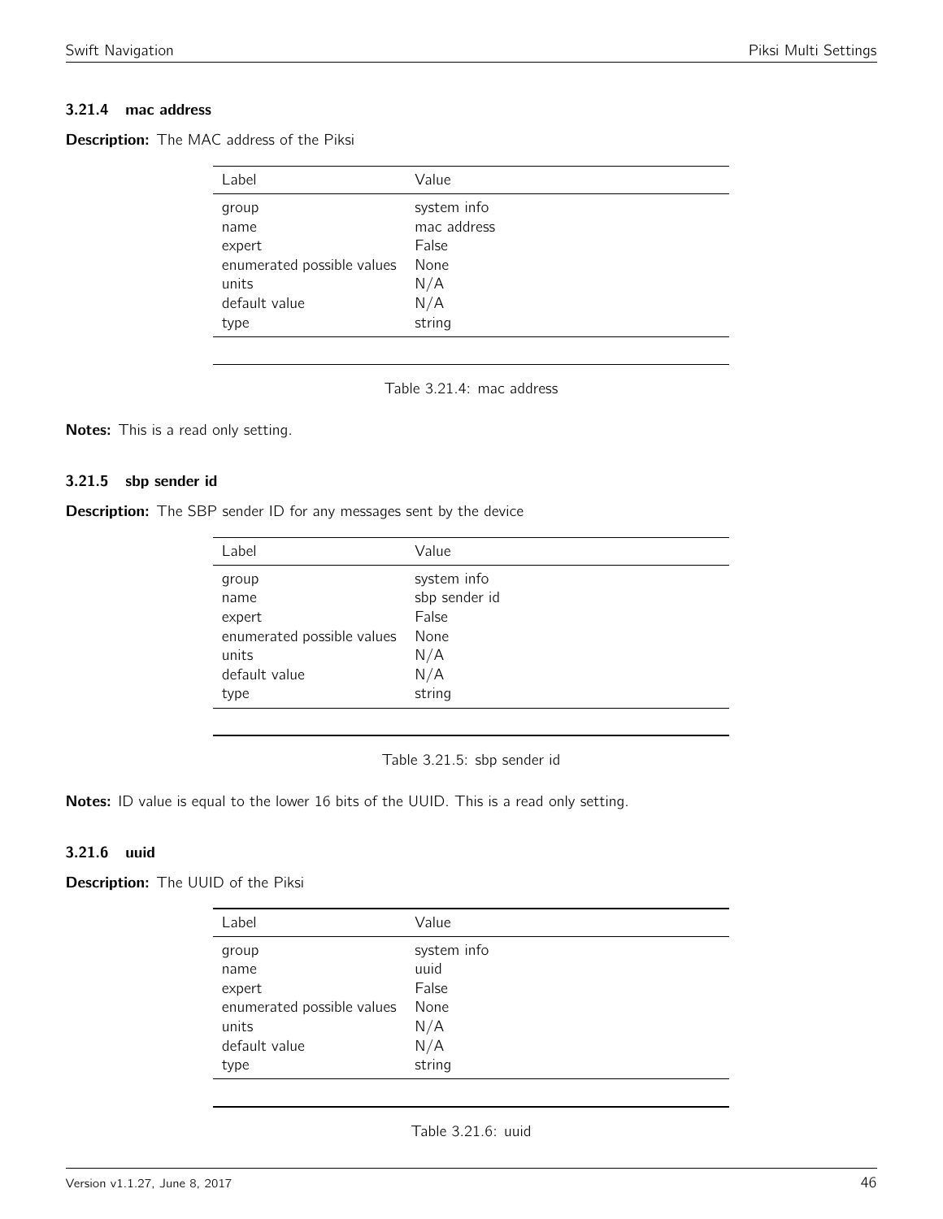### 3.21.4 mac address

**Description:** The MAC address of the Piksi

| Label | Value |
|---|---|
| group | system info |
| name | mac address |
| expert | False |
| enumerated possible values | None |
| units | N/A |
| default value | N/A |
| type | string |

Table 3.21.4: mac address

**Notes:** This is a read only setting.

### 3.21.5 sbp sender id

**Description:** The SBP sender ID for any messages sent by the device

| Label | Value |
|---|---|
| group | system info |
| name | sbp sender id |
| expert | False |
| enumerated possible values | None |
| units | N/A |
| default value | N/A |
| type | string |

Table 3.21.5: sbp sender id

**Notes:** ID value is equal to the lower 16 bits of the UUID. This is a read only setting.

### 3.21.6 uuid

**Description:** The UUID of the Piksi

| Label | Value |
|---|---|
| group | system info |
| name | uuid |
| expert | False |
| enumerated possible values | None |
| units | N/A |
| default value | N/A |
| type | string |

Table 3.21.6: uuid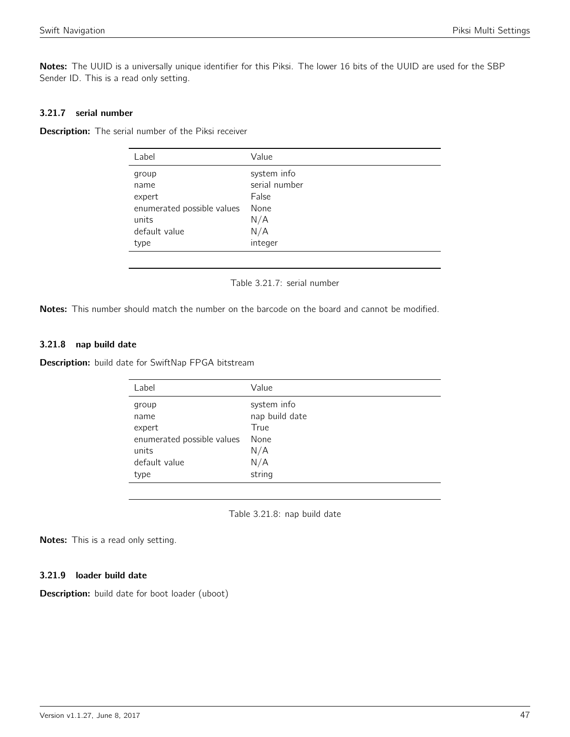**Notes:** The UUID is a universally unique identifier for this Piksi. The lower 16 bits of the UUID are used for the SBP Sender ID. This is a read only setting.

### 3.21.7 serial number

**Description:** The serial number of the Piksi receiver

| Label | Value |
|---|---|
| group | system info |
| name | serial number |
| expert | False |
| enumerated possible values | None |
| units | N/A |
| default value | N/A |
| type | integer |

Table 3.21.7: serial number

**Notes:** This number should match the number on the barcode on the board and cannot be modified.

### 3.21.8 nap build date

**Description:** build date for SwiftNap FPGA bitstream

| Label | Value |
|---|---|
| group | system info |
| name | nap build date |
| expert | True |
| enumerated possible values | None |
| units | N/A |
| default value | N/A |
| type | string |

Table 3.21.8: nap build date

**Notes:** This is a read only setting.

### 3.21.9 loader build date

**Description:** build date for boot loader (uboot)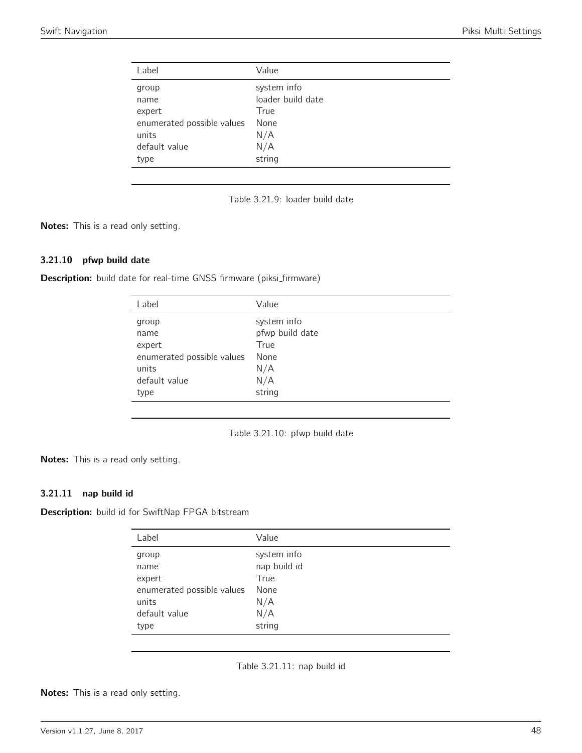| Label | Value |
| --- | --- |
| group | system info |
| name | loader build date |
| expert | True |
| enumerated possible values | None |
| units | N/A |
| default value | N/A |
| type | string |

Table 3.21.9: loader build date

**Notes:** This is a read only setting.

### 3.21.10 pfwp build date

**Description:** build date for real-time GNSS firmware (piksi_firmware)

| Label | Value |
| --- | --- |
| group | system info |
| name | pfwp build date |
| expert | True |
| enumerated possible values | None |
| units | N/A |
| default value | N/A |
| type | string |

Table 3.21.10: pfwp build date

**Notes:** This is a read only setting.

### 3.21.11 nap build id

**Description:** build id for SwiftNap FPGA bitstream

| Label | Value |
| --- | --- |
| group | system info |
| name | nap build id |
| expert | True |
| enumerated possible values | None |
| units | N/A |
| default value | N/A |
| type | string |

Table 3.21.11: nap build id

**Notes:** This is a read only setting.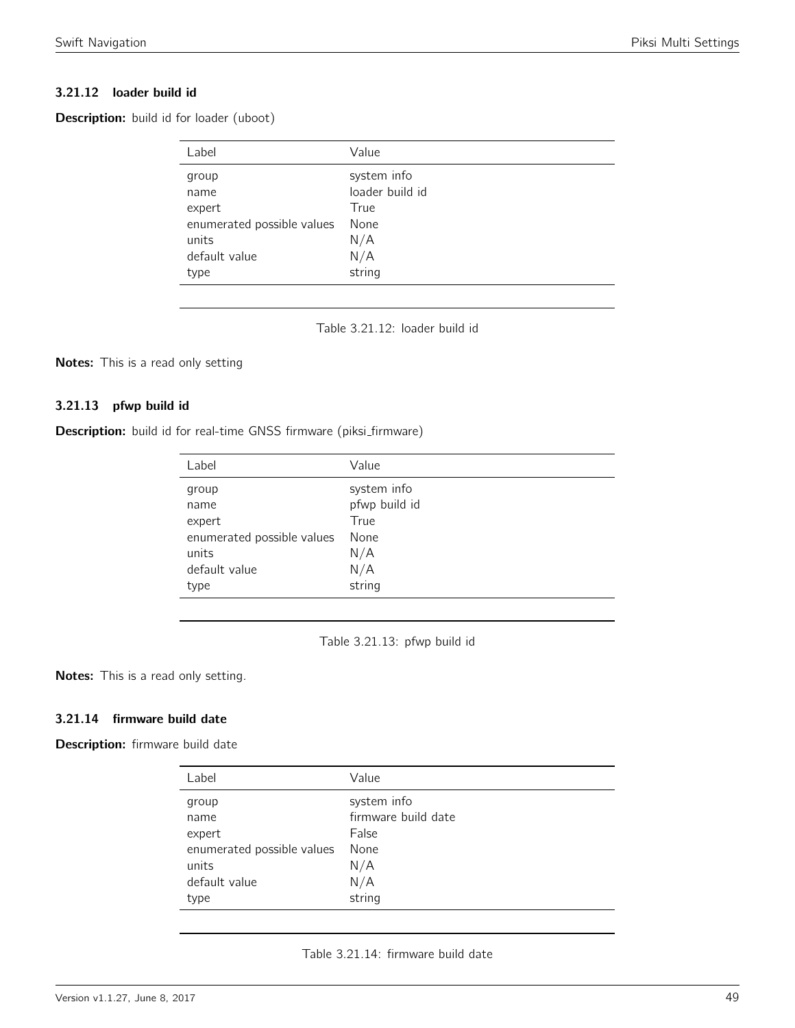### 3.21.12 loader build id

**Description:** build id for loader (uboot)

| Label | Value |
|---|---|
| group | system info |
| name | loader build id |
| expert | True |
| enumerated possible values | None |
| units | N/A |
| default value | N/A |
| type | string |

Table 3.21.12: loader build id

**Notes:** This is a read only setting

### 3.21.13 pfwp build id

**Description:** build id for real-time GNSS firmware (piksi_firmware)

| Label | Value |
|---|---|
| group | system info |
| name | pfwp build id |
| expert | True |
| enumerated possible values | None |
| units | N/A |
| default value | N/A |
| type | string |

Table 3.21.13: pfwp build id

**Notes:** This is a read only setting.

### 3.21.14 firmware build date

**Description:** firmware build date

| Label | Value |
|---|---|
| group | system info |
| name | firmware build date |
| expert | False |
| enumerated possible values | None |
| units | N/A |
| default value | N/A |
| type | string |

Table 3.21.14: firmware build date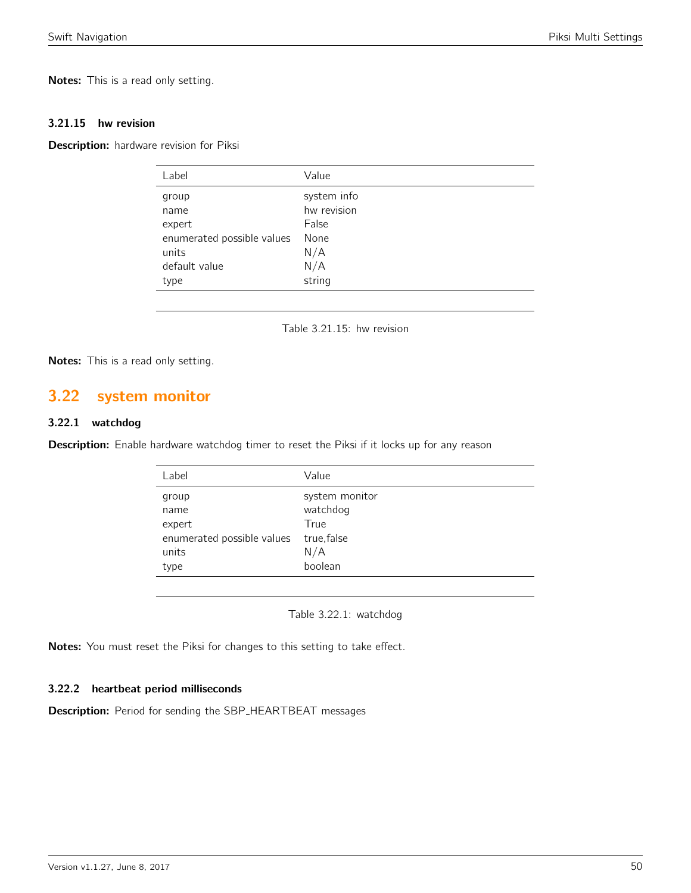**Notes:** This is a read only setting.

#### 3.21.15 hw revision

**Description:** hardware revision for Piksi

| Label | Value |
|---|---|
| group | system info |
| name | hw revision |
| expert | False |
| enumerated possible values | None |
| units | N/A |
| default value | N/A |
| type | string |

Table 3.21.15: hw revision

**Notes:** This is a read only setting.

## 3.22 system monitor

#### 3.22.1 watchdog

**Description:** Enable hardware watchdog timer to reset the Piksi if it locks up for any reason

| Label | Value |
|---|---|
| group | system monitor |
| name | watchdog |
| expert | True |
| enumerated possible values | true,false |
| units | N/A |
| type | boolean |

Table 3.22.1: watchdog

**Notes:** You must reset the Piksi for changes to this setting to take effect.

#### 3.22.2 heartbeat period milliseconds

**Description:** Period for sending the SBP_HEARTBEAT messages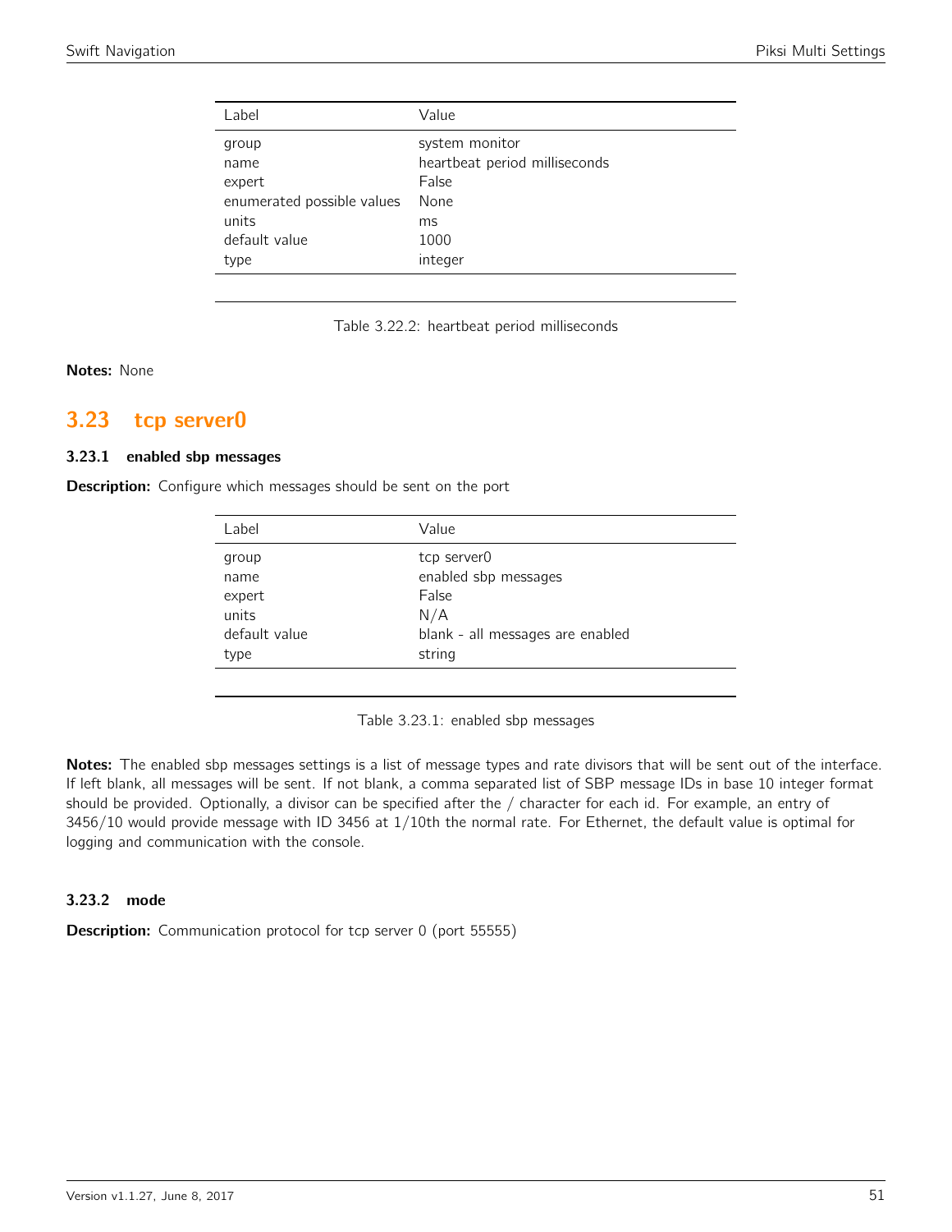| Label | Value |
|---|---|
| group | system monitor |
| name | heartbeat period milliseconds |
| expert | False |
| enumerated possible values | None |
| units | ms |
| default value | 1000 |
| type | integer |

Table 3.22.2: heartbeat period milliseconds

**Notes:** None

## 3.23 tcp server0

### 3.23.1 enabled sbp messages

**Description:** Configure which messages should be sent on the port

| Label | Value |
|---|---|
| group | tcp server0 |
| name | enabled sbp messages |
| expert | False |
| units | N/A |
| default value | blank - all messages are enabled |
| type | string |

Table 3.23.1: enabled sbp messages

**Notes:** The enabled sbp messages settings is a list of message types and rate divisors that will be sent out of the interface. If left blank, all messages will be sent. If not blank, a comma separated list of SBP message IDs in base 10 integer format should be provided. Optionally, a divisor can be specified after the / character for each id. For example, an entry of 3456/10 would provide message with ID 3456 at 1/10th the normal rate. For Ethernet, the default value is optimal for logging and communication with the console.

### 3.23.2 mode

**Description:** Communication protocol for tcp server 0 (port 55555)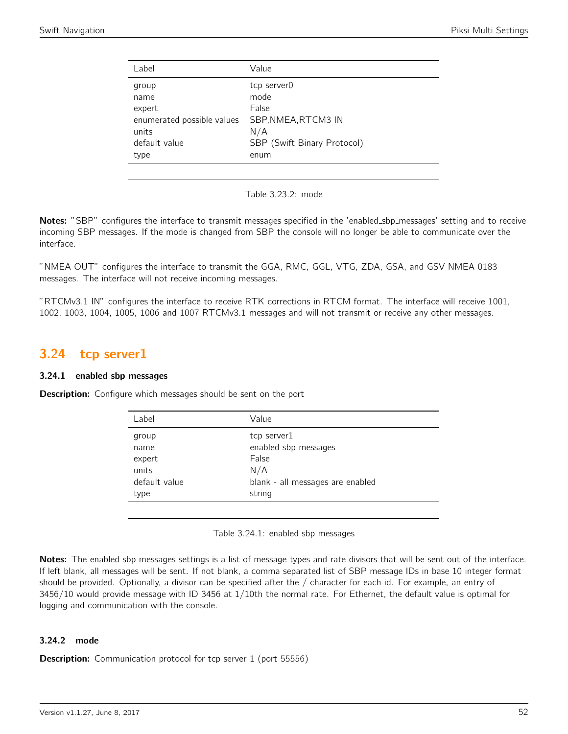| Label | Value |
|---|---|
| group | tcp server0 |
| name | mode |
| expert | False |
| enumerated possible values | SBP,NMEA,RTCM3 IN |
| units | N/A |
| default value | SBP (Swift Binary Protocol) |
| type | enum |

Table 3.23.2: mode

**Notes:** "SBP" configures the interface to transmit messages specified in the 'enabled_sbp_messages' setting and to receive incoming SBP messages. If the mode is changed from SBP the console will no longer be able to communicate over the interface.

"NMEA OUT" configures the interface to transmit the GGA, RMC, GGL, VTG, ZDA, GSA, and GSV NMEA 0183 messages. The interface will not receive incoming messages.

"RTCMv3.1 IN" configures the interface to receive RTK corrections in RTCM format. The interface will receive 1001, 1002, 1003, 1004, 1005, 1006 and 1007 RTCMv3.1 messages and will not transmit or receive any other messages.

## 3.24 tcp server1

### 3.24.1 enabled sbp messages

**Description:** Configure which messages should be sent on the port

| Label | Value |
|---|---|
| group | tcp server1 |
| name | enabled sbp messages |
| expert | False |
| units | N/A |
| default value | blank - all messages are enabled |
| type | string |

Table 3.24.1: enabled sbp messages

**Notes:** The enabled sbp messages settings is a list of message types and rate divisors that will be sent out of the interface. If left blank, all messages will be sent. If not blank, a comma separated list of SBP message IDs in base 10 integer format should be provided. Optionally, a divisor can be specified after the / character for each id. For example, an entry of 3456/10 would provide message with ID 3456 at 1/10th the normal rate. For Ethernet, the default value is optimal for logging and communication with the console.

### 3.24.2 mode

**Description:** Communication protocol for tcp server 1 (port 55556)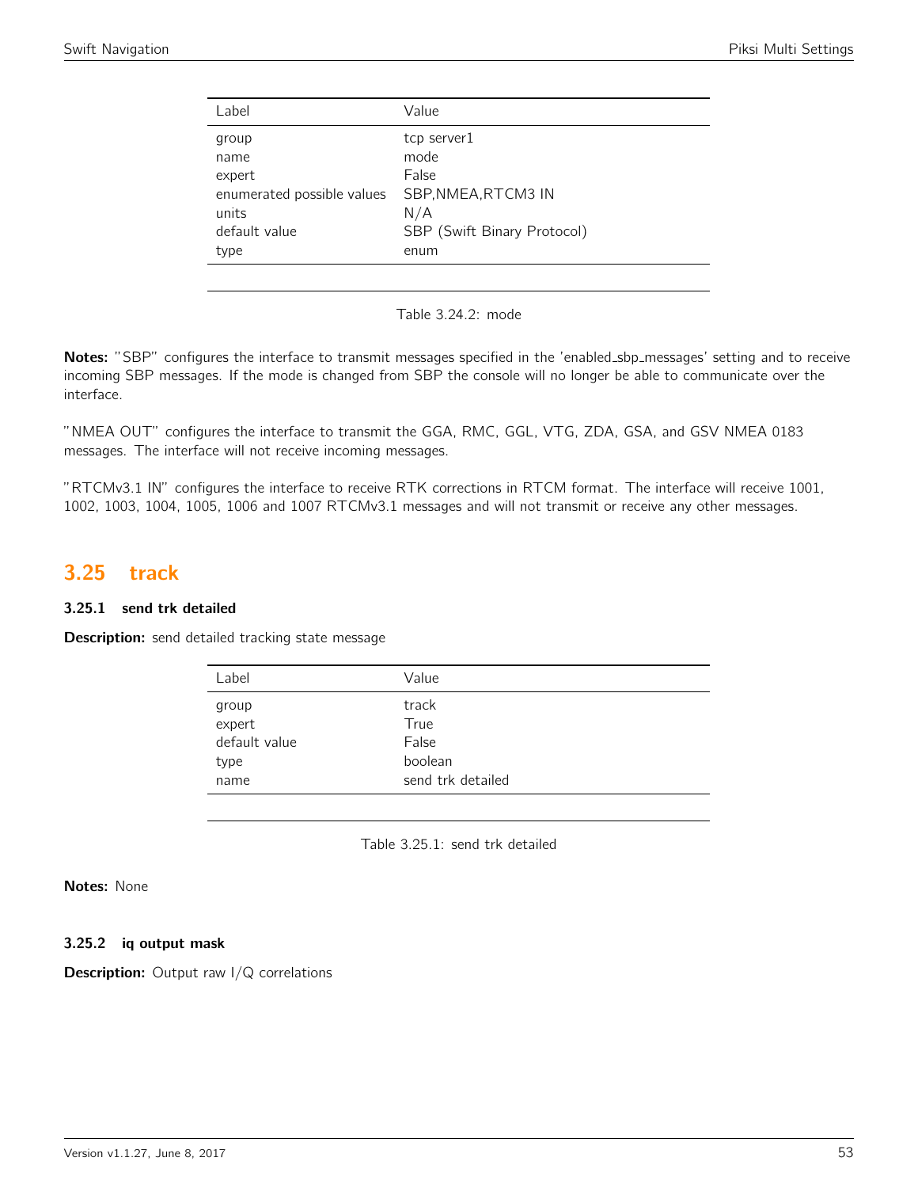| Label | Value |
|---|---|
| group | tcp server1 |
| name | mode |
| expert | False |
| enumerated possible values | SBP,NMEA,RTCM3 IN |
| units | N/A |
| default value | SBP (Swift Binary Protocol) |
| type | enum |

Table 3.24.2: mode

**Notes:** "SBP" configures the interface to transmit messages specified in the 'enabled_sbp_messages' setting and to receive incoming SBP messages. If the mode is changed from SBP the console will no longer be able to communicate over the interface.

"NMEA OUT" configures the interface to transmit the GGA, RMC, GGL, VTG, ZDA, GSA, and GSV NMEA 0183 messages. The interface will not receive incoming messages.

"RTCMv3.1 IN" configures the interface to receive RTK corrections in RTCM format. The interface will receive 1001, 1002, 1003, 1004, 1005, 1006 and 1007 RTCMv3.1 messages and will not transmit or receive any other messages.

## 3.25 track

### 3.25.1 send trk detailed

**Description:** send detailed tracking state message

| Label | Value |
|---|---|
| group | track |
| expert | True |
| default value | False |
| type | boolean |
| name | send trk detailed |

Table 3.25.1: send trk detailed

**Notes:** None

### 3.25.2 iq output mask

**Description:** Output raw I/Q correlations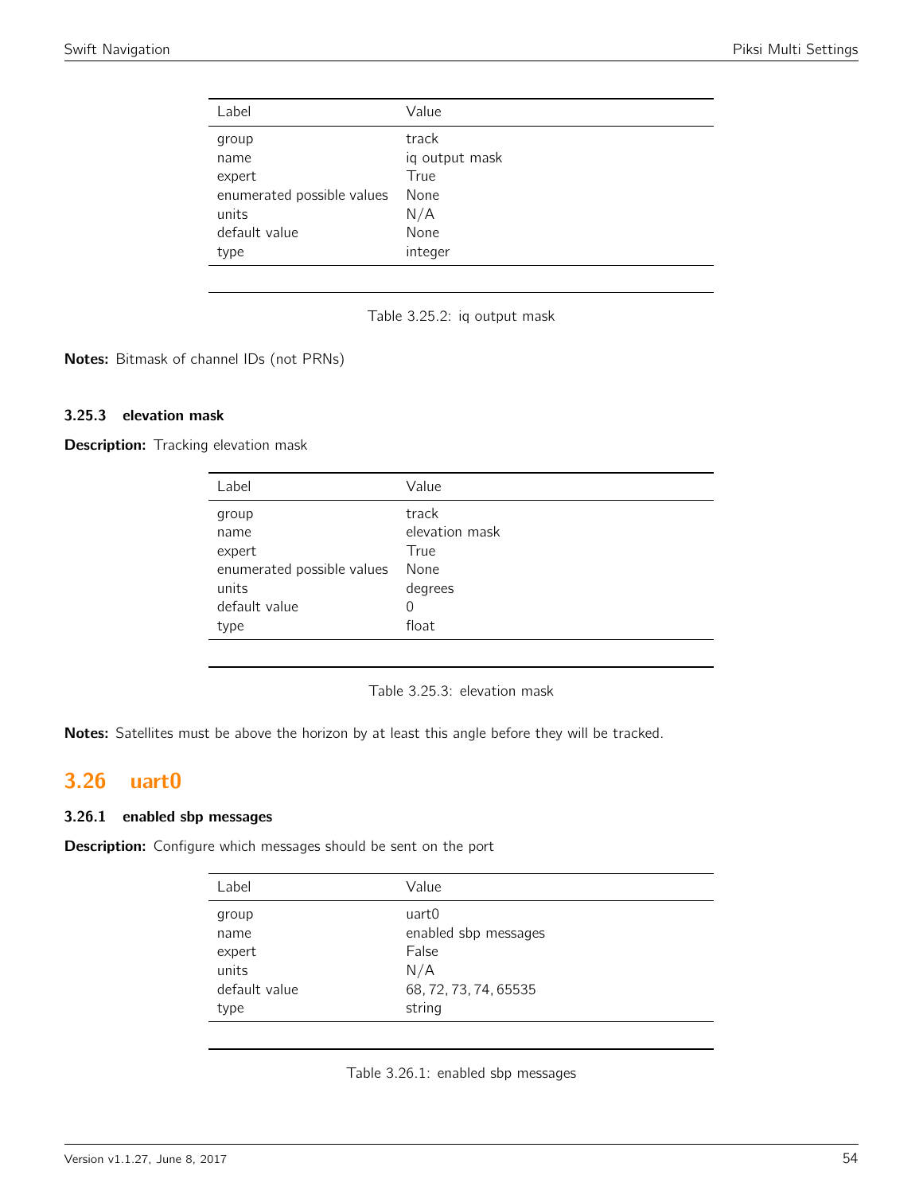| Label | Value |
|---|---|
| group | track |
| name | iq output mask |
| expert | True |
| enumerated possible values | None |
| units | N/A |
| default value | None |
| type | integer |

Table 3.25.2: iq output mask

**Notes:** Bitmask of channel IDs (not PRNs)

### 3.25.3 elevation mask

**Description:** Tracking elevation mask

| Label | Value |
|---|---|
| group | track |
| name | elevation mask |
| expert | True |
| enumerated possible values | None |
| units | degrees |
| default value | 0 |
| type | float |

Table 3.25.3: elevation mask

**Notes:** Satellites must be above the horizon by at least this angle before they will be tracked.

## 3.26 uart0

### 3.26.1 enabled sbp messages

**Description:** Configure which messages should be sent on the port

| Label | Value |
|---|---|
| group | uart0 |
| name | enabled sbp messages |
| expert | False |
| units | N/A |
| default value | 68, 72, 73, 74, 65535 |
| type | string |

Table 3.26.1: enabled sbp messages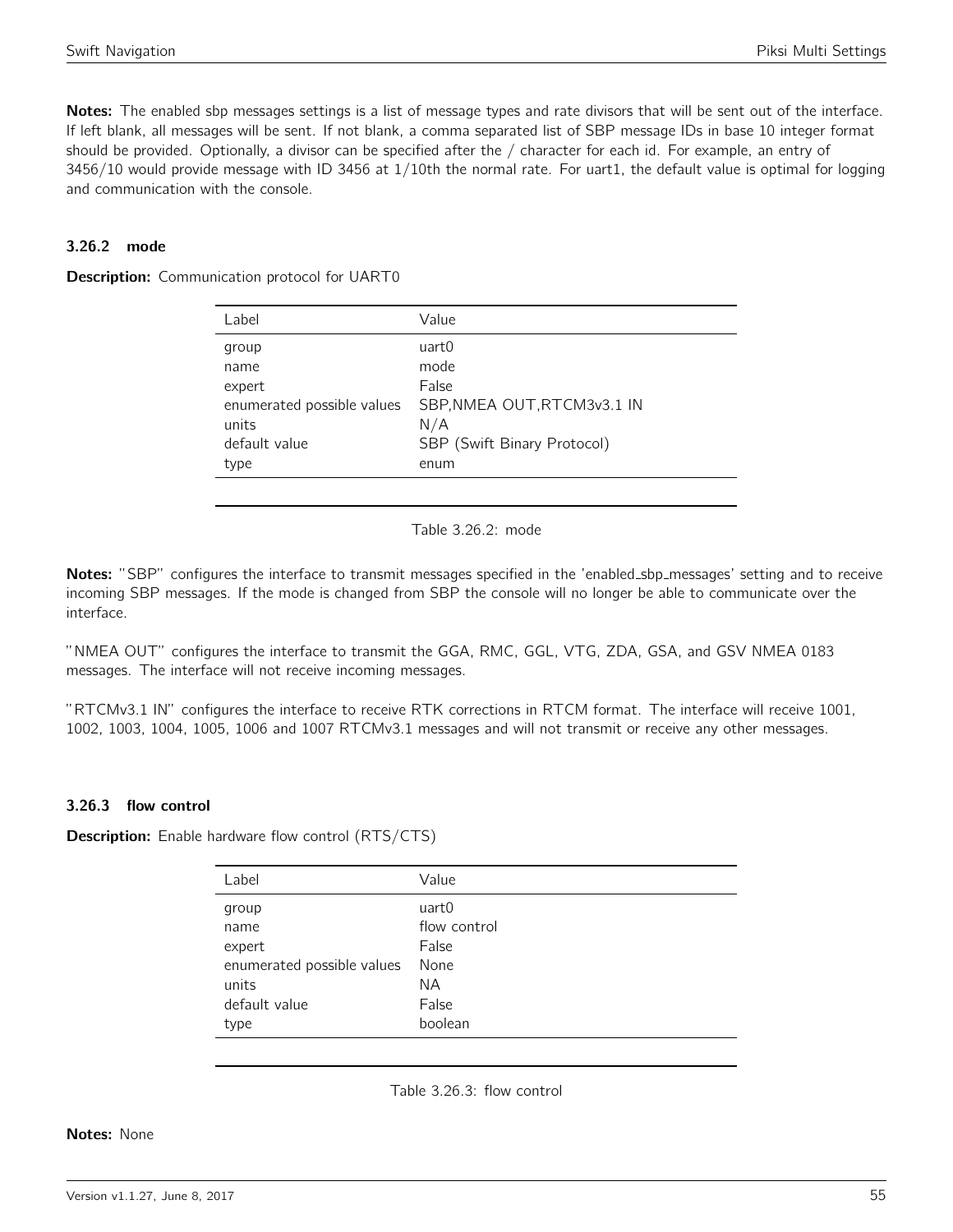**Notes:** The enabled sbp messages settings is a list of message types and rate divisors that will be sent out of the interface. If left blank, all messages will be sent. If not blank, a comma separated list of SBP message IDs in base 10 integer format should be provided. Optionally, a divisor can be specified after the / character for each id. For example, an entry of 3456/10 would provide message with ID 3456 at 1/10th the normal rate. For uart1, the default value is optimal for logging and communication with the console.

### 3.26.2 mode

**Description:** Communication protocol for UART0

| Label | Value |
| --- | --- |
| group | uart0 |
| name | mode |
| expert | False |
| enumerated possible values | SBP,NMEA OUT,RTCM3v3.1 IN |
| units | N/A |
| default value | SBP (Swift Binary Protocol) |
| type | enum |

Table 3.26.2: mode

**Notes:** "SBP" configures the interface to transmit messages specified in the 'enabled_sbp_messages' setting and to receive incoming SBP messages. If the mode is changed from SBP the console will no longer be able to communicate over the interface.

"NMEA OUT" configures the interface to transmit the GGA, RMC, GGL, VTG, ZDA, GSA, and GSV NMEA 0183 messages. The interface will not receive incoming messages.

"RTCMv3.1 IN" configures the interface to receive RTK corrections in RTCM format. The interface will receive 1001, 1002, 1003, 1004, 1005, 1006 and 1007 RTCMv3.1 messages and will not transmit or receive any other messages.

### 3.26.3 flow control

**Description:** Enable hardware flow control (RTS/CTS)

| Label | Value |
| --- | --- |
| group | uart0 |
| name | flow control |
| expert | False |
| enumerated possible values | None |
| units | NA |
| default value | False |
| type | boolean |

Table 3.26.3: flow control

**Notes:** None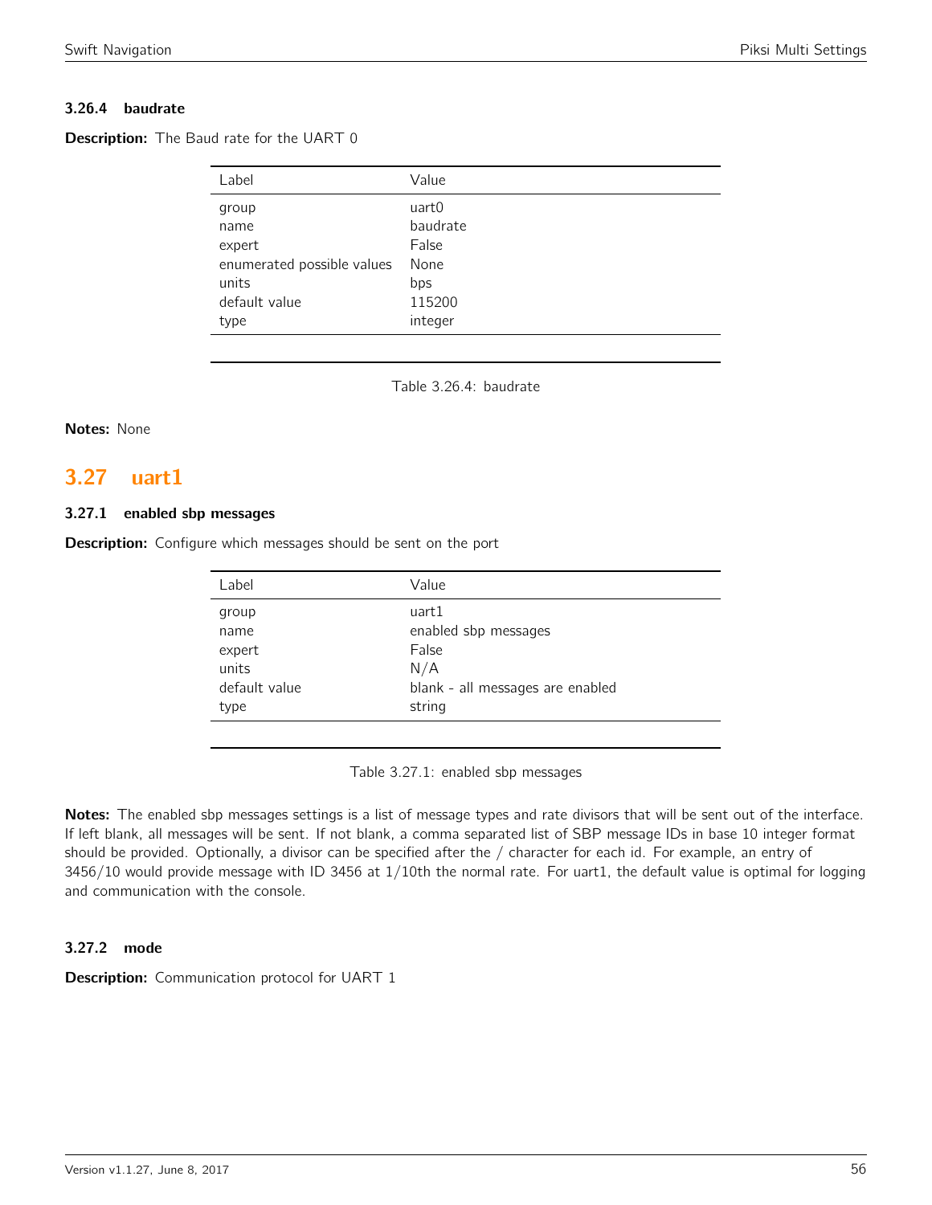### 3.26.4 baudrate

**Description:** The Baud rate for the UART 0

| Label | Value |
|---|---|
| group | uart0 |
| name | baudrate |
| expert | False |
| enumerated possible values | None |
| units | bps |
| default value | 115200 |
| type | integer |

Table 3.26.4: baudrate

**Notes:** None

## 3.27 uart1

### 3.27.1 enabled sbp messages

**Description:** Configure which messages should be sent on the port

| Label | Value |
|---|---|
| group | uart1 |
| name | enabled sbp messages |
| expert | False |
| units | N/A |
| default value | blank - all messages are enabled |
| type | string |

Table 3.27.1: enabled sbp messages

**Notes:** The enabled sbp messages settings is a list of message types and rate divisors that will be sent out of the interface. If left blank, all messages will be sent. If not blank, a comma separated list of SBP message IDs in base 10 integer format should be provided. Optionally, a divisor can be specified after the / character for each id. For example, an entry of 3456/10 would provide message with ID 3456 at 1/10th the normal rate. For uart1, the default value is optimal for logging and communication with the console.

### 3.27.2 mode

**Description:** Communication protocol for UART 1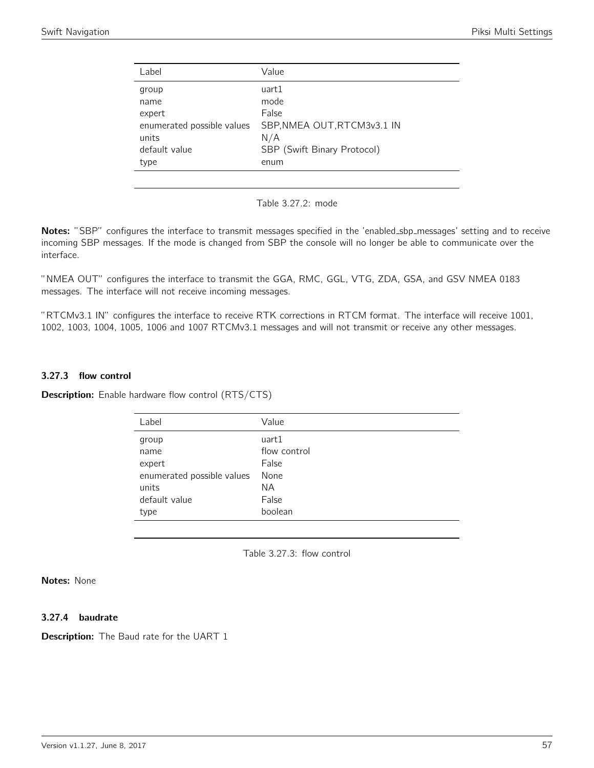| Label | Value |
| --- | --- |
| group | uart1 |
| name | mode |
| expert | False |
| enumerated possible values | SBP,NMEA OUT,RTCM3v3.1 IN |
| units | N/A |
| default value | SBP (Swift Binary Protocol) |
| type | enum |

Table 3.27.2: mode

**Notes:** "SBP" configures the interface to transmit messages specified in the 'enabled_sbp_messages' setting and to receive incoming SBP messages. If the mode is changed from SBP the console will no longer be able to communicate over the interface.

"NMEA OUT" configures the interface to transmit the GGA, RMC, GGL, VTG, ZDA, GSA, and GSV NMEA 0183 messages. The interface will not receive incoming messages.

"RTCMv3.1 IN" configures the interface to receive RTK corrections in RTCM format. The interface will receive 1001, 1002, 1003, 1004, 1005, 1006 and 1007 RTCMv3.1 messages and will not transmit or receive any other messages.

### 3.27.3 flow control

**Description:** Enable hardware flow control (RTS/CTS)

| Label | Value |
| --- | --- |
| group | uart1 |
| name | flow control |
| expert | False |
| enumerated possible values | None |
| units | NA |
| default value | False |
| type | boolean |

Table 3.27.3: flow control

**Notes:** None

### 3.27.4 baudrate

**Description:** The Baud rate for the UART 1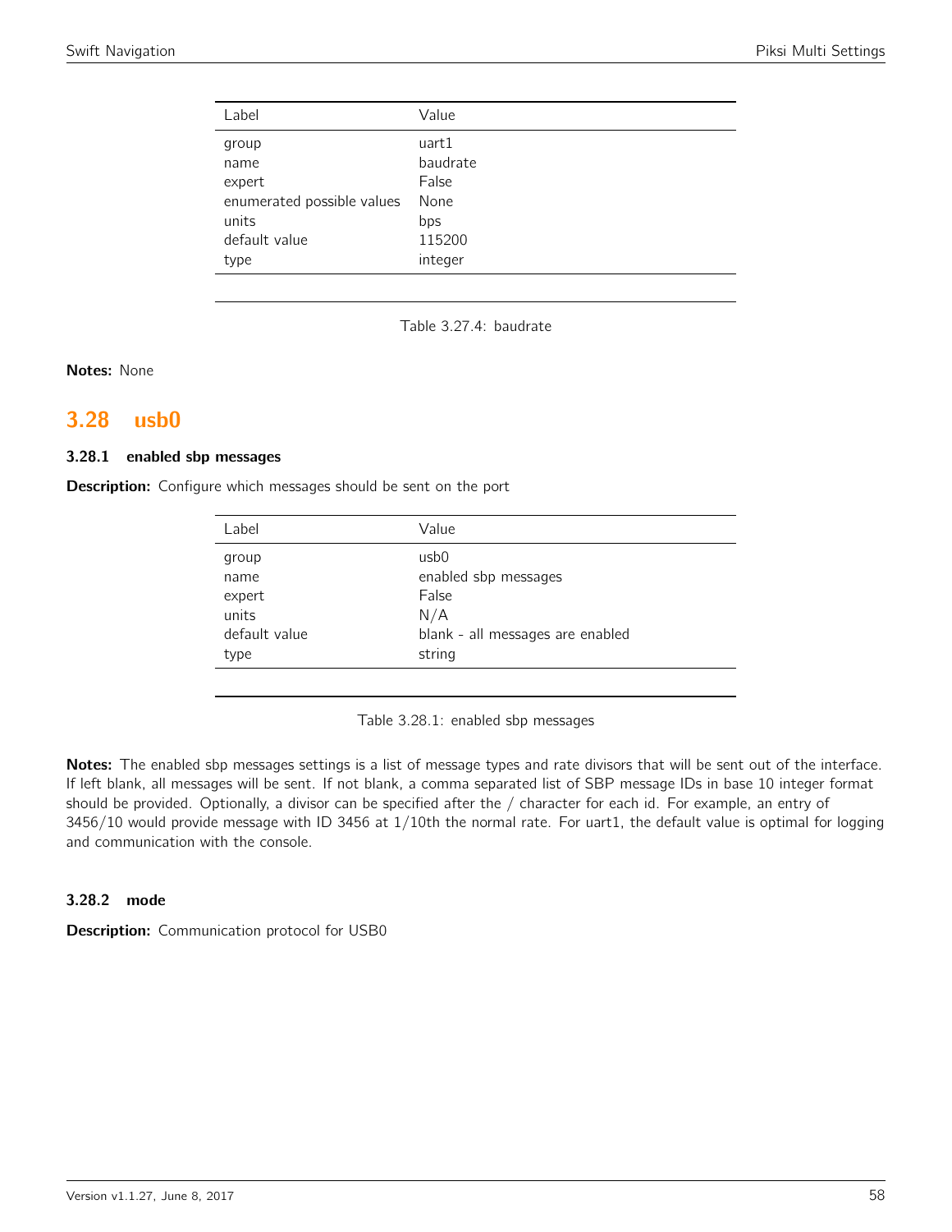| Label | Value |
|---|---|
| group | uart1 |
| name | baudrate |
| expert | False |
| enumerated possible values | None |
| units | bps |
| default value | 115200 |
| type | integer |

Table 3.27.4: baudrate

**Notes:** None

## 3.28 usb0

### 3.28.1 enabled sbp messages

**Description:** Configure which messages should be sent on the port

| Label | Value |
|---|---|
| group | usb0 |
| name | enabled sbp messages |
| expert | False |
| units | N/A |
| default value | blank - all messages are enabled |
| type | string |

Table 3.28.1: enabled sbp messages

**Notes:** The enabled sbp messages settings is a list of message types and rate divisors that will be sent out of the interface. If left blank, all messages will be sent. If not blank, a comma separated list of SBP message IDs in base 10 integer format should be provided. Optionally, a divisor can be specified after the / character for each id. For example, an entry of 3456/10 would provide message with ID 3456 at 1/10th the normal rate. For uart1, the default value is optimal for logging and communication with the console.

### 3.28.2 mode

**Description:** Communication protocol for USB0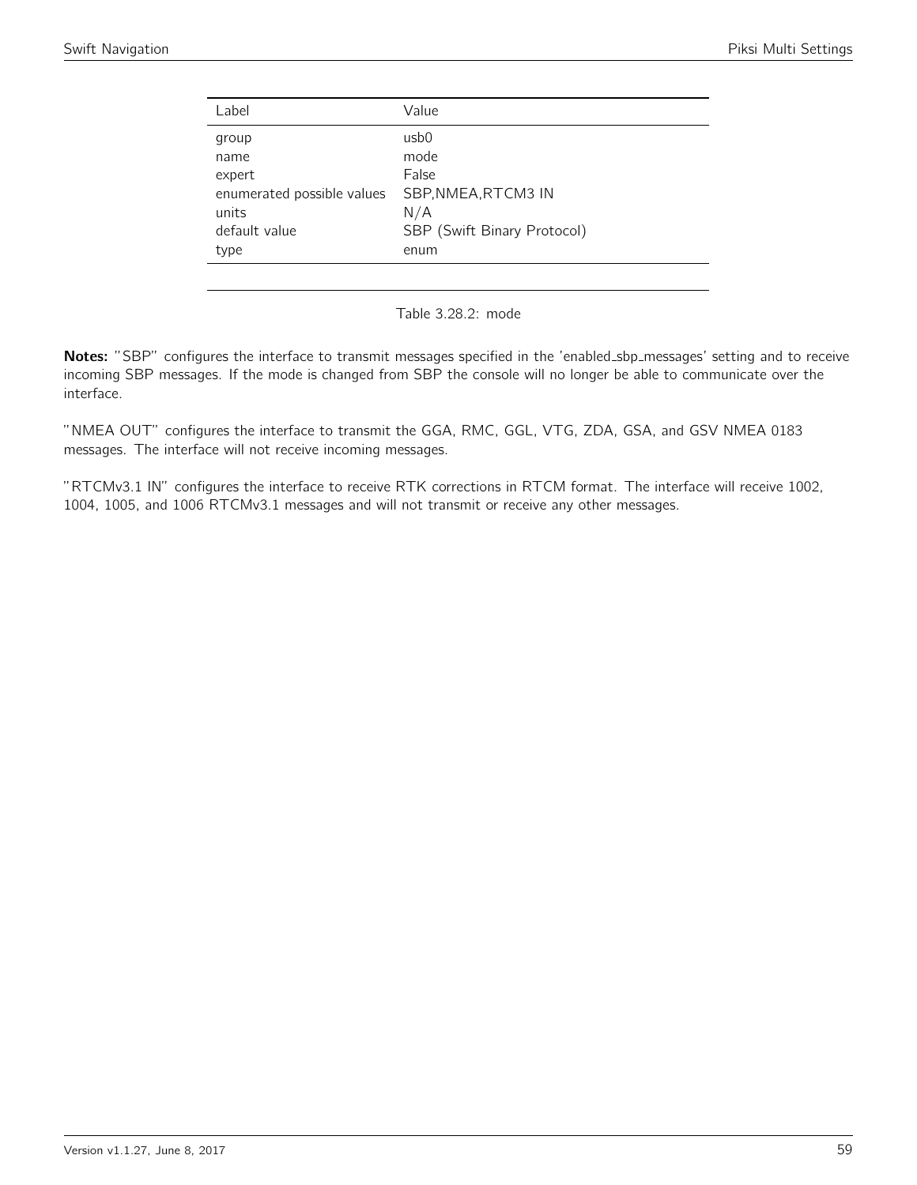| Label | Value |
|---|---|
| group | usb0 |
| name | mode |
| expert | False |
| enumerated possible values | SBP,NMEA,RTCM3 IN |
| units | N/A |
| default value | SBP (Swift Binary Protocol) |
| type | enum |

Table 3.28.2: mode

**Notes:** "SBP" configures the interface to transmit messages specified in the 'enabled_sbp_messages' setting and to receive incoming SBP messages. If the mode is changed from SBP the console will no longer be able to communicate over the interface.

"NMEA OUT" configures the interface to transmit the GGA, RMC, GGL, VTG, ZDA, GSA, and GSV NMEA 0183 messages. The interface will not receive incoming messages.

"RTCMv3.1 IN" configures the interface to receive RTK corrections in RTCM format. The interface will receive 1002, 1004, 1005, and 1006 RTCMv3.1 messages and will not transmit or receive any other messages.